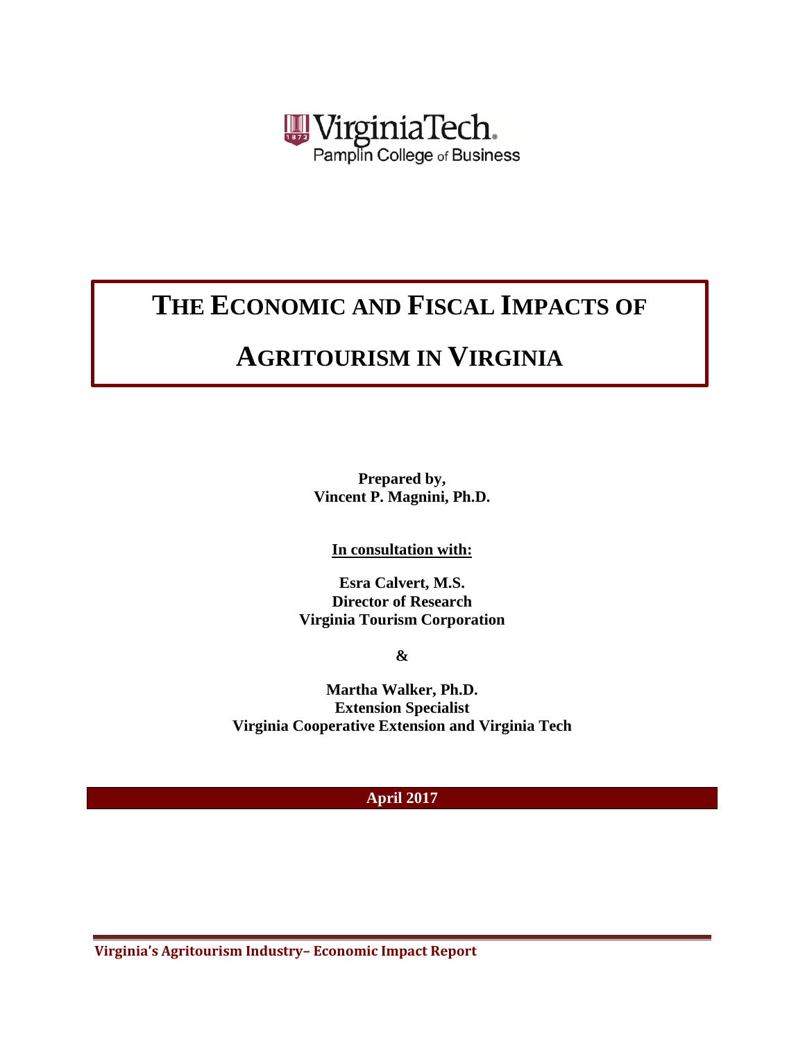Virginia Tech
Pamplin College of Business

# THE ECONOMIC AND FISCAL IMPACTS OF AGRITOURISM IN VIRGINIA

**Prepared by,**
**Vincent P. Magnini, Ph.D.**

**In consultation with:**

**Esra Calvert, M.S.**
**Director of Research**
**Virginia Tourism Corporation**

**&**

**Martha Walker, Ph.D.**
**Extension Specialist**
**Virginia Cooperative Extension and Virginia Tech**

**April 2017**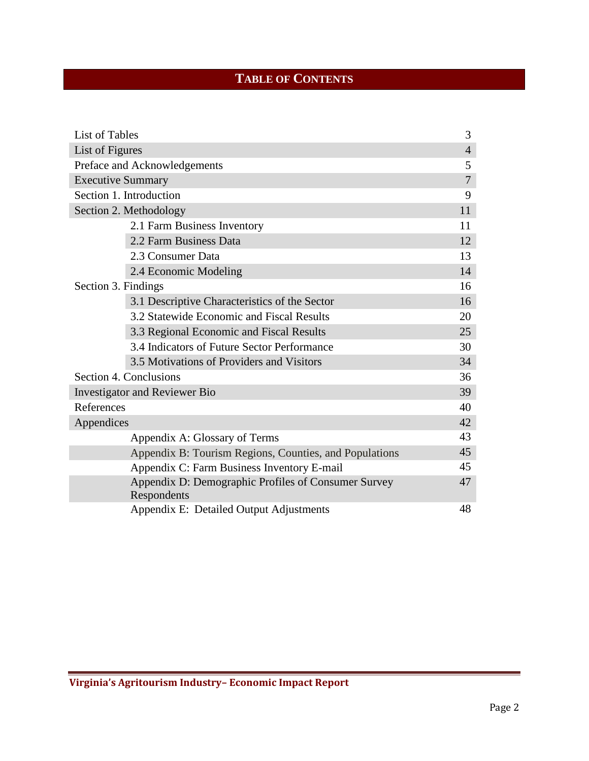# TABLE OF CONTENTS

| | |
|---|---|
| List of Tables | 3 |
| List of Figures | 4 |
| Preface and Acknowledgements | 5 |
| Executive Summary | 7 |
| Section 1. Introduction | 9 |
| Section 2. Methodology | 11 |
| 2.1 Farm Business Inventory | 11 |
| 2.2 Farm Business Data | 12 |
| 2.3 Consumer Data | 13 |
| 2.4 Economic Modeling | 14 |
| Section 3. Findings | 16 |
| 3.1 Descriptive Characteristics of the Sector | 16 |
| 3.2 Statewide Economic and Fiscal Results | 20 |
| 3.3 Regional Economic and Fiscal Results | 25 |
| 3.4 Indicators of Future Sector Performance | 30 |
| 3.5 Motivations of Providers and Visitors | 34 |
| Section 4. Conclusions | 36 |
| Investigator and Reviewer Bio | 39 |
| References | 40 |
| Appendices | 42 |
| Appendix A: Glossary of Terms | 43 |
| Appendix B: Tourism Regions, Counties, and Populations | 45 |
| Appendix C: Farm Business Inventory E-mail | 45 |
| Appendix D: Demographic Profiles of Consumer Survey Respondents | 47 |
| Appendix E: Detailed Output Adjustments | 48 |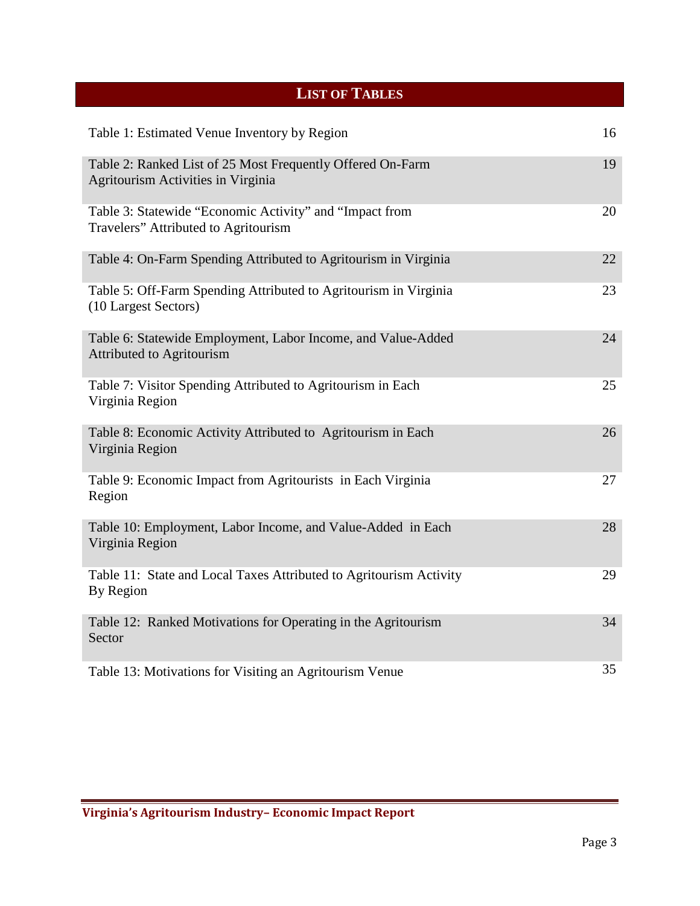## LIST OF TABLES

| | |
|---|---|
| Table 1: Estimated Venue Inventory by Region | 16 |
| Table 2: Ranked List of 25 Most Frequently Offered On-Farm Agritourism Activities in Virginia | 19 |
| Table 3: Statewide "Economic Activity" and "Impact from Travelers" Attributed to Agritourism | 20 |
| Table 4: On-Farm Spending Attributed to Agritourism in Virginia | 22 |
| Table 5: Off-Farm Spending Attributed to Agritourism in Virginia (10 Largest Sectors) | 23 |
| Table 6: Statewide Employment, Labor Income, and Value-Added Attributed to Agritourism | 24 |
| Table 7: Visitor Spending Attributed to Agritourism in Each Virginia Region | 25 |
| Table 8: Economic Activity Attributed to Agritourism in Each Virginia Region | 26 |
| Table 9: Economic Impact from Agritourists in Each Virginia Region | 27 |
| Table 10: Employment, Labor Income, and Value-Added in Each Virginia Region | 28 |
| Table 11: State and Local Taxes Attributed to Agritourism Activity By Region | 29 |
| Table 12: Ranked Motivations for Operating in the Agritourism Sector | 34 |
| Table 13: Motivations for Visiting an Agritourism Venue | 35 |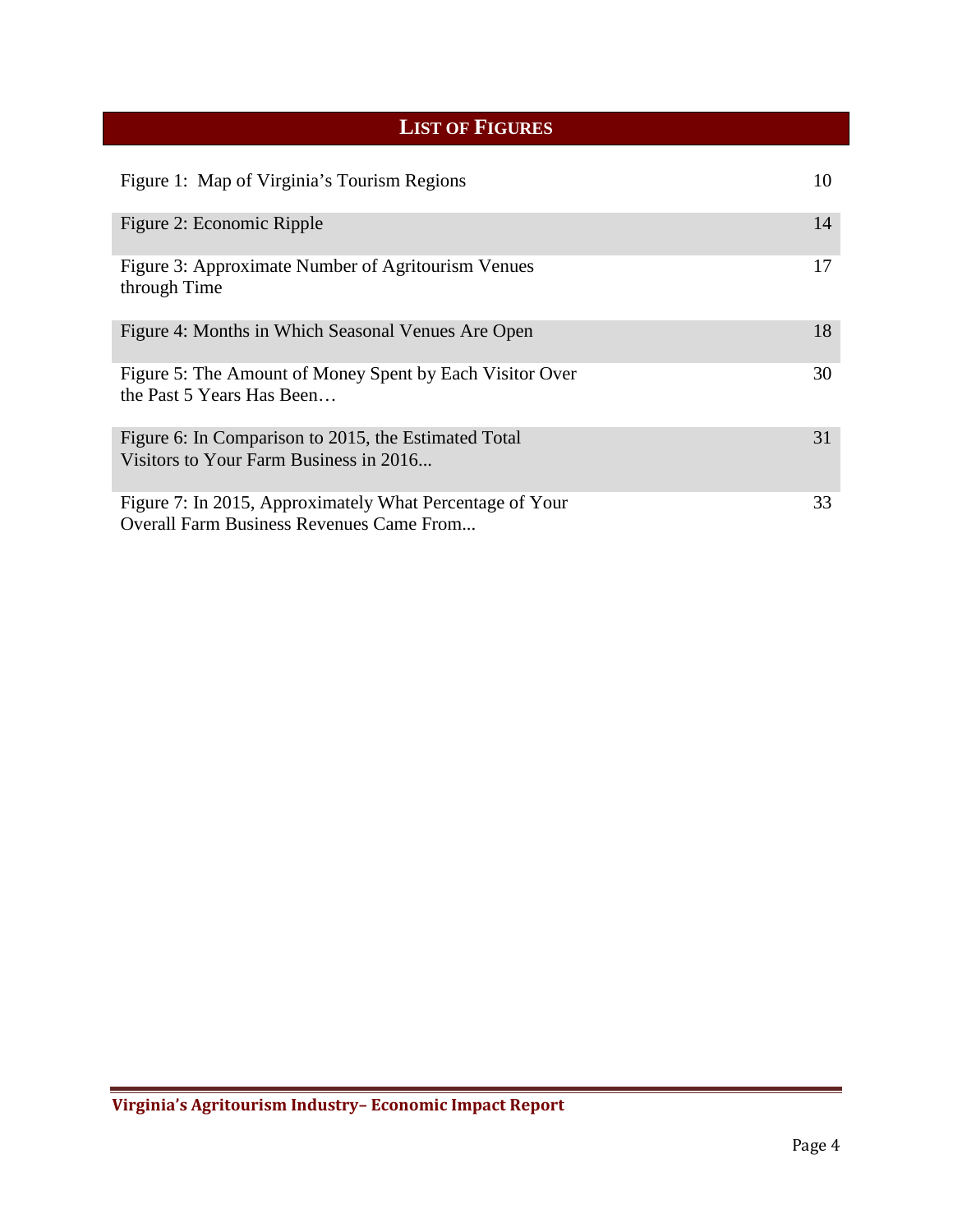## List of Figures

| | |
|---|---|
| Figure 1: Map of Virginia's Tourism Regions | 10 |
| Figure 2: Economic Ripple | 14 |
| Figure 3: Approximate Number of Agritourism Venues through Time | 17 |
| Figure 4: Months in Which Seasonal Venues Are Open | 18 |
| Figure 5: The Amount of Money Spent by Each Visitor Over the Past 5 Years Has Been… | 30 |
| Figure 6: In Comparison to 2015, the Estimated Total Visitors to Your Farm Business in 2016... | 31 |
| Figure 7: In 2015, Approximately What Percentage of Your Overall Farm Business Revenues Came From... | 33 |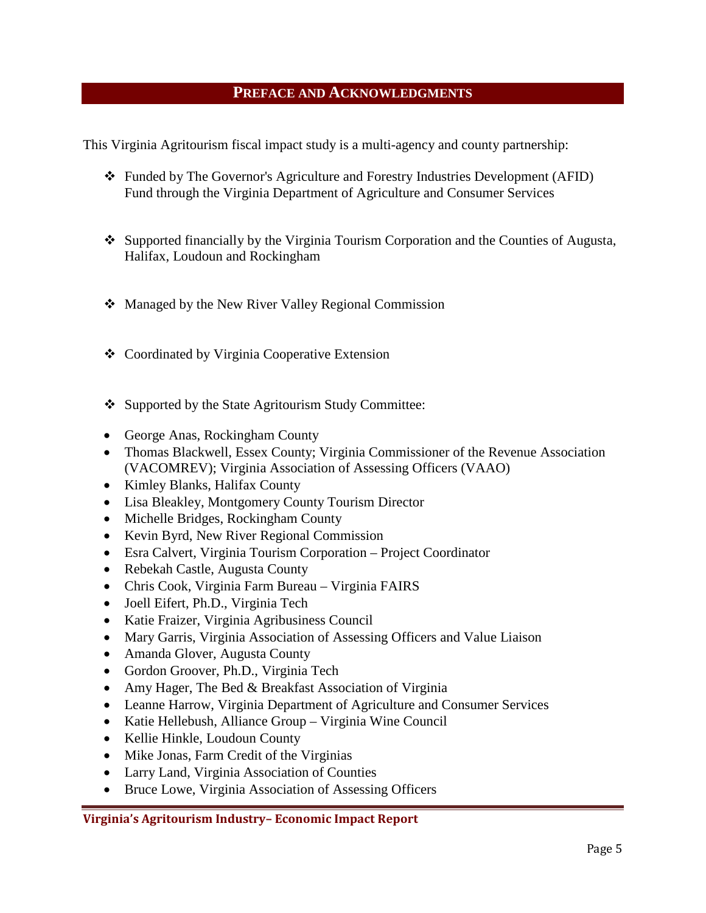## PREFACE AND ACKNOWLEDGMENTS

This Virginia Agritourism fiscal impact study is a multi-agency and county partnership:

- Funded by The Governor's Agriculture and Forestry Industries Development (AFID) Fund through the Virginia Department of Agriculture and Consumer Services
- Supported financially by the Virginia Tourism Corporation and the Counties of Augusta, Halifax, Loudoun and Rockingham
- Managed by the New River Valley Regional Commission
- Coordinated by Virginia Cooperative Extension
- Supported by the State Agritourism Study Committee:

- George Anas, Rockingham County
- Thomas Blackwell, Essex County; Virginia Commissioner of the Revenue Association (VACOMREV); Virginia Association of Assessing Officers (VAAO)
- Kimley Blanks, Halifax County
- Lisa Bleakley, Montgomery County Tourism Director
- Michelle Bridges, Rockingham County
- Kevin Byrd, New River Regional Commission
- Esra Calvert, Virginia Tourism Corporation – Project Coordinator
- Rebekah Castle, Augusta County
- Chris Cook, Virginia Farm Bureau – Virginia FAIRS
- Joell Eifert, Ph.D., Virginia Tech
- Katie Fraizer, Virginia Agribusiness Council
- Mary Garris, Virginia Association of Assessing Officers and Value Liaison
- Amanda Glover, Augusta County
- Gordon Groover, Ph.D., Virginia Tech
- Amy Hager, The Bed & Breakfast Association of Virginia
- Leanne Harrow, Virginia Department of Agriculture and Consumer Services
- Katie Hellebush, Alliance Group – Virginia Wine Council
- Kellie Hinkle, Loudoun County
- Mike Jonas, Farm Credit of the Virginias
- Larry Land, Virginia Association of Counties
- Bruce Lowe, Virginia Association of Assessing Officers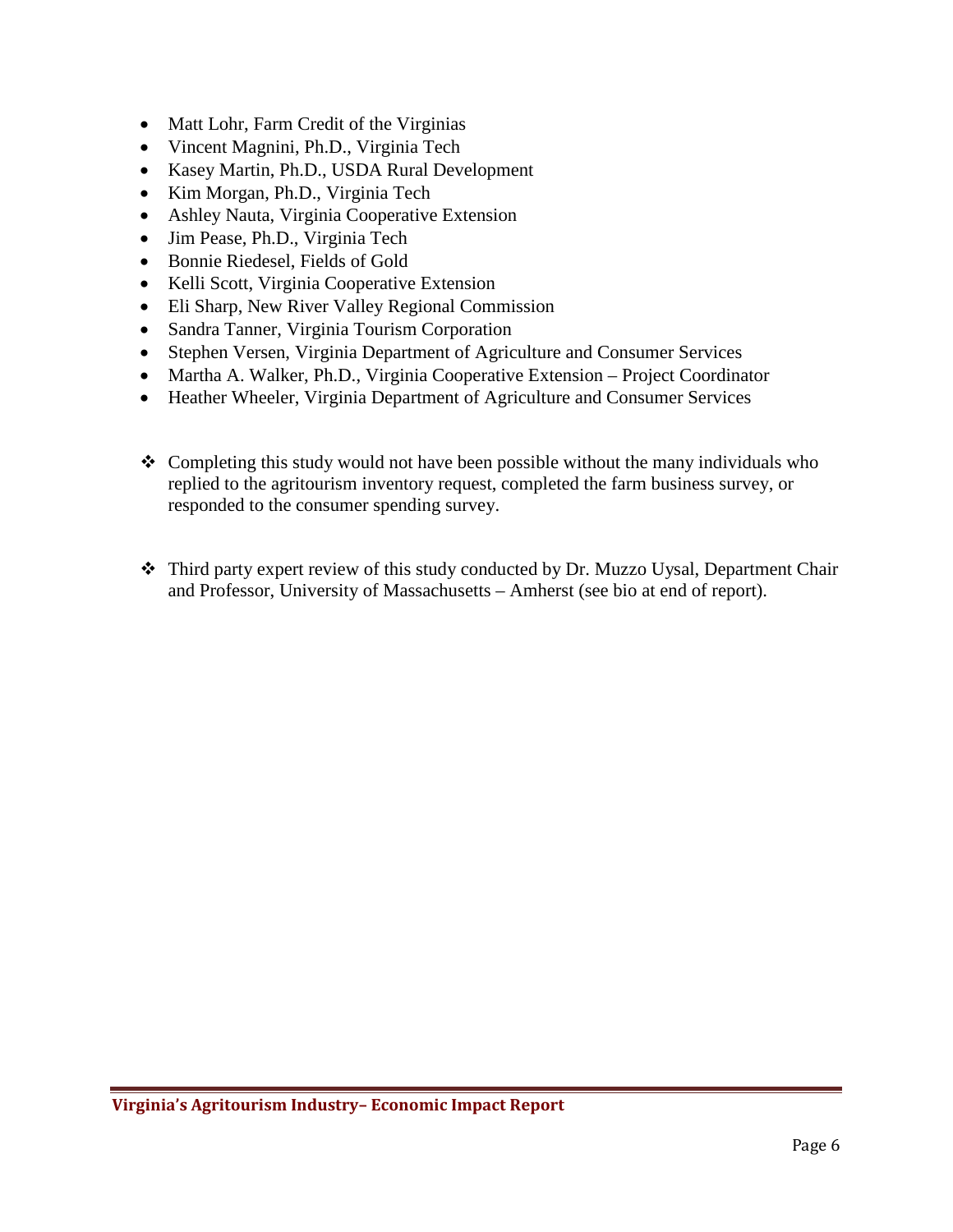- Matt Lohr, Farm Credit of the Virginias
- Vincent Magnini, Ph.D., Virginia Tech
- Kasey Martin, Ph.D., USDA Rural Development
- Kim Morgan, Ph.D., Virginia Tech
- Ashley Nauta, Virginia Cooperative Extension
- Jim Pease, Ph.D., Virginia Tech
- Bonnie Riedesel, Fields of Gold
- Kelli Scott, Virginia Cooperative Extension
- Eli Sharp, New River Valley Regional Commission
- Sandra Tanner, Virginia Tourism Corporation
- Stephen Versen, Virginia Department of Agriculture and Consumer Services
- Martha A. Walker, Ph.D., Virginia Cooperative Extension – Project Coordinator
- Heather Wheeler, Virginia Department of Agriculture and Consumer Services

- Completing this study would not have been possible without the many individuals who replied to the agritourism inventory request, completed the farm business survey, or responded to the consumer spending survey.

- Third party expert review of this study conducted by Dr. Muzzo Uysal, Department Chair and Professor, University of Massachusetts – Amherst (see bio at end of report).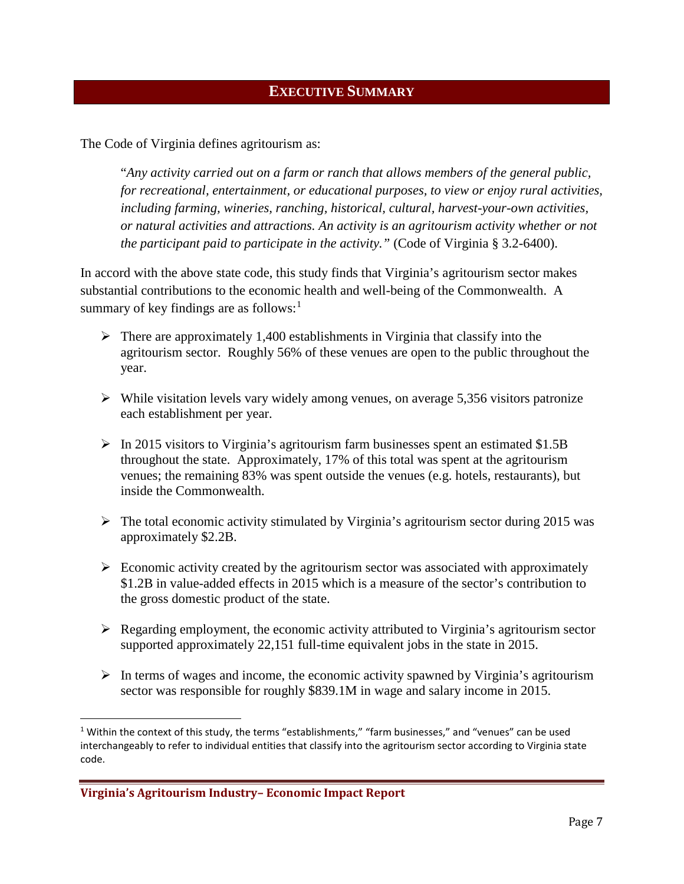# EXECUTIVE SUMMARY

The Code of Virginia defines agritourism as:

> "*Any activity carried out on a farm or ranch that allows members of the general public, for recreational, entertainment, or educational purposes, to view or enjoy rural activities, including farming, wineries, ranching, historical, cultural, harvest-your-own activities, or natural activities and attractions. An activity is an agritourism activity whether or not the participant paid to participate in the activity.*" (Code of Virginia § 3.2-6400).

In accord with the above state code, this study finds that Virginia's agritourism sector makes substantial contributions to the economic health and well-being of the Commonwealth. A summary of key findings are as follows:[1]

- There are approximately 1,400 establishments in Virginia that classify into the agritourism sector. Roughly 56% of these venues are open to the public throughout the year.
- While visitation levels vary widely among venues, on average 5,356 visitors patronize each establishment per year.
- In 2015 visitors to Virginia's agritourism farm businesses spent an estimated $1.5B throughout the state. Approximately, 17% of this total was spent at the agritourism venues; the remaining 83% was spent outside the venues (e.g. hotels, restaurants), but inside the Commonwealth.
- The total economic activity stimulated by Virginia's agritourism sector during 2015 was approximately $2.2B.
- Economic activity created by the agritourism sector was associated with approximately $1.2B in value-added effects in 2015 which is a measure of the sector's contribution to the gross domestic product of the state.
- Regarding employment, the economic activity attributed to Virginia's agritourism sector supported approximately 22,151 full-time equivalent jobs in the state in 2015.
- In terms of wages and income, the economic activity spawned by Virginia's agritourism sector was responsible for roughly $839.1M in wage and salary income in 2015.

[1] Within the context of this study, the terms "establishments," "farm businesses," and "venues" can be used interchangeably to refer to individual entities that classify into the agritourism sector according to Virginia state code.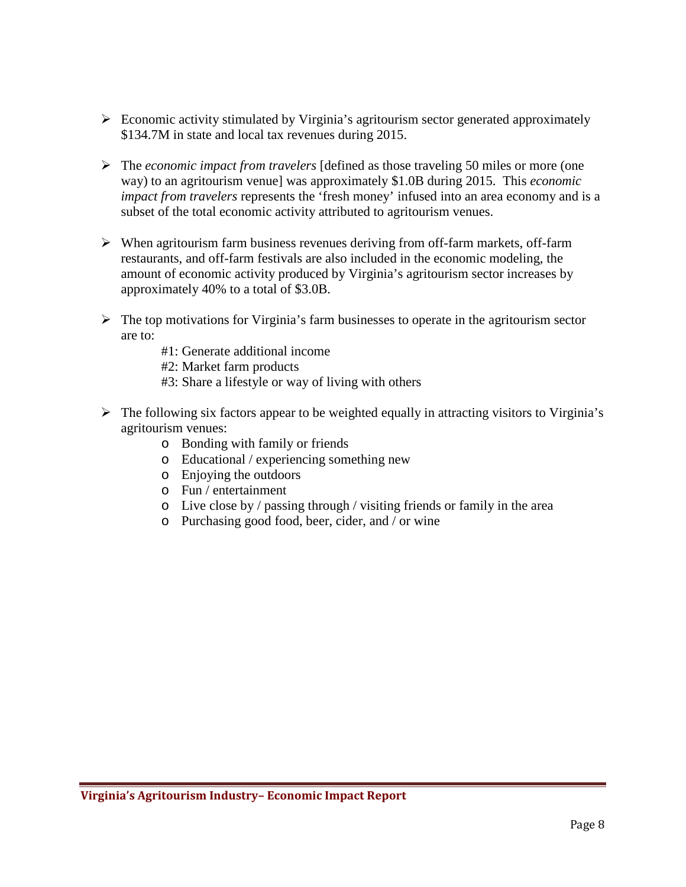- Economic activity stimulated by Virginia's agritourism sector generated approximately $134.7M in state and local tax revenues during 2015.

- The *economic impact from travelers* [defined as those traveling 50 miles or more (one way) to an agritourism venue] was approximately $1.0B during 2015. This *economic impact from travelers* represents the 'fresh money' infused into an area economy and is a subset of the total economic activity attributed to agritourism venues.

- When agritourism farm business revenues deriving from off-farm markets, off-farm restaurants, and off-farm festivals are also included in the economic modeling, the amount of economic activity produced by Virginia's agritourism sector increases by approximately 40% to a total of $3.0B.

- The top motivations for Virginia's farm businesses to operate in the agritourism sector are to:

  #1: Generate additional income
  #2: Market farm products
  #3: Share a lifestyle or way of living with others

- The following six factors appear to be weighted equally in attracting visitors to Virginia's agritourism venues:
  - Bonding with family or friends
  - Educational / experiencing something new
  - Enjoying the outdoors
  - Fun / entertainment
  - Live close by / passing through / visiting friends or family in the area
  - Purchasing good food, beer, cider, and / or wine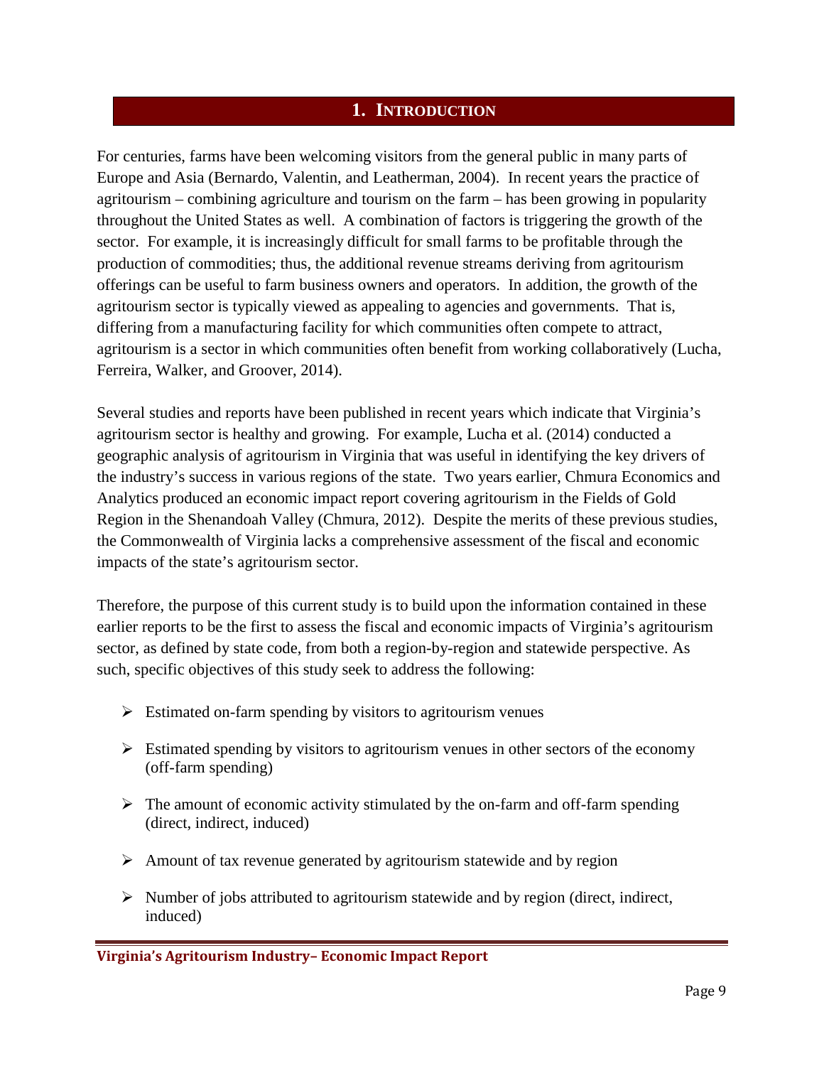# 1. Introduction

For centuries, farms have been welcoming visitors from the general public in many parts of Europe and Asia (Bernardo, Valentin, and Leatherman, 2004). In recent years the practice of agritourism – combining agriculture and tourism on the farm – has been growing in popularity throughout the United States as well. A combination of factors is triggering the growth of the sector. For example, it is increasingly difficult for small farms to be profitable through the production of commodities; thus, the additional revenue streams deriving from agritourism offerings can be useful to farm business owners and operators. In addition, the growth of the agritourism sector is typically viewed as appealing to agencies and governments. That is, differing from a manufacturing facility for which communities often compete to attract, agritourism is a sector in which communities often benefit from working collaboratively (Lucha, Ferreira, Walker, and Groover, 2014).

Several studies and reports have been published in recent years which indicate that Virginia's agritourism sector is healthy and growing. For example, Lucha et al. (2014) conducted a geographic analysis of agritourism in Virginia that was useful in identifying the key drivers of the industry's success in various regions of the state. Two years earlier, Chmura Economics and Analytics produced an economic impact report covering agritourism in the Fields of Gold Region in the Shenandoah Valley (Chmura, 2012). Despite the merits of these previous studies, the Commonwealth of Virginia lacks a comprehensive assessment of the fiscal and economic impacts of the state's agritourism sector.

Therefore, the purpose of this current study is to build upon the information contained in these earlier reports to be the first to assess the fiscal and economic impacts of Virginia's agritourism sector, as defined by state code, from both a region-by-region and statewide perspective. As such, specific objectives of this study seek to address the following:

- Estimated on-farm spending by visitors to agritourism venues
- Estimated spending by visitors to agritourism venues in other sectors of the economy (off-farm spending)
- The amount of economic activity stimulated by the on-farm and off-farm spending (direct, indirect, induced)
- Amount of tax revenue generated by agritourism statewide and by region
- Number of jobs attributed to agritourism statewide and by region (direct, indirect, induced)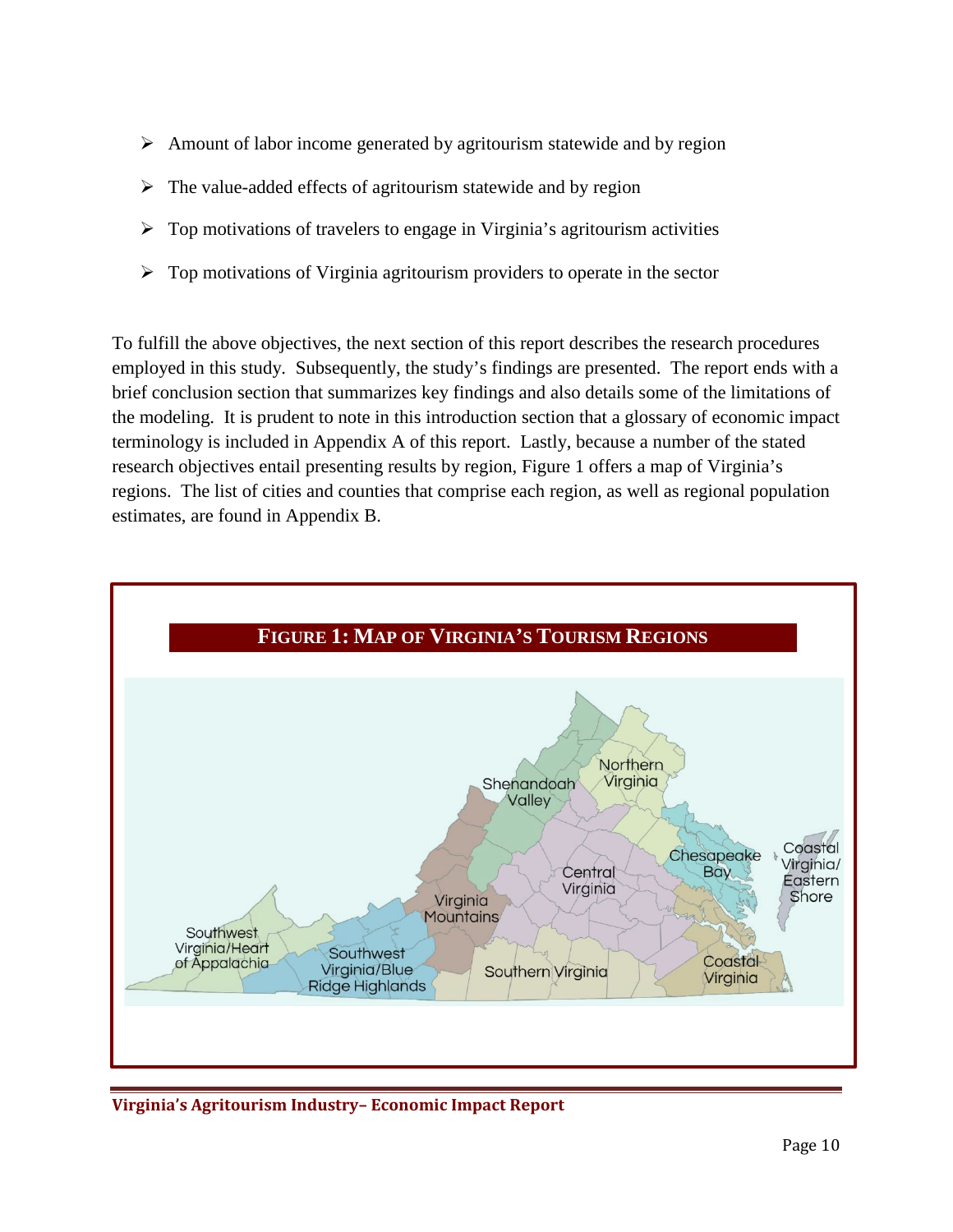- Amount of labor income generated by agritourism statewide and by region
- The value-added effects of agritourism statewide and by region
- Top motivations of travelers to engage in Virginia's agritourism activities
- Top motivations of Virginia agritourism providers to operate in the sector

To fulfill the above objectives, the next section of this report describes the research procedures employed in this study. Subsequently, the study's findings are presented. The report ends with a brief conclusion section that summarizes key findings and also details some of the limitations of the modeling. It is prudent to note in this introduction section that a glossary of economic impact terminology is included in Appendix A of this report. Lastly, because a number of the stated research objectives entail presenting results by region, Figure 1 offers a map of Virginia's regions. The list of cities and counties that comprise each region, as well as regional population estimates, are found in Appendix B.

**FIGURE 1: MAP OF VIRGINIA'S TOURISM REGIONS**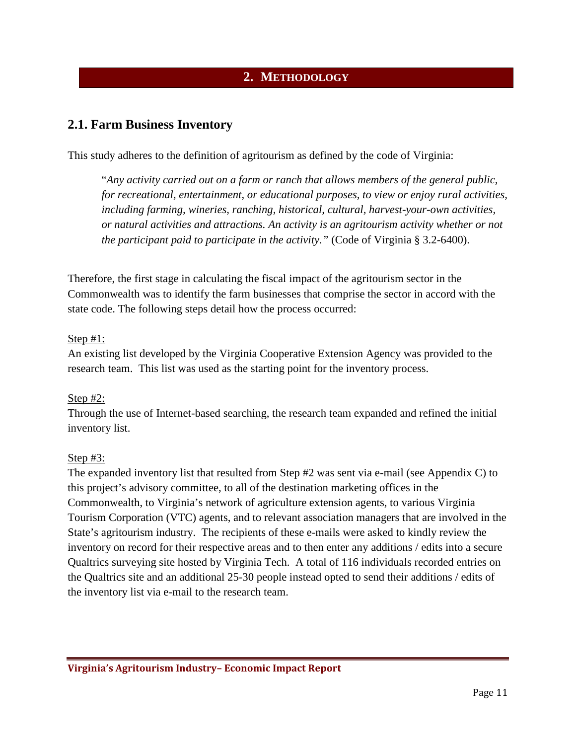# 2. METHODOLOGY

## 2.1. Farm Business Inventory

This study adheres to the definition of agritourism as defined by the code of Virginia:

> "*Any activity carried out on a farm or ranch that allows members of the general public, for recreational, entertainment, or educational purposes, to view or enjoy rural activities, including farming, wineries, ranching, historical, cultural, harvest-your-own activities, or natural activities and attractions. An activity is an agritourism activity whether or not the participant paid to participate in the activity.*" (Code of Virginia § 3.2-6400).

Therefore, the first stage in calculating the fiscal impact of the agritourism sector in the Commonwealth was to identify the farm businesses that comprise the sector in accord with the state code. The following steps detail how the process occurred:

Step #1:
An existing list developed by the Virginia Cooperative Extension Agency was provided to the research team. This list was used as the starting point for the inventory process.

Step #2:
Through the use of Internet-based searching, the research team expanded and refined the initial inventory list.

Step #3:
The expanded inventory list that resulted from Step #2 was sent via e-mail (see Appendix C) to this project's advisory committee, to all of the destination marketing offices in the Commonwealth, to Virginia's network of agriculture extension agents, to various Virginia Tourism Corporation (VTC) agents, and to relevant association managers that are involved in the State's agritourism industry. The recipients of these e-mails were asked to kindly review the inventory on record for their respective areas and to then enter any additions / edits into a secure Qualtrics surveying site hosted by Virginia Tech. A total of 116 individuals recorded entries on the Qualtrics site and an additional 25-30 people instead opted to send their additions / edits of the inventory list via e-mail to the research team.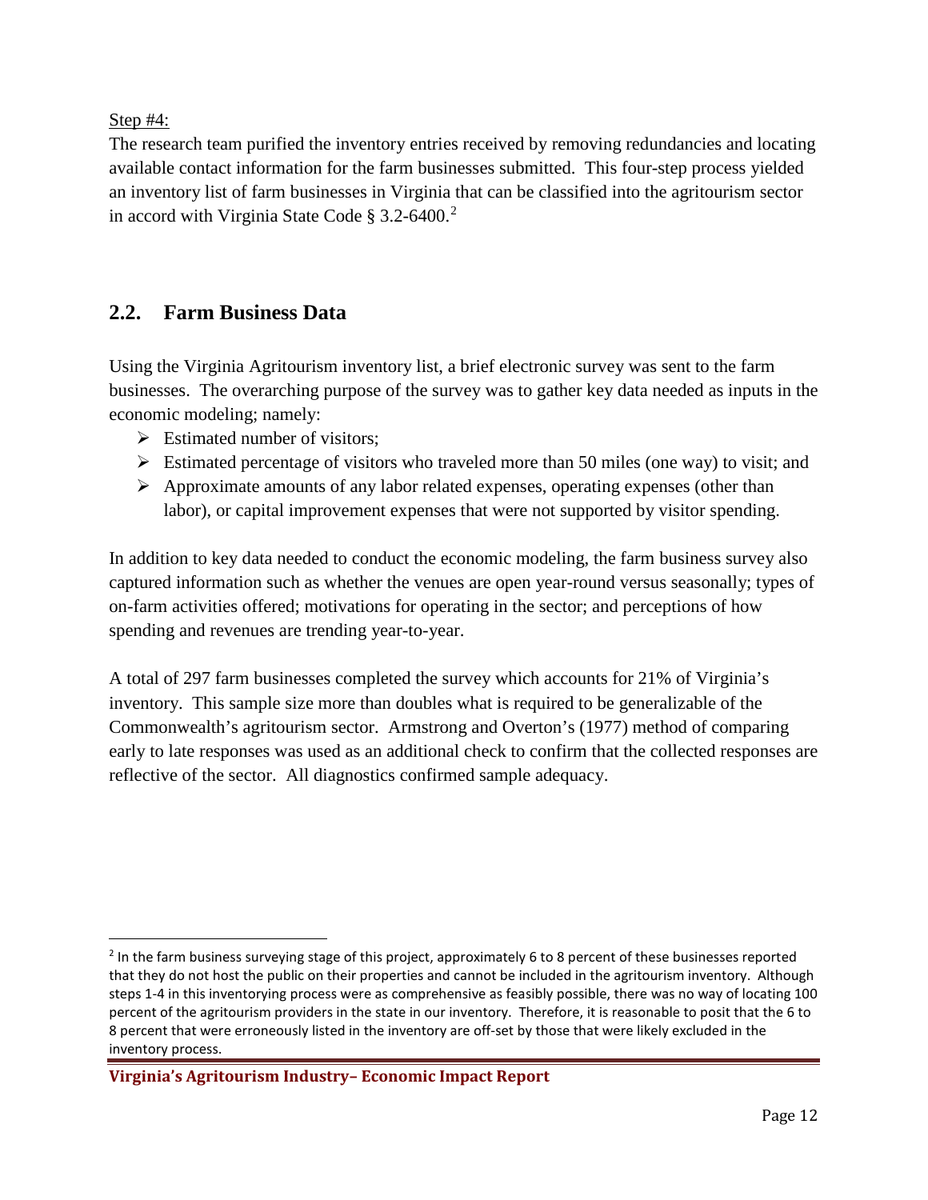Step #4:

The research team purified the inventory entries received by removing redundancies and locating available contact information for the farm businesses submitted. This four-step process yielded an inventory list of farm businesses in Virginia that can be classified into the agritourism sector in accord with Virginia State Code § 3.2-6400.[2]

## 2.2. Farm Business Data

Using the Virginia Agritourism inventory list, a brief electronic survey was sent to the farm businesses. The overarching purpose of the survey was to gather key data needed as inputs in the economic modeling; namely:

- Estimated number of visitors;
- Estimated percentage of visitors who traveled more than 50 miles (one way) to visit; and
- Approximate amounts of any labor related expenses, operating expenses (other than labor), or capital improvement expenses that were not supported by visitor spending.

In addition to key data needed to conduct the economic modeling, the farm business survey also captured information such as whether the venues are open year-round versus seasonally; types of on-farm activities offered; motivations for operating in the sector; and perceptions of how spending and revenues are trending year-to-year.

A total of 297 farm businesses completed the survey which accounts for 21% of Virginia's inventory. This sample size more than doubles what is required to be generalizable of the Commonwealth's agritourism sector. Armstrong and Overton's (1977) method of comparing early to late responses was used as an additional check to confirm that the collected responses are reflective of the sector. All diagnostics confirmed sample adequacy.

[2] In the farm business surveying stage of this project, approximately 6 to 8 percent of these businesses reported that they do not host the public on their properties and cannot be included in the agritourism inventory. Although steps 1-4 in this inventorying process were as comprehensive as feasibly possible, there was no way of locating 100 percent of the agritourism providers in the state in our inventory. Therefore, it is reasonable to posit that the 6 to 8 percent that were erroneously listed in the inventory are off-set by those that were likely excluded in the inventory process.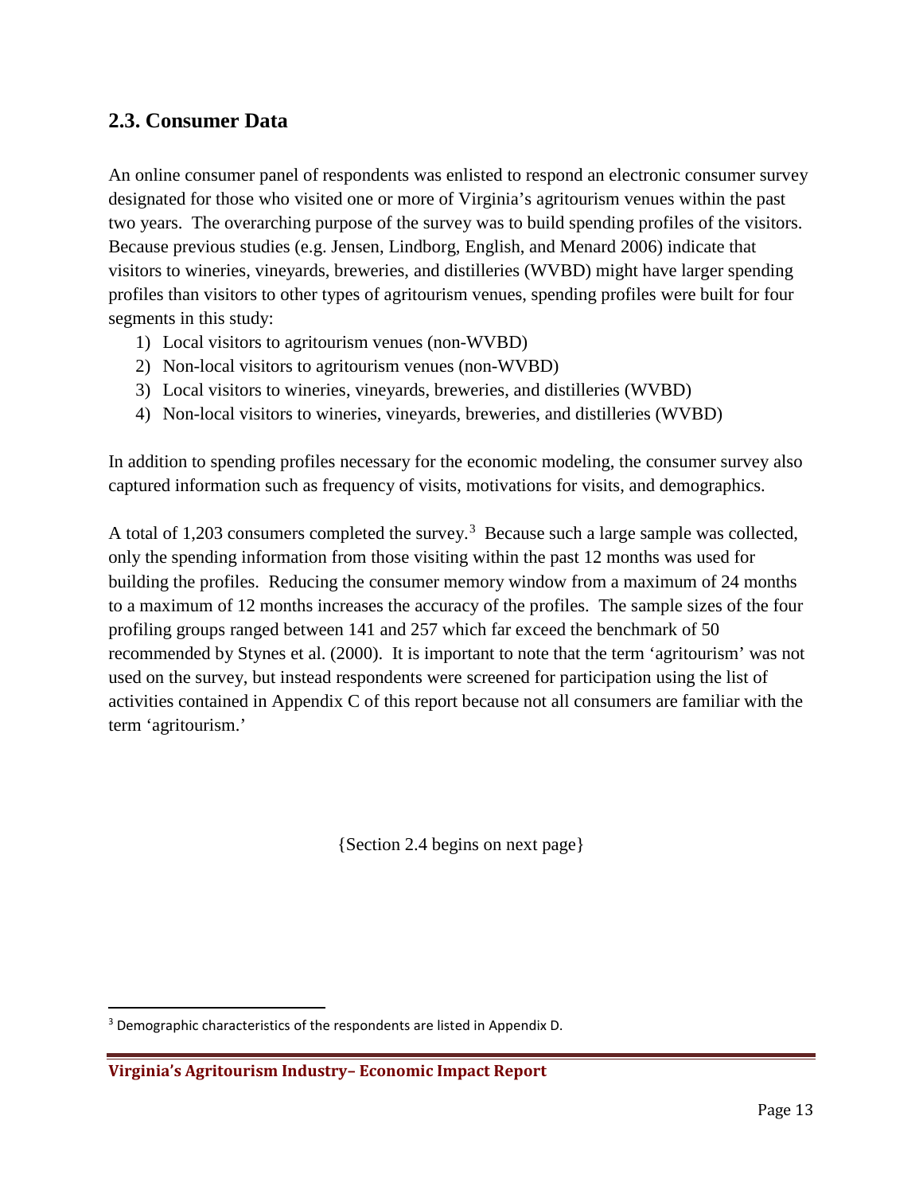## 2.3. Consumer Data

An online consumer panel of respondents was enlisted to respond an electronic consumer survey designated for those who visited one or more of Virginia's agritourism venues within the past two years. The overarching purpose of the survey was to build spending profiles of the visitors. Because previous studies (e.g. Jensen, Lindborg, English, and Menard 2006) indicate that visitors to wineries, vineyards, breweries, and distilleries (WVBD) might have larger spending profiles than visitors to other types of agritourism venues, spending profiles were built for four segments in this study:

1) Local visitors to agritourism venues (non-WVBD)
2) Non-local visitors to agritourism venues (non-WVBD)
3) Local visitors to wineries, vineyards, breweries, and distilleries (WVBD)
4) Non-local visitors to wineries, vineyards, breweries, and distilleries (WVBD)

In addition to spending profiles necessary for the economic modeling, the consumer survey also captured information such as frequency of visits, motivations for visits, and demographics.

A total of 1,203 consumers completed the survey.[3] Because such a large sample was collected, only the spending information from those visiting within the past 12 months was used for building the profiles. Reducing the consumer memory window from a maximum of 24 months to a maximum of 12 months increases the accuracy of the profiles. The sample sizes of the four profiling groups ranged between 141 and 257 which far exceed the benchmark of 50 recommended by Stynes et al. (2000). It is important to note that the term 'agritourism' was not used on the survey, but instead respondents were screened for participation using the list of activities contained in Appendix C of this report because not all consumers are familiar with the term 'agritourism.'

{Section 2.4 begins on next page}

[3] Demographic characteristics of the respondents are listed in Appendix D.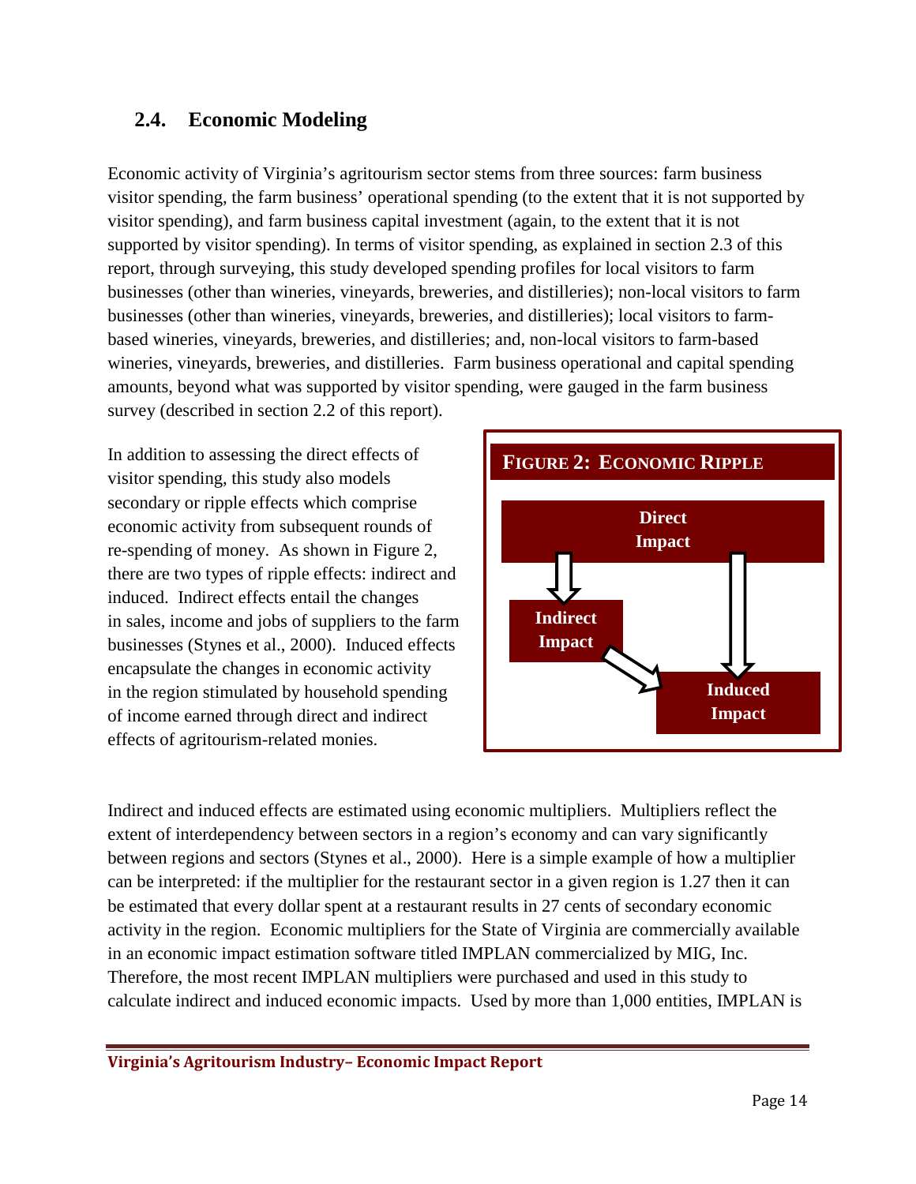## 2.4. Economic Modeling

Economic activity of Virginia's agritourism sector stems from three sources: farm business visitor spending, the farm business' operational spending (to the extent that it is not supported by visitor spending), and farm business capital investment (again, to the extent that it is not supported by visitor spending). In terms of visitor spending, as explained in section 2.3 of this report, through surveying, this study developed spending profiles for local visitors to farm businesses (other than wineries, vineyards, breweries, and distilleries); non-local visitors to farm businesses (other than wineries, vineyards, breweries, and distilleries); local visitors to farm-based wineries, vineyards, breweries, and distilleries; and, non-local visitors to farm-based wineries, vineyards, breweries, and distilleries. Farm business operational and capital spending amounts, beyond what was supported by visitor spending, were gauged in the farm business survey (described in section 2.2 of this report).

In addition to assessing the direct effects of visitor spending, this study also models secondary or ripple effects which comprise economic activity from subsequent rounds of re-spending of money. As shown in Figure 2, there are two types of ripple effects: indirect and induced. Indirect effects entail the changes in sales, income and jobs of suppliers to the farm businesses (Stynes et al., 2000). Induced effects encapsulate the changes in economic activity in the region stimulated by household spending of income earned through direct and indirect effects of agritourism-related monies.

**FIGURE 2: ECONOMIC RIPPLE**

Direct Impact → Indirect Impact → Induced Impact; Direct Impact → Induced Impact

Indirect and induced effects are estimated using economic multipliers. Multipliers reflect the extent of interdependency between sectors in a region's economy and can vary significantly between regions and sectors (Stynes et al., 2000). Here is a simple example of how a multiplier can be interpreted: if the multiplier for the restaurant sector in a given region is 1.27 then it can be estimated that every dollar spent at a restaurant results in 27 cents of secondary economic activity in the region. Economic multipliers for the State of Virginia are commercially available in an economic impact estimation software titled IMPLAN commercialized by MIG, Inc. Therefore, the most recent IMPLAN multipliers were purchased and used in this study to calculate indirect and induced economic impacts. Used by more than 1,000 entities, IMPLAN is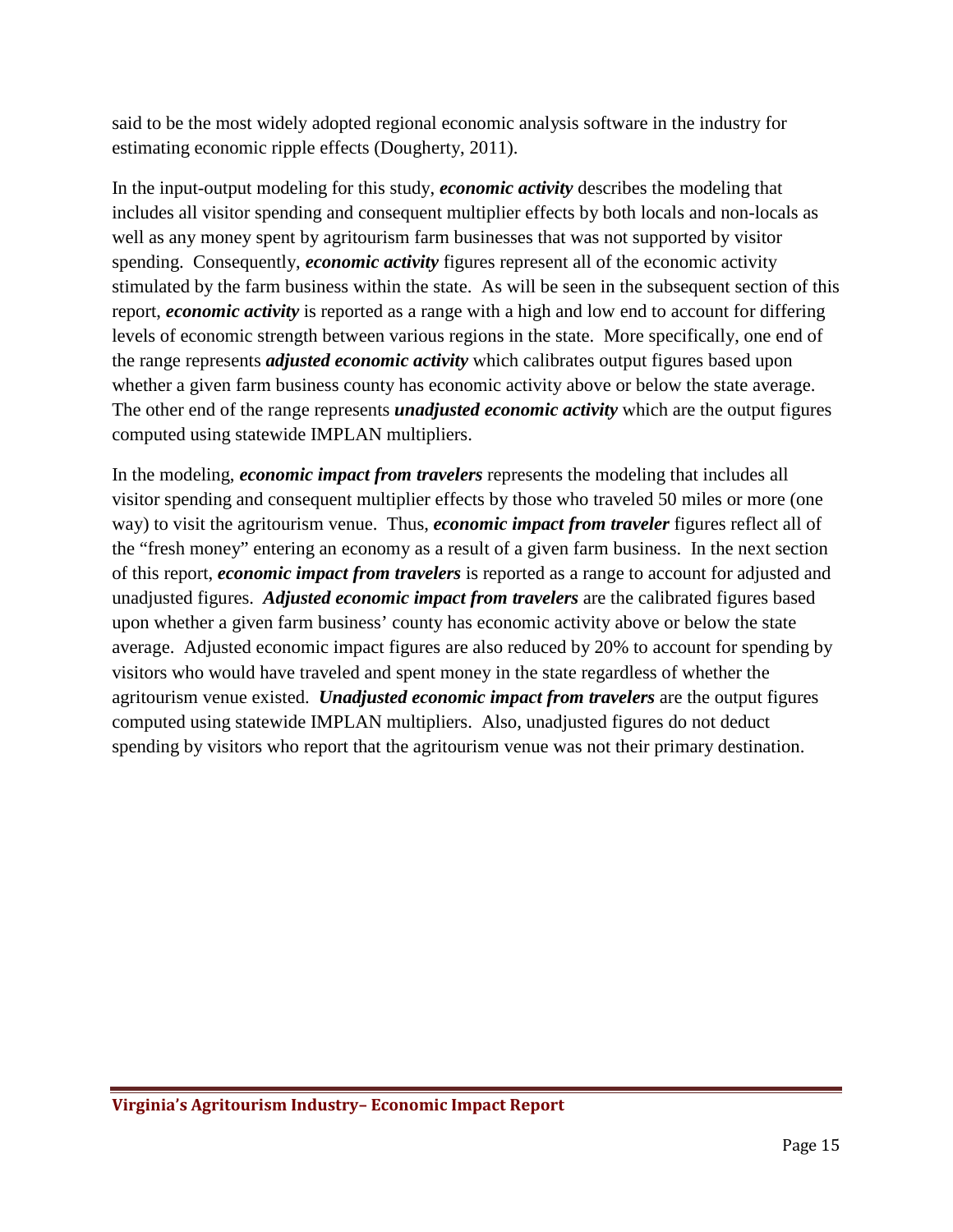said to be the most widely adopted regional economic analysis software in the industry for estimating economic ripple effects (Dougherty, 2011).

In the input-output modeling for this study, ***economic activity*** describes the modeling that includes all visitor spending and consequent multiplier effects by both locals and non-locals as well as any money spent by agritourism farm businesses that was not supported by visitor spending. Consequently, ***economic activity*** figures represent all of the economic activity stimulated by the farm business within the state. As will be seen in the subsequent section of this report, ***economic activity*** is reported as a range with a high and low end to account for differing levels of economic strength between various regions in the state. More specifically, one end of the range represents ***adjusted economic activity*** which calibrates output figures based upon whether a given farm business county has economic activity above or below the state average. The other end of the range represents ***unadjusted economic activity*** which are the output figures computed using statewide IMPLAN multipliers.

In the modeling, ***economic impact from travelers*** represents the modeling that includes all visitor spending and consequent multiplier effects by those who traveled 50 miles or more (one way) to visit the agritourism venue. Thus, ***economic impact from traveler*** figures reflect all of the "fresh money" entering an economy as a result of a given farm business. In the next section of this report, ***economic impact from travelers*** is reported as a range to account for adjusted and unadjusted figures. ***Adjusted economic impact from travelers*** are the calibrated figures based upon whether a given farm business' county has economic activity above or below the state average. Adjusted economic impact figures are also reduced by 20% to account for spending by visitors who would have traveled and spent money in the state regardless of whether the agritourism venue existed. ***Unadjusted economic impact from travelers*** are the output figures computed using statewide IMPLAN multipliers. Also, unadjusted figures do not deduct spending by visitors who report that the agritourism venue was not their primary destination.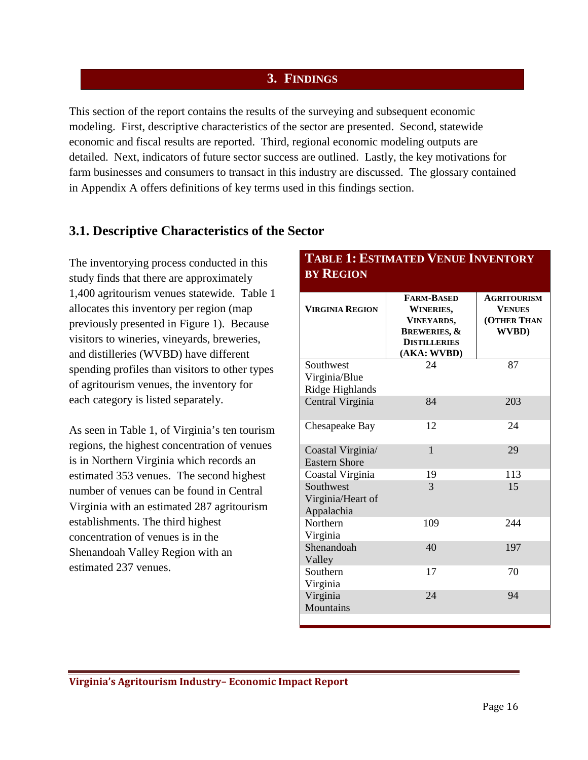# 3. FINDINGS

This section of the report contains the results of the surveying and subsequent economic modeling. First, descriptive characteristics of the sector are presented. Second, statewide economic and fiscal results are reported. Third, regional economic modeling outputs are detailed. Next, indicators of future sector success are outlined. Lastly, the key motivations for farm businesses and consumers to transact in this industry are discussed. The glossary contained in Appendix A offers definitions of key terms used in this findings section.

## 3.1. Descriptive Characteristics of the Sector

The inventorying process conducted in this study finds that there are approximately 1,400 agritourism venues statewide. Table 1 allocates this inventory per region (map previously presented in Figure 1). Because visitors to wineries, vineyards, breweries, and distilleries (WVBD) have different spending profiles than visitors to other types of agritourism venues, the inventory for each category is listed separately.

As seen in Table 1, of Virginia's ten tourism regions, the highest concentration of venues is in Northern Virginia which records an estimated 353 venues. The second highest number of venues can be found in Central Virginia with an estimated 287 agritourism establishments. The third highest concentration of venues is in the Shenandoah Valley Region with an estimated 237 venues.

**TABLE 1: ESTIMATED VENUE INVENTORY BY REGION**

| VIRGINIA REGION | FARM-BASED WINERIES, VINEYARDS, BREWERIES, & DISTILLERIES (AKA: WVBD) | AGRITOURISM VENUES (OTHER THAN WVBD) |
|---|---|---|
| Southwest Virginia/Blue Ridge Highlands | 24 | 87 |
| Central Virginia | 84 | 203 |
| Chesapeake Bay | 12 | 24 |
| Coastal Virginia/ Eastern Shore | 1 | 29 |
| Coastal Virginia | 19 | 113 |
| Southwest Virginia/Heart of Appalachia | 3 | 15 |
| Northern Virginia | 109 | 244 |
| Shenandoah Valley | 40 | 197 |
| Southern Virginia | 17 | 70 |
| Virginia Mountains | 24 | 94 |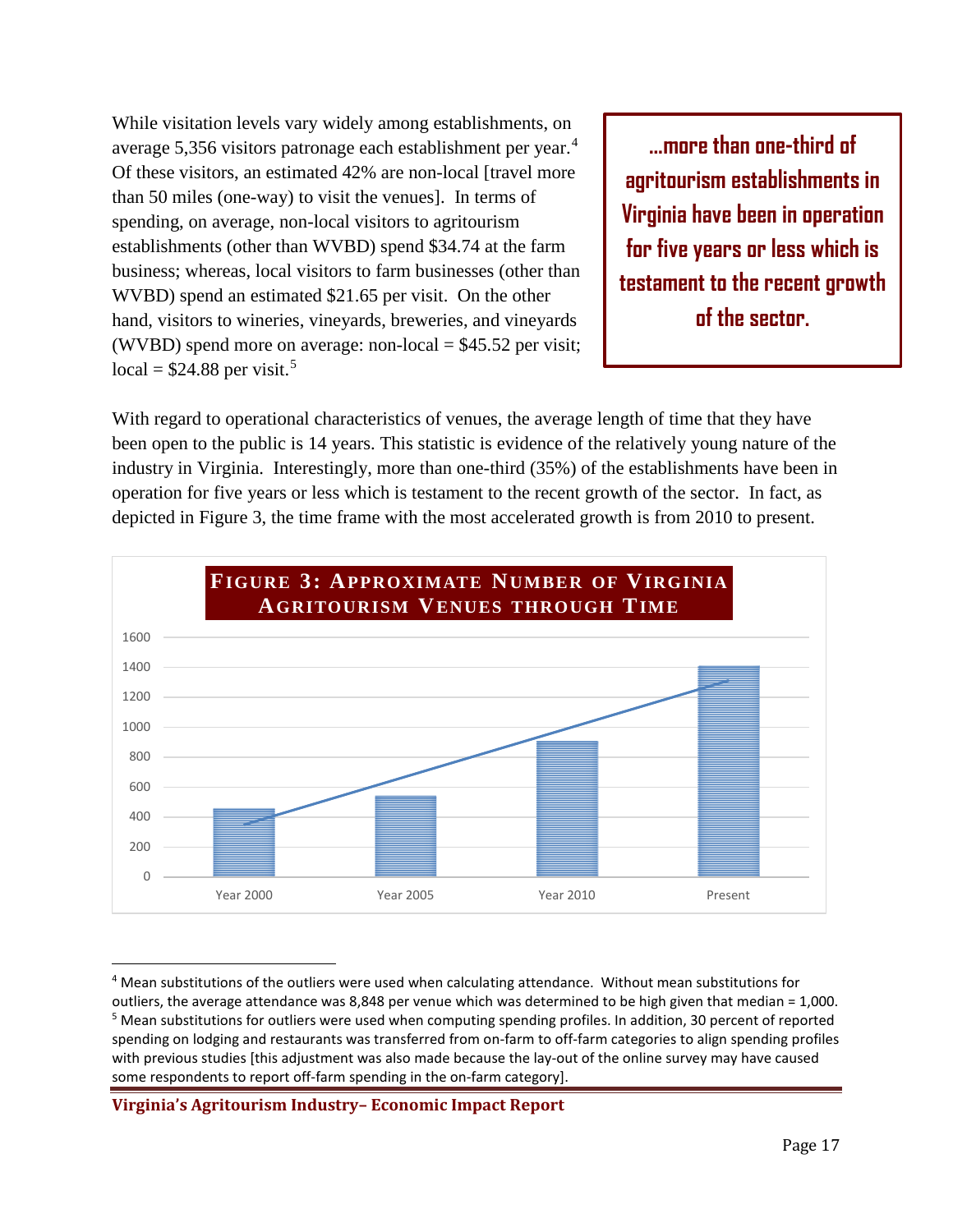While visitation levels vary widely among establishments, on average 5,356 visitors patronage each establishment per year.[4] Of these visitors, an estimated 42% are non-local [travel more than 50 miles (one-way) to visit the venues]. In terms of spending, on average, non-local visitors to agritourism establishments (other than WVBD) spend $34.74 at the farm business; whereas, local visitors to farm businesses (other than WVBD) spend an estimated $21.65 per visit. On the other hand, visitors to wineries, vineyards, breweries, and vineyards (WVBD) spend more on average: non-local = $45.52 per visit; local = $24.88 per visit.[5]

> **…more than one-third of agritourism establishments in Virginia have been in operation for five years or less which is testament to the recent growth of the sector.**

With regard to operational characteristics of venues, the average length of time that they have been open to the public is 14 years. This statistic is evidence of the relatively young nature of the industry in Virginia. Interestingly, more than one-third (35%) of the establishments have been in operation for five years or less which is testament to the recent growth of the sector. In fact, as depicted in Figure 3, the time frame with the most accelerated growth is from 2010 to present.

**FIGURE 3: APPROXIMATE NUMBER OF VIRGINIA AGRITOURISM VENUES THROUGH TIME**

| Period | Approximate Number of Venues |
|---|---|
| Year 2000 | ~450 |
| Year 2005 | ~540 |
| Year 2010 | ~900 |
| Present | ~1400 |

[4] Mean substitutions of the outliers were used when calculating attendance. Without mean substitutions for outliers, the average attendance was 8,848 per venue which was determined to be high given that median = 1,000.

[5] Mean substitutions for outliers were used when computing spending profiles. In addition, 30 percent of reported spending on lodging and restaurants was transferred from on-farm to off-farm categories to align spending profiles with previous studies [this adjustment was also made because the lay-out of the online survey may have caused some respondents to report off-farm spending in the on-farm category].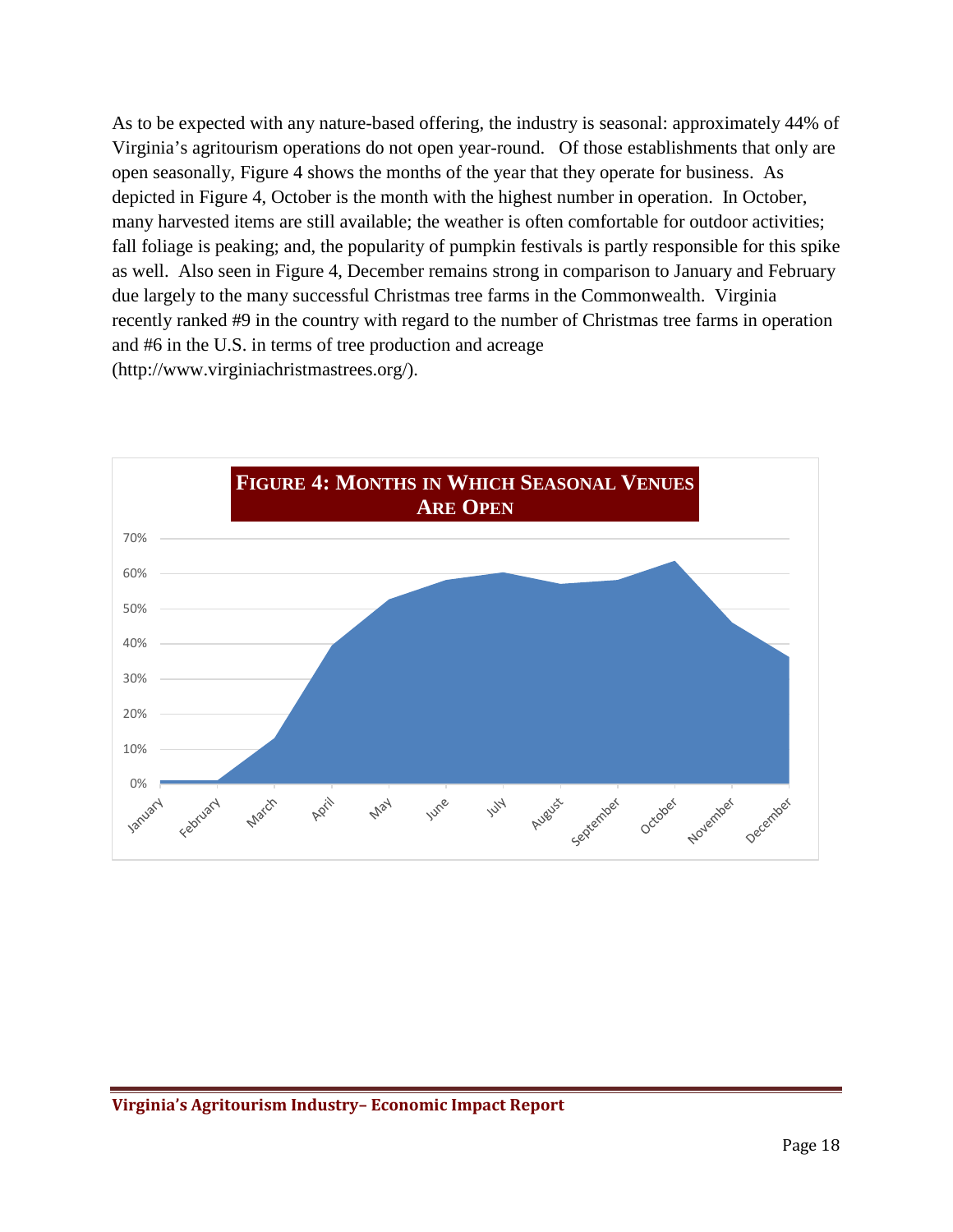As to be expected with any nature-based offering, the industry is seasonal: approximately 44% of Virginia's agritourism operations do not open year-round. Of those establishments that only are open seasonally, Figure 4 shows the months of the year that they operate for business. As depicted in Figure 4, October is the month with the highest number in operation. In October, many harvested items are still available; the weather is often comfortable for outdoor activities; fall foliage is peaking; and, the popularity of pumpkin festivals is partly responsible for this spike as well. Also seen in Figure 4, December remains strong in comparison to January and February due largely to the many successful Christmas tree farms in the Commonwealth. Virginia recently ranked #9 in the country with regard to the number of Christmas tree farms in operation and #6 in the U.S. in terms of tree production and acreage (http://www.virginiachristmastrees.org/).

**FIGURE 4: MONTHS IN WHICH SEASONAL VENUES ARE OPEN**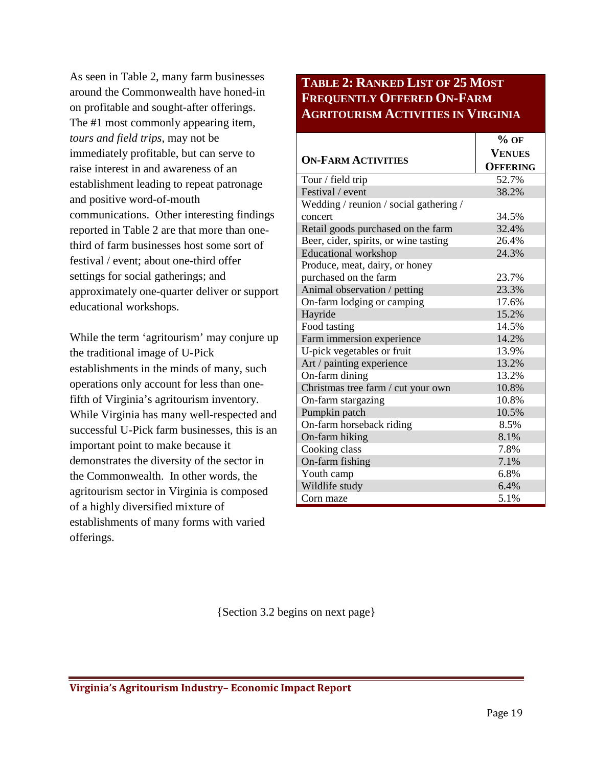As seen in Table 2, many farm businesses around the Commonwealth have honed-in on profitable and sought-after offerings. The #1 most commonly appearing item, *tours and field trips*, may not be immediately profitable, but can serve to raise interest in and awareness of an establishment leading to repeat patronage and positive word-of-mouth communications. Other interesting findings reported in Table 2 are that more than one-third of farm businesses host some sort of festival / event; about one-third offer settings for social gatherings; and approximately one-quarter deliver or support educational workshops.

While the term 'agritourism' may conjure up the traditional image of U-Pick establishments in the minds of many, such operations only account for less than one-fifth of Virginia's agritourism inventory. While Virginia has many well-respected and successful U-Pick farm businesses, this is an important point to make because it demonstrates the diversity of the sector in the Commonwealth. In other words, the agritourism sector in Virginia is composed of a highly diversified mixture of establishments of many forms with varied offerings.

**Table 2: Ranked List of 25 Most Frequently Offered On-Farm Agritourism Activities in Virginia**

| On-Farm Activities | % of Venues Offering |
|---|---|
| Tour / field trip | 52.7% |
| Festival / event | 38.2% |
| Wedding / reunion / social gathering / concert | 34.5% |
| Retail goods purchased on the farm | 32.4% |
| Beer, cider, spirits, or wine tasting | 26.4% |
| Educational workshop | 24.3% |
| Produce, meat, dairy, or honey purchased on the farm | 23.7% |
| Animal observation / petting | 23.3% |
| On-farm lodging or camping | 17.6% |
| Hayride | 15.2% |
| Food tasting | 14.5% |
| Farm immersion experience | 14.2% |
| U-pick vegetables or fruit | 13.9% |
| Art / painting experience | 13.2% |
| On-farm dining | 13.2% |
| Christmas tree farm / cut your own | 10.8% |
| On-farm stargazing | 10.8% |
| Pumpkin patch | 10.5% |
| On-farm horseback riding | 8.5% |
| On-farm hiking | 8.1% |
| Cooking class | 7.8% |
| On-farm fishing | 7.1% |
| Youth camp | 6.8% |
| Wildlife study | 6.4% |
| Corn maze | 5.1% |

{Section 3.2 begins on next page}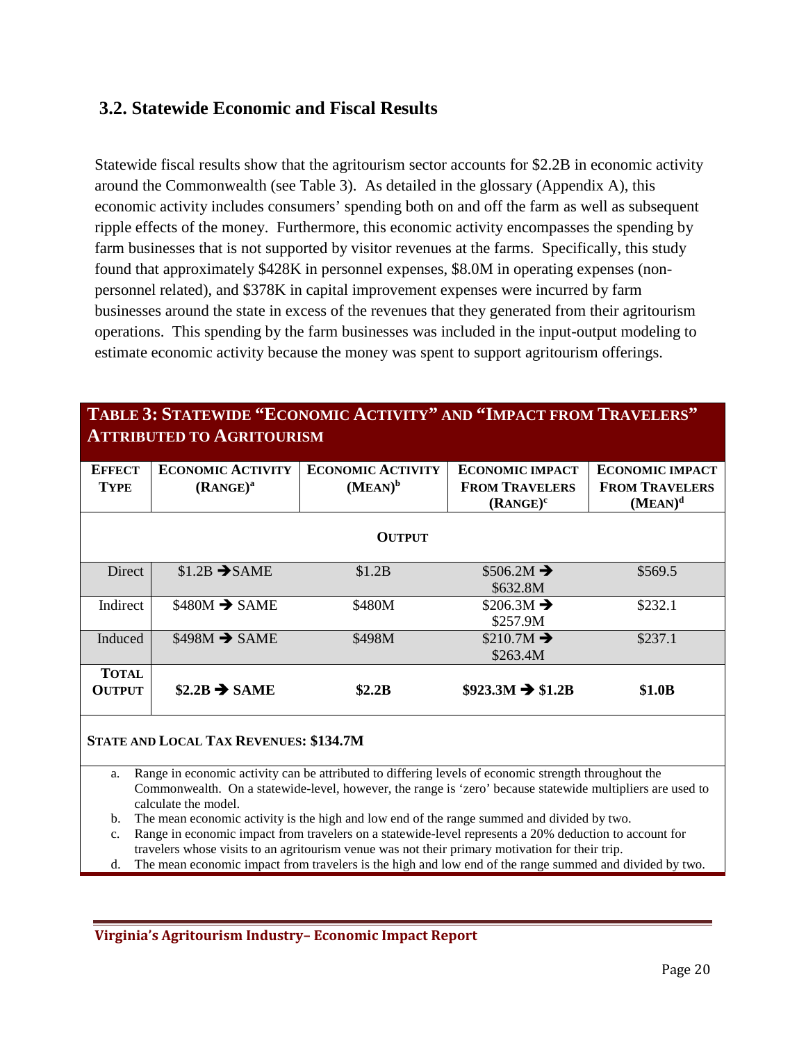## 3.2. Statewide Economic and Fiscal Results

Statewide fiscal results show that the agritourism sector accounts for $2.2B in economic activity around the Commonwealth (see Table 3). As detailed in the glossary (Appendix A), this economic activity includes consumers' spending both on and off the farm as well as subsequent ripple effects of the money. Furthermore, this economic activity encompasses the spending by farm businesses that is not supported by visitor revenues at the farms. Specifically, this study found that approximately $428K in personnel expenses, $8.0M in operating expenses (non-personnel related), and $378K in capital improvement expenses were incurred by farm businesses around the state in excess of the revenues that they generated from their agritourism operations. This spending by the farm businesses was included in the input-output modeling to estimate economic activity because the money was spent to support agritourism offerings.

**Table 3: Statewide "Economic Activity" and "Impact from Travelers" Attributed to Agritourism**

| Effect Type | Economic Activity (Range)[a] | Economic Activity (Mean)[b] | Economic Impact From Travelers (Range)[c] | Economic Impact From Travelers (Mean)[d] |
|---|---|---|---|---|
| **Output** | | | | |
| Direct | $1.2B ➔ SAME | $1.2B | $506.2M ➔ $632.8M | $569.5 |
| Indirect | $480M ➔ SAME | $480M | $206.3M ➔ $257.9M | $232.1 |
| Induced | $498M ➔ SAME | $498M | $210.7M ➔ $263.4M | $237.1 |
| **Total Output** | **$2.2B ➔ SAME** | **$2.2B** | **$923.3M ➔ $1.2B** | **$1.0B** |
| **State and Local Tax Revenues: $134.7M** | | | | |

a. Range in economic activity can be attributed to differing levels of economic strength throughout the Commonwealth. On a statewide-level, however, the range is 'zero' because statewide multipliers are used to calculate the model.
b. The mean economic activity is the high and low end of the range summed and divided by two.
c. Range in economic impact from travelers on a statewide-level represents a 20% deduction to account for travelers whose visits to an agritourism venue was not their primary motivation for their trip.
d. The mean economic impact from travelers is the high and low end of the range summed and divided by two.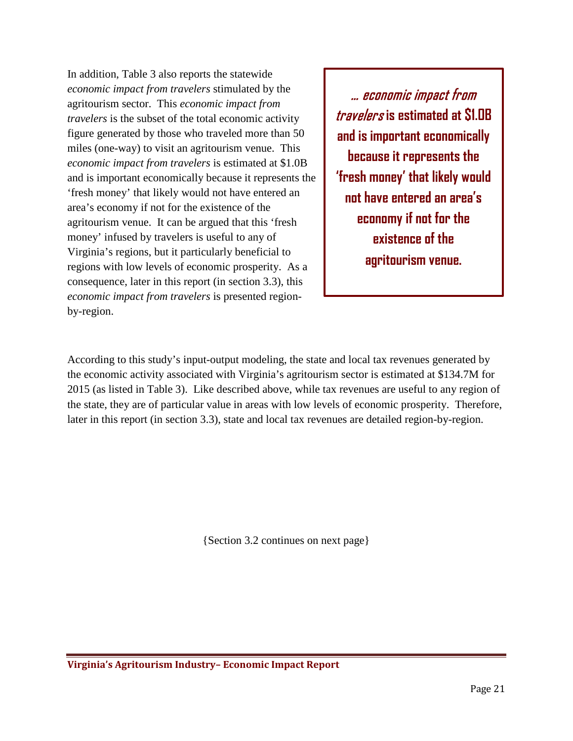In addition, Table 3 also reports the statewide *economic impact from travelers* stimulated by the agritourism sector. This *economic impact from travelers* is the subset of the total economic activity figure generated by those who traveled more than 50 miles (one-way) to visit an agritourism venue. This *economic impact from travelers* is estimated at $1.0B and is important economically because it represents the 'fresh money' that likely would not have entered an area's economy if not for the existence of the agritourism venue. It can be argued that this 'fresh money' infused by travelers is useful to any of Virginia's regions, but it particularly beneficial to regions with low levels of economic prosperity. As a consequence, later in this report (in section 3.3), this *economic impact from travelers* is presented region-by-region.

> ***… economic impact from travelers* is estimated at $1.0B and is important economically because it represents the 'fresh money' that likely would not have entered an area's economy if not for the existence of the agritourism venue.**

According to this study's input-output modeling, the state and local tax revenues generated by the economic activity associated with Virginia's agritourism sector is estimated at $134.7M for 2015 (as listed in Table 3). Like described above, while tax revenues are useful to any region of the state, they are of particular value in areas with low levels of economic prosperity. Therefore, later in this report (in section 3.3), state and local tax revenues are detailed region-by-region.

{Section 3.2 continues on next page}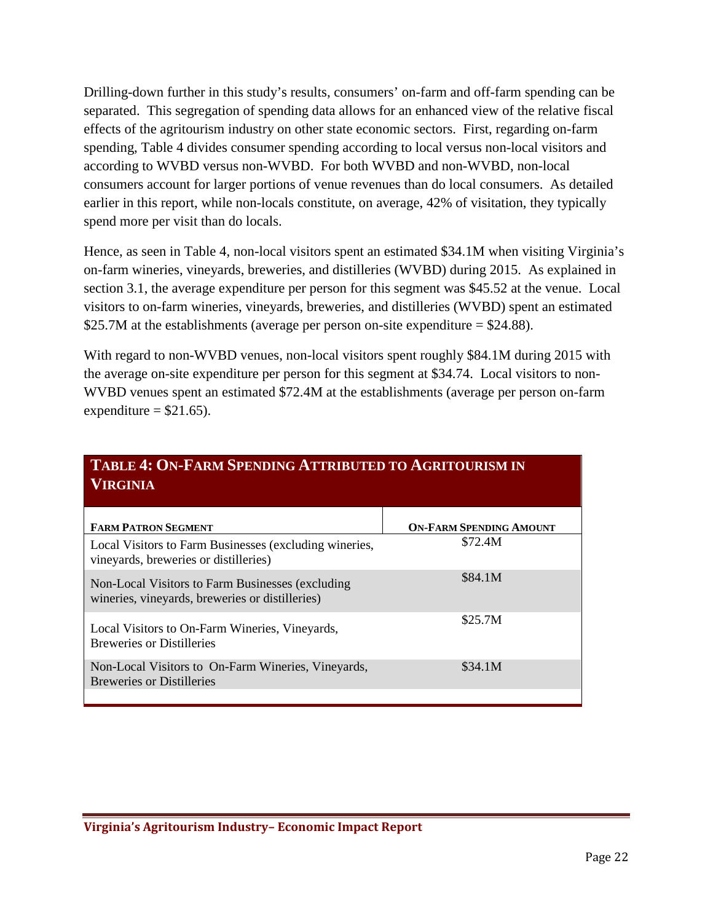Drilling-down further in this study's results, consumers' on-farm and off-farm spending can be separated. This segregation of spending data allows for an enhanced view of the relative fiscal effects of the agritourism industry on other state economic sectors. First, regarding on-farm spending, Table 4 divides consumer spending according to local versus non-local visitors and according to WVBD versus non-WVBD. For both WVBD and non-WVBD, non-local consumers account for larger portions of venue revenues than do local consumers. As detailed earlier in this report, while non-locals constitute, on average, 42% of visitation, they typically spend more per visit than do locals.

Hence, as seen in Table 4, non-local visitors spent an estimated $34.1M when visiting Virginia's on-farm wineries, vineyards, breweries, and distilleries (WVBD) during 2015. As explained in section 3.1, the average expenditure per person for this segment was $45.52 at the venue. Local visitors to on-farm wineries, vineyards, breweries, and distilleries (WVBD) spent an estimated $25.7M at the establishments (average per person on-site expenditure = $24.88).

With regard to non-WVBD venues, non-local visitors spent roughly $84.1M during 2015 with the average on-site expenditure per person for this segment at $34.74. Local visitors to non-WVBD venues spent an estimated $72.4M at the establishments (average per person on-farm expenditure = $21.65).

**TABLE 4: ON-FARM SPENDING ATTRIBUTED TO AGRITOURISM IN VIRGINIA**

| FARM PATRON SEGMENT | ON-FARM SPENDING AMOUNT |
|---|---|
| Local Visitors to Farm Businesses (excluding wineries, vineyards, breweries or distilleries) | $72.4M |
| Non-Local Visitors to Farm Businesses (excluding wineries, vineyards, breweries or distilleries) | $84.1M |
| Local Visitors to On-Farm Wineries, Vineyards, Breweries or Distilleries | $25.7M |
| Non-Local Visitors to On-Farm Wineries, Vineyards, Breweries or Distilleries | $34.1M |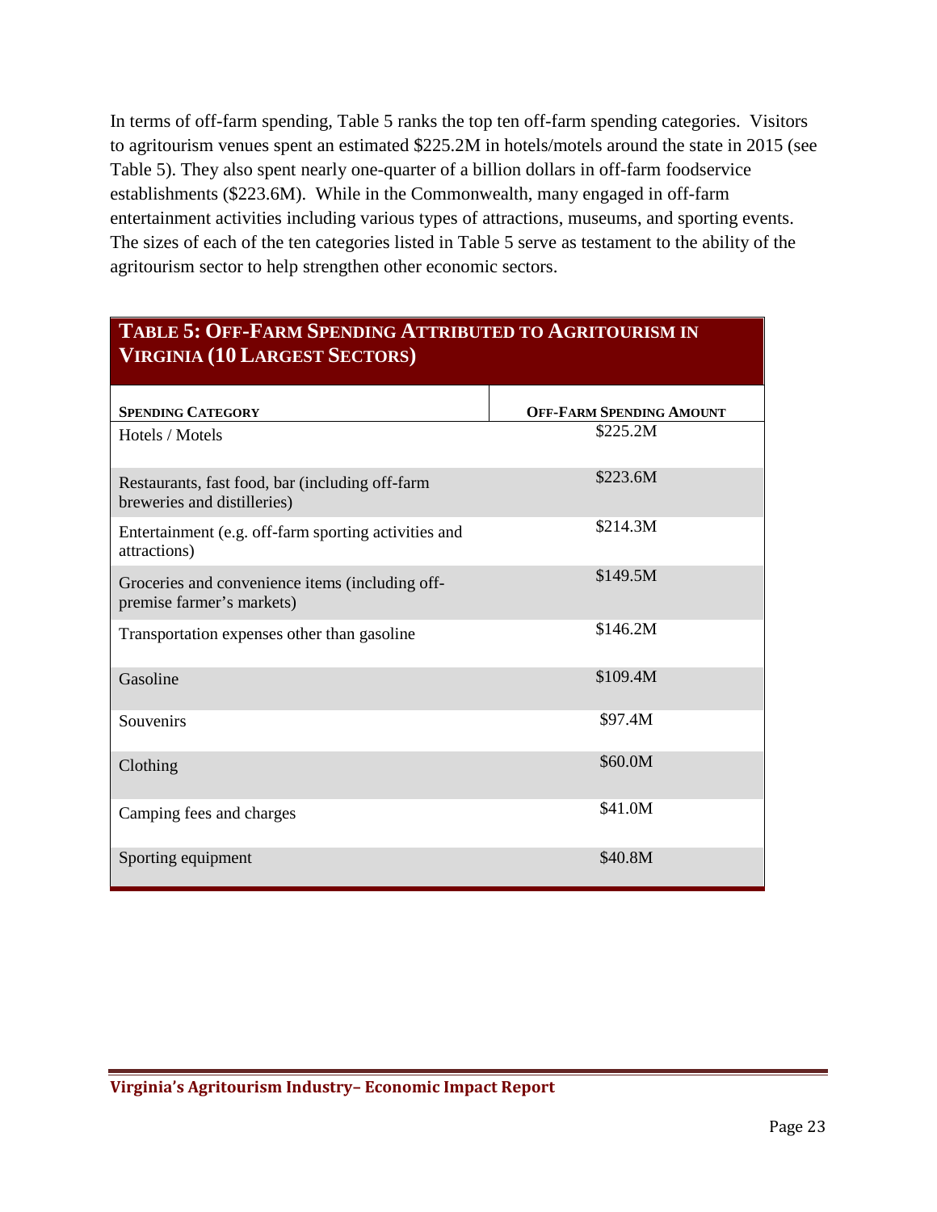In terms of off-farm spending, Table 5 ranks the top ten off-farm spending categories. Visitors to agritourism venues spent an estimated $225.2M in hotels/motels around the state in 2015 (see Table 5). They also spent nearly one-quarter of a billion dollars in off-farm foodservice establishments ($223.6M). While in the Commonwealth, many engaged in off-farm entertainment activities including various types of attractions, museums, and sporting events. The sizes of each of the ten categories listed in Table 5 serve as testament to the ability of the agritourism sector to help strengthen other economic sectors.

**Table 5: Off-Farm Spending Attributed to Agritourism in Virginia (10 Largest Sectors)**

| Spending Category | Off-Farm Spending Amount |
|---|---|
| Hotels / Motels | $225.2M |
| Restaurants, fast food, bar (including off-farm breweries and distilleries) | $223.6M |
| Entertainment (e.g. off-farm sporting activities and attractions) | $214.3M |
| Groceries and convenience items (including off-premise farmer's markets) | $149.5M |
| Transportation expenses other than gasoline | $146.2M |
| Gasoline | $109.4M |
| Souvenirs | $97.4M |
| Clothing | $60.0M |
| Camping fees and charges | $41.0M |
| Sporting equipment | $40.8M |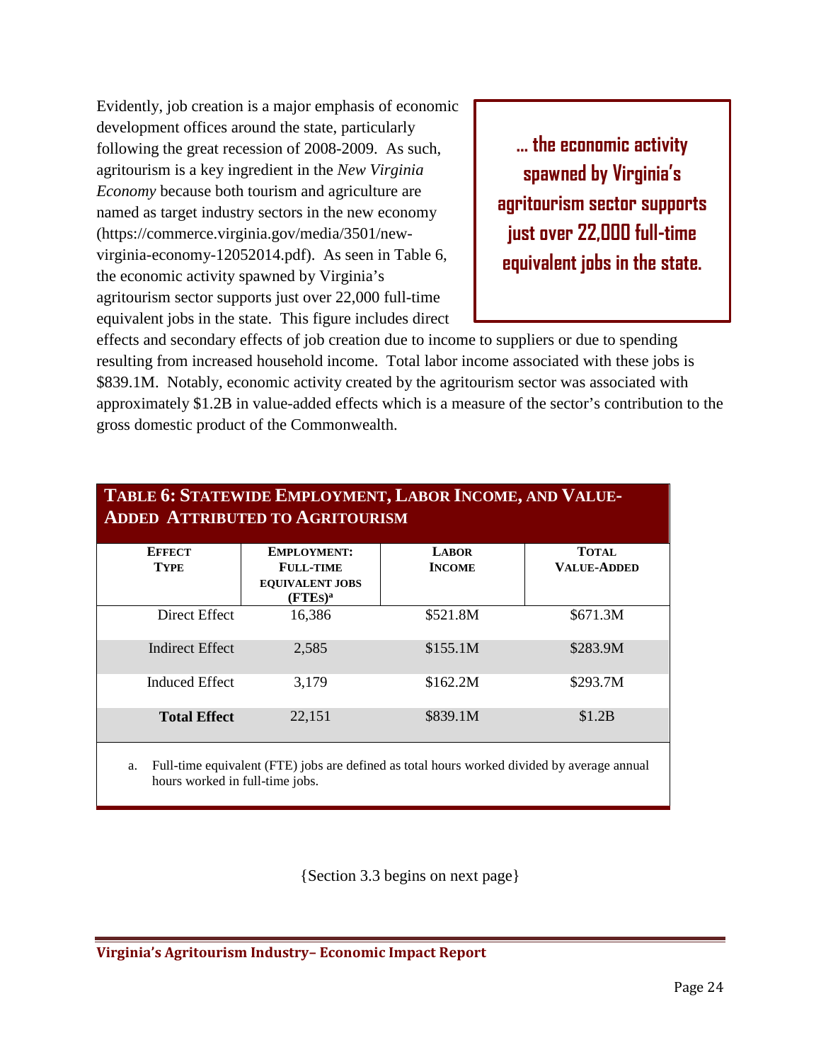Evidently, job creation is a major emphasis of economic development offices around the state, particularly following the great recession of 2008-2009. As such, agritourism is a key ingredient in the *New Virginia Economy* because both tourism and agriculture are named as target industry sectors in the new economy (https://commerce.virginia.gov/media/3501/new-virginia-economy-12052014.pdf). As seen in Table 6, the economic activity spawned by Virginia's agritourism sector supports just over 22,000 full-time equivalent jobs in the state. This figure includes direct effects and secondary effects of job creation due to income to suppliers or due to spending resulting from increased household income. Total labor income associated with these jobs is \$839.1M. Notably, economic activity created by the agritourism sector was associated with approximately \$1.2B in value-added effects which is a measure of the sector's contribution to the gross domestic product of the Commonwealth.

> **... the economic activity spawned by Virginia's agritourism sector supports just over 22,000 full-time equivalent jobs in the state.**

**TABLE 6: STATEWIDE EMPLOYMENT, LABOR INCOME, AND VALUE-ADDED ATTRIBUTED TO AGRITOURISM**

| EFFECT TYPE | EMPLOYMENT: FULL-TIME EQUIVALENT JOBS (FTEs)[a] | LABOR INCOME | TOTAL VALUE-ADDED |
|---|---|---|---|
| Direct Effect | 16,386 | \$521.8M | \$671.3M |
| Indirect Effect | 2,585 | \$155.1M | \$283.9M |
| Induced Effect | 3,179 | \$162.2M | \$293.7M |
| **Total Effect** | 22,151 | \$839.1M | \$1.2B |

a. Full-time equivalent (FTE) jobs are defined as total hours worked divided by average annual hours worked in full-time jobs.

{Section 3.3 begins on next page}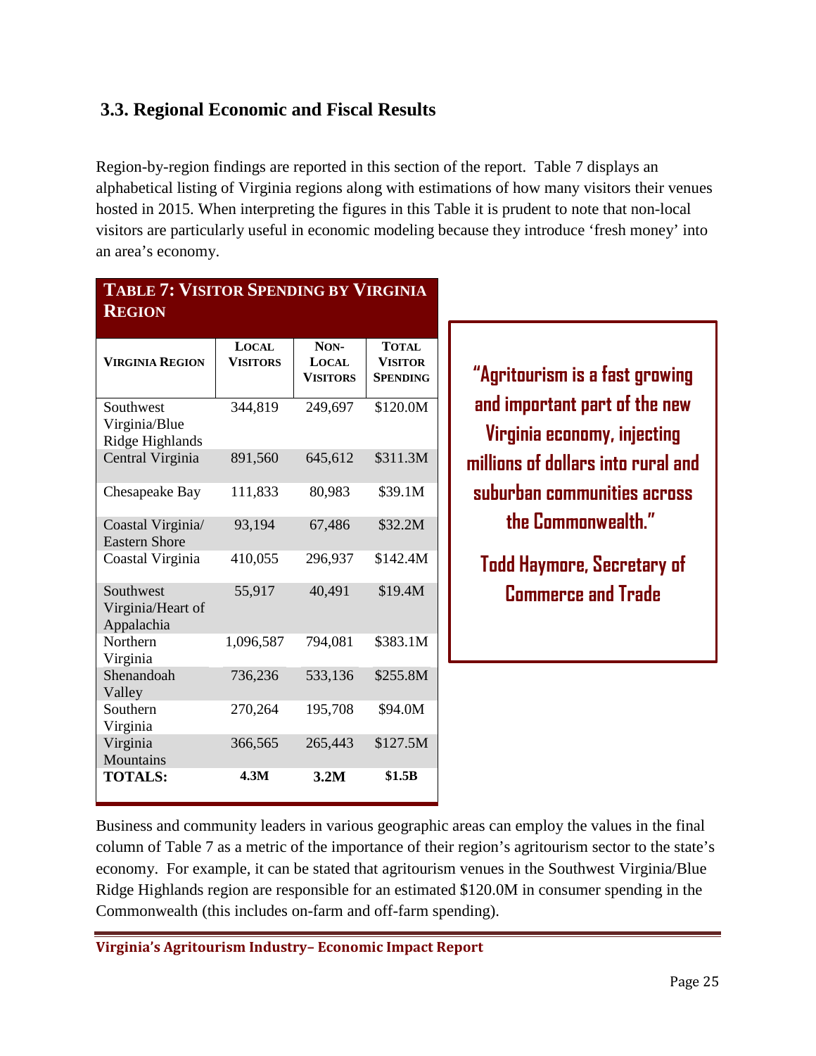### 3.3. Regional Economic and Fiscal Results

Region-by-region findings are reported in this section of the report. Table 7 displays an alphabetical listing of Virginia regions along with estimations of how many visitors their venues hosted in 2015. When interpreting the figures in this Table it is prudent to note that non-local visitors are particularly useful in economic modeling because they introduce 'fresh money' into an area's economy.

**TABLE 7: VISITOR SPENDING BY VIRGINIA REGION**

| VIRGINIA REGION | LOCAL VISITORS | NON-LOCAL VISITORS | TOTAL VISITOR SPENDING |
|---|---|---|---|
| Southwest Virginia/Blue Ridge Highlands | 344,819 | 249,697 | $120.0M |
| Central Virginia | 891,560 | 645,612 | $311.3M |
| Chesapeake Bay | 111,833 | 80,983 | $39.1M |
| Coastal Virginia/ Eastern Shore | 93,194 | 67,486 | $32.2M |
| Coastal Virginia | 410,055 | 296,937 | $142.4M |
| Southwest Virginia/Heart of Appalachia | 55,917 | 40,491 | $19.4M |
| Northern Virginia | 1,096,587 | 794,081 | $383.1M |
| Shenandoah Valley | 736,236 | 533,136 | $255.8M |
| Southern Virginia | 270,264 | 195,708 | $94.0M |
| Virginia Mountains | 366,565 | 265,443 | $127.5M |
| **TOTALS:** | **4.3M** | **3.2M** | **$1.5B** |

**"Agritourism is a fast growing and important part of the new Virginia economy, injecting millions of dollars into rural and suburban communities across the Commonwealth."**

**Todd Haymore, Secretary of Commerce and Trade**

Business and community leaders in various geographic areas can employ the values in the final column of Table 7 as a metric of the importance of their region's agritourism sector to the state's economy. For example, it can be stated that agritourism venues in the Southwest Virginia/Blue Ridge Highlands region are responsible for an estimated $120.0M in consumer spending in the Commonwealth (this includes on-farm and off-farm spending).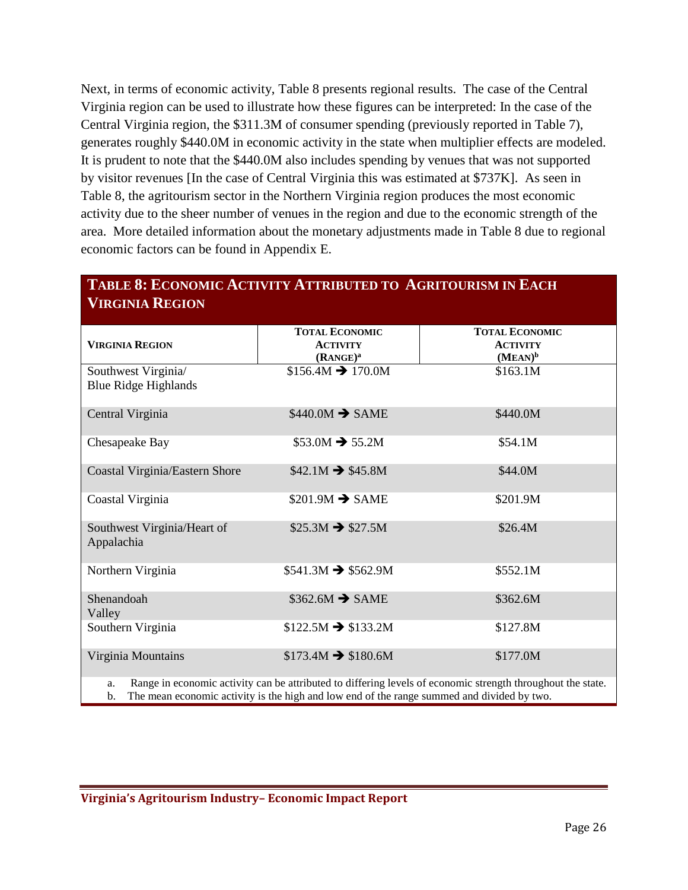Next, in terms of economic activity, Table 8 presents regional results. The case of the Central Virginia region can be used to illustrate how these figures can be interpreted: In the case of the Central Virginia region, the $311.3M of consumer spending (previously reported in Table 7), generates roughly $440.0M in economic activity in the state when multiplier effects are modeled. It is prudent to note that the $440.0M also includes spending by venues that was not supported by visitor revenues [In the case of Central Virginia this was estimated at $737K]. As seen in Table 8, the agritourism sector in the Northern Virginia region produces the most economic activity due to the sheer number of venues in the region and due to the economic strength of the area. More detailed information about the monetary adjustments made in Table 8 due to regional economic factors can be found in Appendix E.

**Table 8: Economic Activity Attributed to Agritourism in Each Virginia Region**

| Virginia Region | Total Economic Activity (Range)[a] | Total Economic Activity (Mean)[b] |
|---|---|---|
| Southwest Virginia/ Blue Ridge Highlands | $156.4M ➔ 170.0M | $163.1M |
| Central Virginia | $440.0M ➔ SAME | $440.0M |
| Chesapeake Bay | $53.0M ➔ 55.2M | $54.1M |
| Coastal Virginia/Eastern Shore | $42.1M ➔ $45.8M | $44.0M |
| Coastal Virginia | $201.9M ➔ SAME | $201.9M |
| Southwest Virginia/Heart of Appalachia | $25.3M ➔ $27.5M | $26.4M |
| Northern Virginia | $541.3M ➔ $562.9M | $552.1M |
| Shenandoah Valley | $362.6M ➔ SAME | $362.6M |
| Southern Virginia | $122.5M ➔ $133.2M | $127.8M |
| Virginia Mountains | $173.4M ➔ $180.6M | $177.0M |

a. Range in economic activity can be attributed to differing levels of economic strength throughout the state.
b. The mean economic activity is the high and low end of the range summed and divided by two.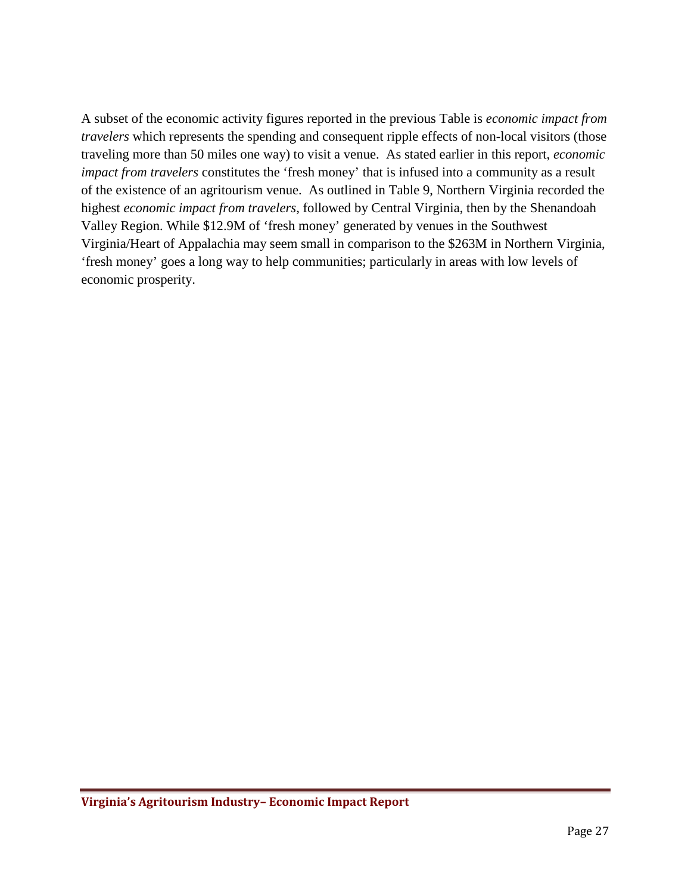A subset of the economic activity figures reported in the previous Table is *economic impact from travelers* which represents the spending and consequent ripple effects of non-local visitors (those traveling more than 50 miles one way) to visit a venue. As stated earlier in this report, *economic impact from travelers* constitutes the 'fresh money' that is infused into a community as a result of the existence of an agritourism venue. As outlined in Table 9, Northern Virginia recorded the highest *economic impact from travelers*, followed by Central Virginia, then by the Shenandoah Valley Region. While $12.9M of 'fresh money' generated by venues in the Southwest Virginia/Heart of Appalachia may seem small in comparison to the $263M in Northern Virginia, 'fresh money' goes a long way to help communities; particularly in areas with low levels of economic prosperity.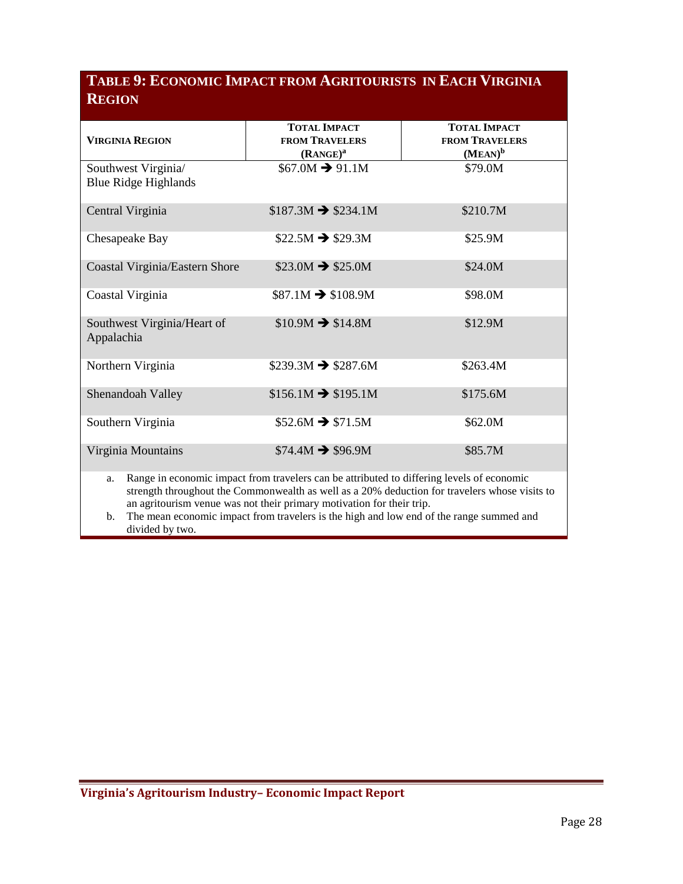## Table 9: Economic Impact from Agritourists in Each Virginia Region

| Virginia Region | Total Impact from Travelers (Range)[a] | Total Impact from Travelers (Mean)[b] |
|---|---|---|
| Southwest Virginia/ Blue Ridge Highlands | $67.0M ➔ 91.1M | $79.0M |
| Central Virginia | $187.3M ➔ $234.1M | $210.7M |
| Chesapeake Bay | $22.5M ➔ $29.3M | $25.9M |
| Coastal Virginia/Eastern Shore | $23.0M ➔ $25.0M | $24.0M |
| Coastal Virginia | $87.1M ➔ $108.9M | $98.0M |
| Southwest Virginia/Heart of Appalachia | $10.9M ➔ $14.8M | $12.9M |
| Northern Virginia | $239.3M ➔ $287.6M | $263.4M |
| Shenandoah Valley | $156.1M ➔ $195.1M | $175.6M |
| Southern Virginia | $52.6M ➔ $71.5M | $62.0M |
| Virginia Mountains | $74.4M ➔ $96.9M | $85.7M |

a. Range in economic impact from travelers can be attributed to differing levels of economic strength throughout the Commonwealth as well as a 20% deduction for travelers whose visits to an agritourism venue was not their primary motivation for their trip.

b. The mean economic impact from travelers is the high and low end of the range summed and divided by two.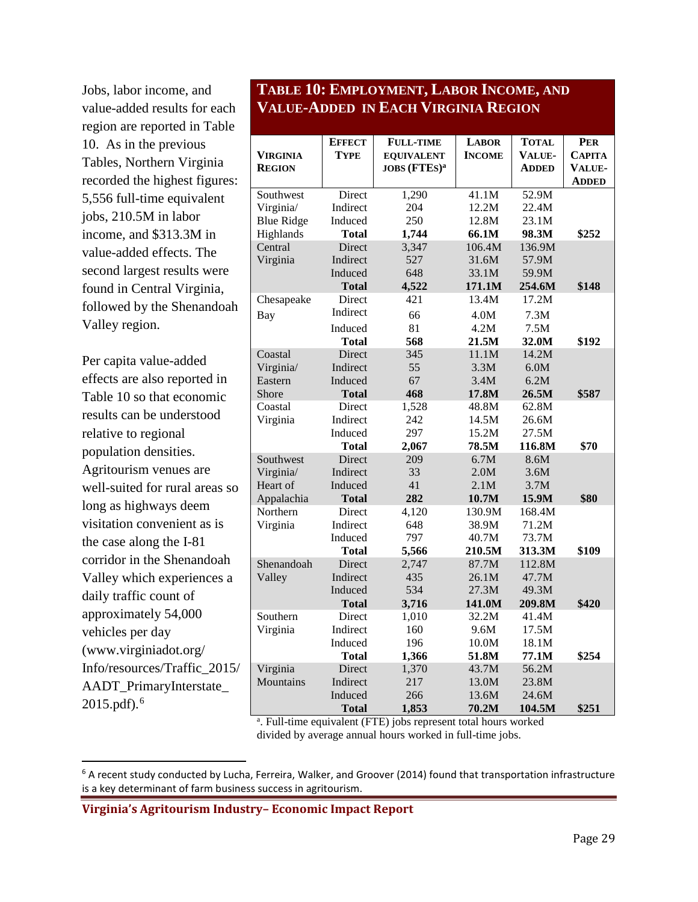Jobs, labor income, and value-added results for each region are reported in Table 10. As in the previous Tables, Northern Virginia recorded the highest figures: 5,556 full-time equivalent jobs, 210.5M in labor income, and $313.3M in value-added effects. The second largest results were found in Central Virginia, followed by the Shenandoah Valley region.

Per capita value-added effects are also reported in Table 10 so that economic results can be understood relative to regional population densities. Agritourism venues are well-suited for rural areas so long as highways deem visitation convenient as is the case along the I-81 corridor in the Shenandoah Valley which experiences a daily traffic count of approximately 54,000 vehicles per day (www.virginiadot.org/Info/resources/Traffic_2015/AADT_PrimaryInterstate_2015.pdf).[6]

## Table 10: Employment, Labor Income, and Value-Added in Each Virginia Region

| Virginia Region | Effect Type | Full-time Equivalent Jobs (FTEs)[a] | Labor Income | Total Value-Added | Per Capita Value-Added |
|---|---|---|---|---|---|
| Southwest Virginia/ Blue Ridge Highlands | Direct | 1,290 | 41.1M | 52.9M | |
| | Indirect | 204 | 12.2M | 22.4M | |
| | Induced | 250 | 12.8M | 23.1M | |
| | **Total** | **1,744** | **66.1M** | **98.3M** | **$252** |
| Central Virginia | Direct | 3,347 | 106.4M | 136.9M | |
| | Indirect | 527 | 31.6M | 57.9M | |
| | Induced | 648 | 33.1M | 59.9M | |
| | **Total** | **4,522** | **171.1M** | **254.6M** | **$148** |
| Chesapeake Bay | Direct | 421 | 13.4M | 17.2M | |
| | Indirect | 66 | 4.0M | 7.3M | |
| | Induced | 81 | 4.2M | 7.5M | |
| | **Total** | **568** | **21.5M** | **32.0M** | **$192** |
| Coastal Virginia/ Eastern Shore | Direct | 345 | 11.1M | 14.2M | |
| | Indirect | 55 | 3.3M | 6.0M | |
| | Induced | 67 | 3.4M | 6.2M | |
| | **Total** | **468** | **17.8M** | **26.5M** | **$587** |
| Coastal Virginia | Direct | 1,528 | 48.8M | 62.8M | |
| | Indirect | 242 | 14.5M | 26.6M | |
| | Induced | 297 | 15.2M | 27.5M | |
| | **Total** | **2,067** | **78.5M** | **116.8M** | **$70** |
| Southwest Virginia/ Heart of Appalachia | Direct | 209 | 6.7M | 8.6M | |
| | Indirect | 33 | 2.0M | 3.6M | |
| | Induced | 41 | 2.1M | 3.7M | |
| | **Total** | **282** | **10.7M** | **15.9M** | **$80** |
| Northern Virginia | Direct | 4,120 | 130.9M | 168.4M | |
| | Indirect | 648 | 38.9M | 71.2M | |
| | Induced | 797 | 40.7M | 73.7M | |
| | **Total** | **5,566** | **210.5M** | **313.3M** | **$109** |
| Shenandoah Valley | Direct | 2,747 | 87.7M | 112.8M | |
| | Indirect | 435 | 26.1M | 47.7M | |
| | Induced | 534 | 27.3M | 49.3M | |
| | **Total** | **3,716** | **141.0M** | **209.8M** | **$420** |
| Southern Virginia | Direct | 1,010 | 32.2M | 41.4M | |
| | Indirect | 160 | 9.6M | 17.5M | |
| | Induced | 196 | 10.0M | 18.1M | |
| | **Total** | **1,366** | **51.8M** | **77.1M** | **$254** |
| Virginia Mountains | Direct | 1,370 | 43.7M | 56.2M | |
| | Indirect | 217 | 13.0M | 23.8M | |
| | Induced | 266 | 13.6M | 24.6M | |
| | **Total** | **1,853** | **70.2M** | **104.5M** | **$251** |

[a]. Full-time equivalent (FTE) jobs represent total hours worked divided by average annual hours worked in full-time jobs.

[6] A recent study conducted by Lucha, Ferreira, Walker, and Groover (2014) found that transportation infrastructure is a key determinant of farm business success in agritourism.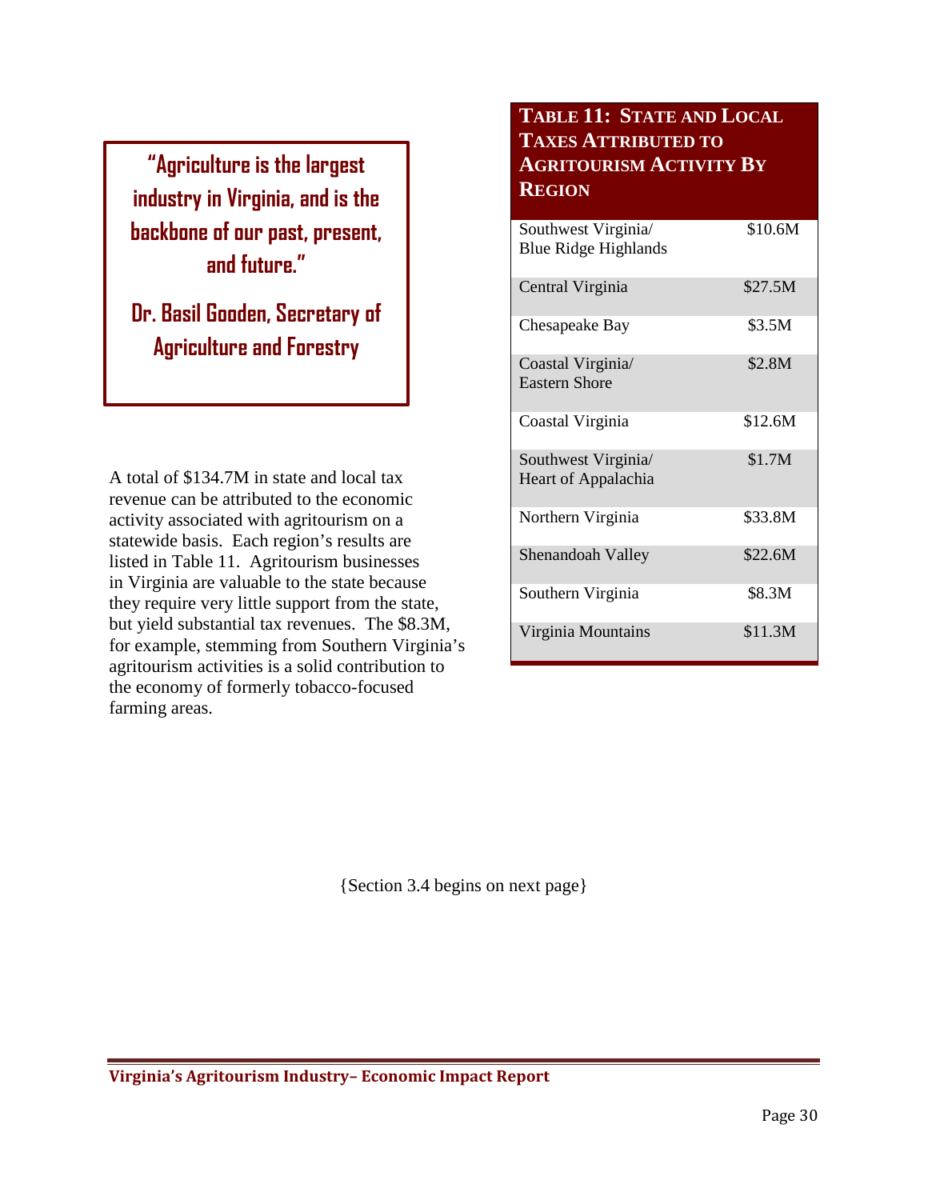> **"Agriculture is the largest industry in Virginia, and is the backbone of our past, present, and future."**
>
> **Dr. Basil Gooden, Secretary of Agriculture and Forestry**

A total of $134.7M in state and local tax revenue can be attributed to the economic activity associated with agritourism on a statewide basis. Each region's results are listed in Table 11. Agritourism businesses in Virginia are valuable to the state because they require very little support from the state, but yield substantial tax revenues. The $8.3M, for example, stemming from Southern Virginia's agritourism activities is a solid contribution to the economy of formerly tobacco-focused farming areas.

**Table 11: State and Local Taxes Attributed to Agritourism Activity By Region**

| Region | Taxes |
|---|---|
| Southwest Virginia/ Blue Ridge Highlands | $10.6M |
| Central Virginia | $27.5M |
| Chesapeake Bay | $3.5M |
| Coastal Virginia/ Eastern Shore | $2.8M |
| Coastal Virginia | $12.6M |
| Southwest Virginia/ Heart of Appalachia | $1.7M |
| Northern Virginia | $33.8M |
| Shenandoah Valley | $22.6M |
| Southern Virginia | $8.3M |
| Virginia Mountains | $11.3M |

{Section 3.4 begins on next page}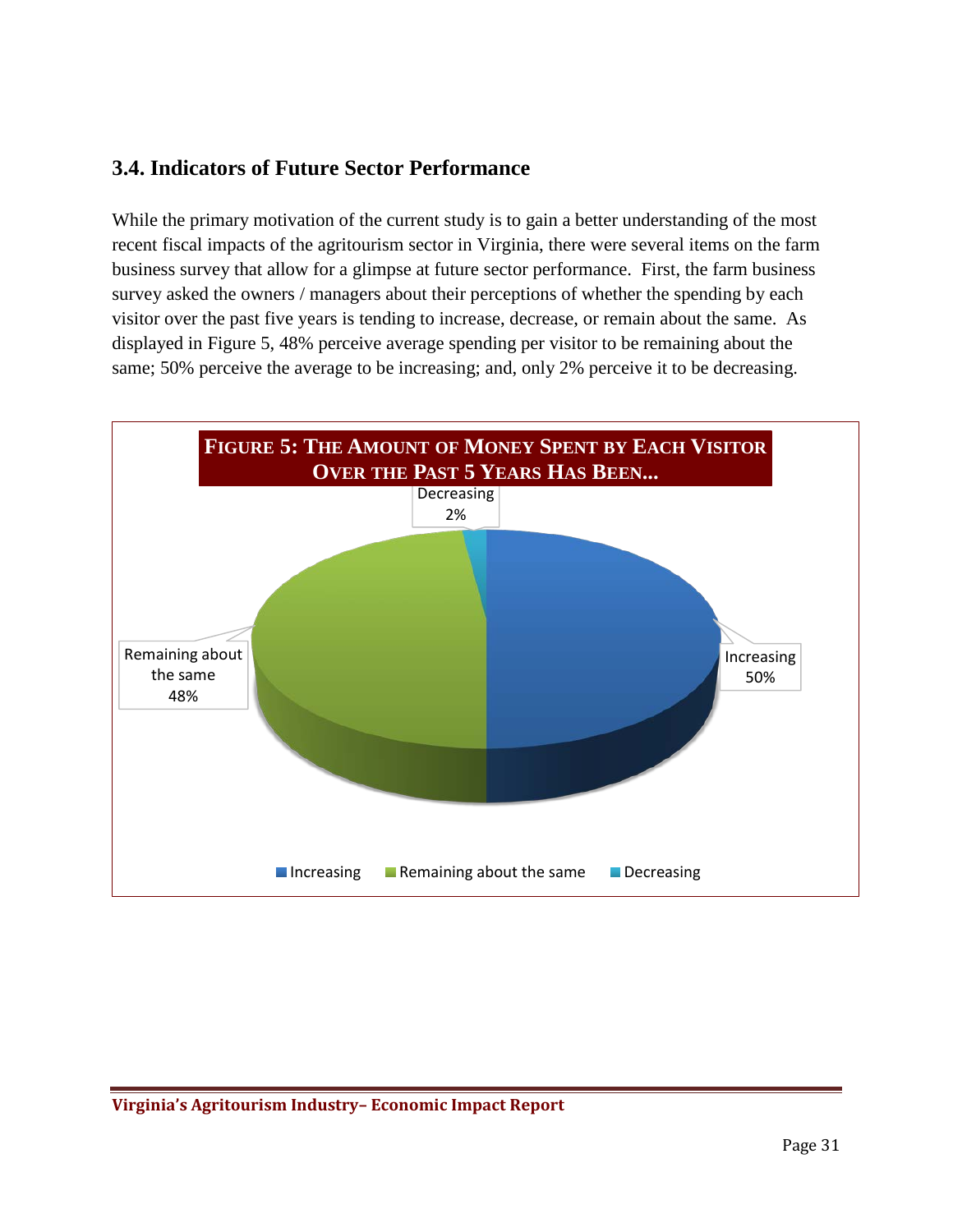### 3.4. Indicators of Future Sector Performance

While the primary motivation of the current study is to gain a better understanding of the most recent fiscal impacts of the agritourism sector in Virginia, there were several items on the farm business survey that allow for a glimpse at future sector performance. First, the farm business survey asked the owners / managers about their perceptions of whether the spending by each visitor over the past five years is tending to increase, decrease, or remain about the same. As displayed in Figure 5, 48% perceive average spending per visitor to be remaining about the same; 50% perceive the average to be increasing; and, only 2% perceive it to be decreasing.

**FIGURE 5: THE AMOUNT OF MONEY SPENT BY EACH VISITOR OVER THE PAST 5 YEARS HAS BEEN...**

| Response | Percent |
| --- | --- |
| Increasing | 50% |
| Remaining about the same | 48% |
| Decreasing | 2% |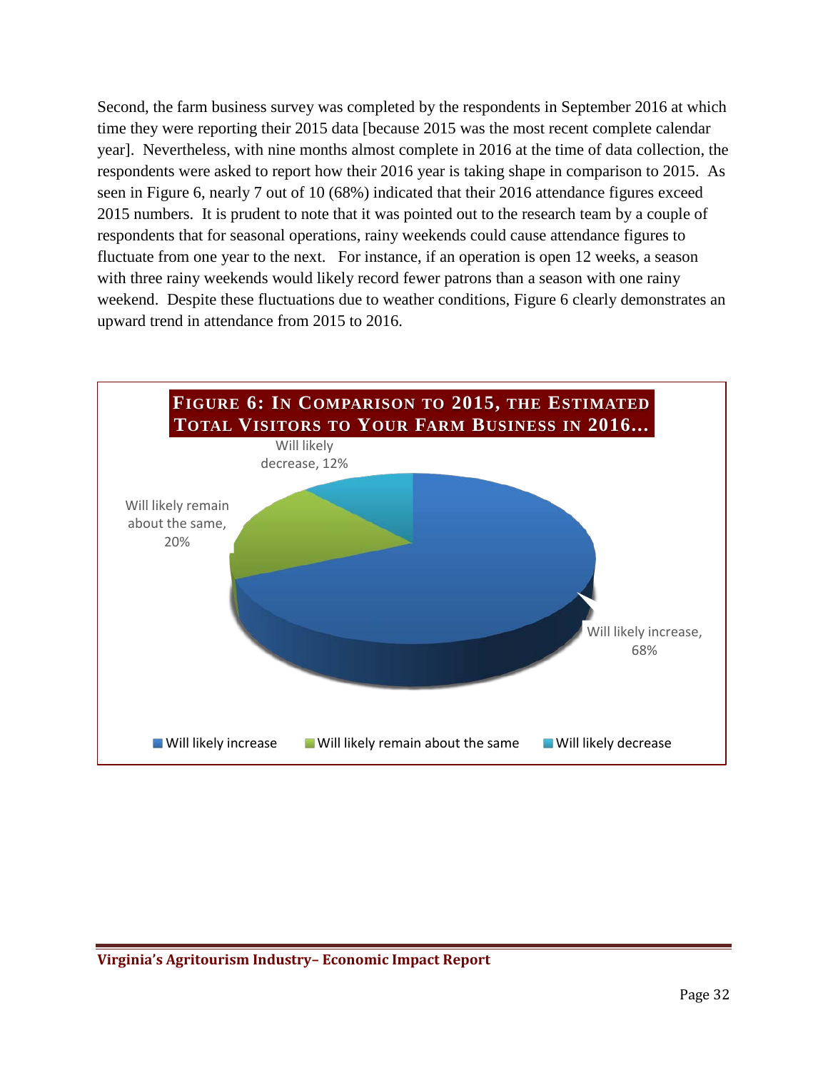Second, the farm business survey was completed by the respondents in September 2016 at which time they were reporting their 2015 data [because 2015 was the most recent complete calendar year]. Nevertheless, with nine months almost complete in 2016 at the time of data collection, the respondents were asked to report how their 2016 year is taking shape in comparison to 2015. As seen in Figure 6, nearly 7 out of 10 (68%) indicated that their 2016 attendance figures exceed 2015 numbers. It is prudent to note that it was pointed out to the research team by a couple of respondents that for seasonal operations, rainy weekends could cause attendance figures to fluctuate from one year to the next. For instance, if an operation is open 12 weeks, a season with three rainy weekends would likely record fewer patrons than a season with one rainy weekend. Despite these fluctuations due to weather conditions, Figure 6 clearly demonstrates an upward trend in attendance from 2015 to 2016.

**FIGURE 6: IN COMPARISON TO 2015, THE ESTIMATED TOTAL VISITORS TO YOUR FARM BUSINESS IN 2016…**

| Response | Percentage |
| --- | --- |
| Will likely increase | 68% |
| Will likely remain about the same | 20% |
| Will likely decrease | 12% |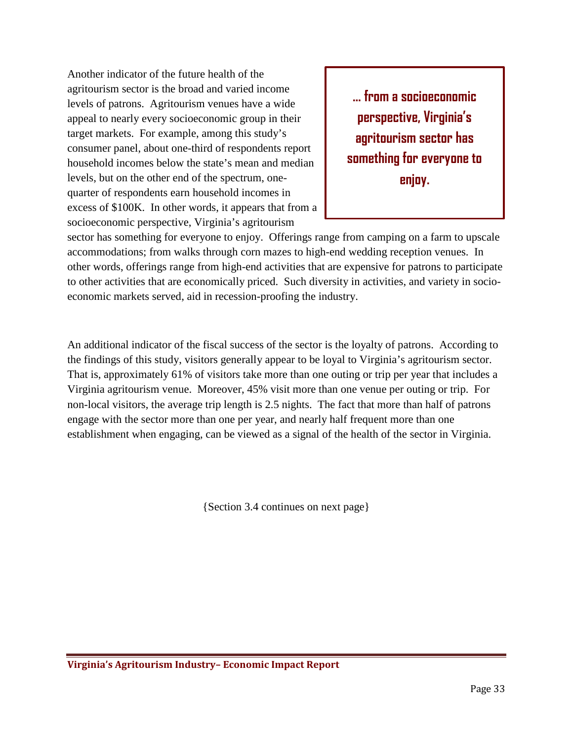Another indicator of the future health of the agritourism sector is the broad and varied income levels of patrons. Agritourism venues have a wide appeal to nearly every socioeconomic group in their target markets. For example, among this study's consumer panel, about one-third of respondents report household incomes below the state's mean and median levels, but on the other end of the spectrum, one-quarter of respondents earn household incomes in excess of $100K. In other words, it appears that from a socioeconomic perspective, Virginia's agritourism sector has something for everyone to enjoy. Offerings range from camping on a farm to upscale accommodations; from walks through corn mazes to high-end wedding reception venues. In other words, offerings range from high-end activities that are expensive for patrons to participate to other activities that are economically priced. Such diversity in activities, and variety in socio-economic markets served, aid in recession-proofing the industry.

> **… from a socioeconomic perspective, Virginia's agritourism sector has something for everyone to enjoy.**

An additional indicator of the fiscal success of the sector is the loyalty of patrons. According to the findings of this study, visitors generally appear to be loyal to Virginia's agritourism sector. That is, approximately 61% of visitors take more than one outing or trip per year that includes a Virginia agritourism venue. Moreover, 45% visit more than one venue per outing or trip. For non-local visitors, the average trip length is 2.5 nights. The fact that more than half of patrons engage with the sector more than one per year, and nearly half frequent more than one establishment when engaging, can be viewed as a signal of the health of the sector in Virginia.

{Section 3.4 continues on next page}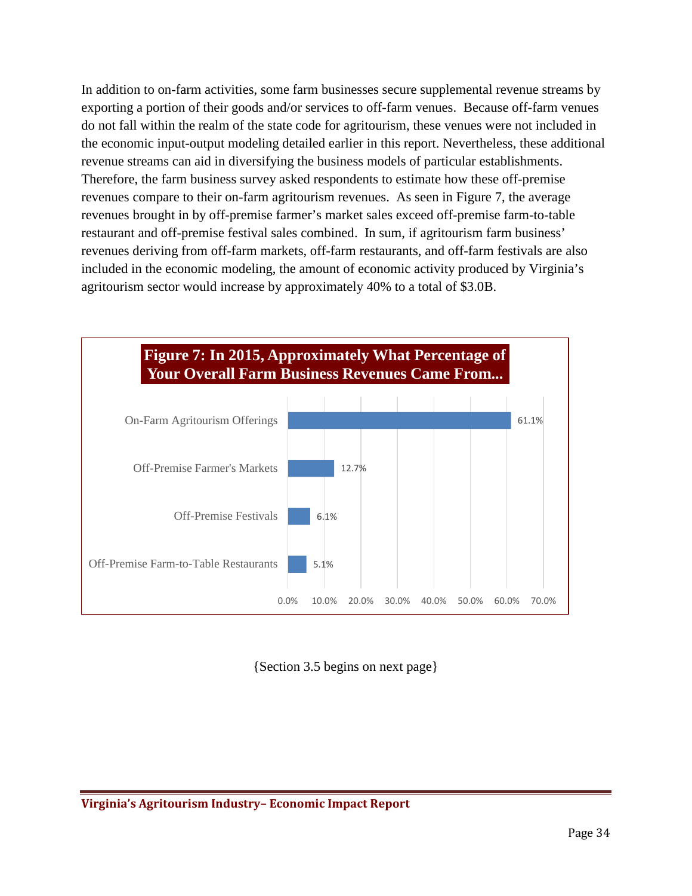In addition to on-farm activities, some farm businesses secure supplemental revenue streams by exporting a portion of their goods and/or services to off-farm venues. Because off-farm venues do not fall within the realm of the state code for agritourism, these venues were not included in the economic input-output modeling detailed earlier in this report. Nevertheless, these additional revenue streams can aid in diversifying the business models of particular establishments. Therefore, the farm business survey asked respondents to estimate how these off-premise revenues compare to their on-farm agritourism revenues. As seen in Figure 7, the average revenues brought in by off-premise farmer's market sales exceed off-premise farm-to-table restaurant and off-premise festival sales combined. In sum, if agritourism farm business' revenues deriving from off-farm markets, off-farm restaurants, and off-farm festivals are also included in the economic modeling, the amount of economic activity produced by Virginia's agritourism sector would increase by approximately 40% to a total of $3.0B.

**Figure 7: In 2015, Approximately What Percentage of Your Overall Farm Business Revenues Came From...**

| Source | Percentage |
| --- | --- |
| On-Farm Agritourism Offerings | 61.1% |
| Off-Premise Farmer's Markets | 12.7% |
| Off-Premise Festivals | 6.1% |
| Off-Premise Farm-to-Table Restaurants | 5.1% |

{Section 3.5 begins on next page}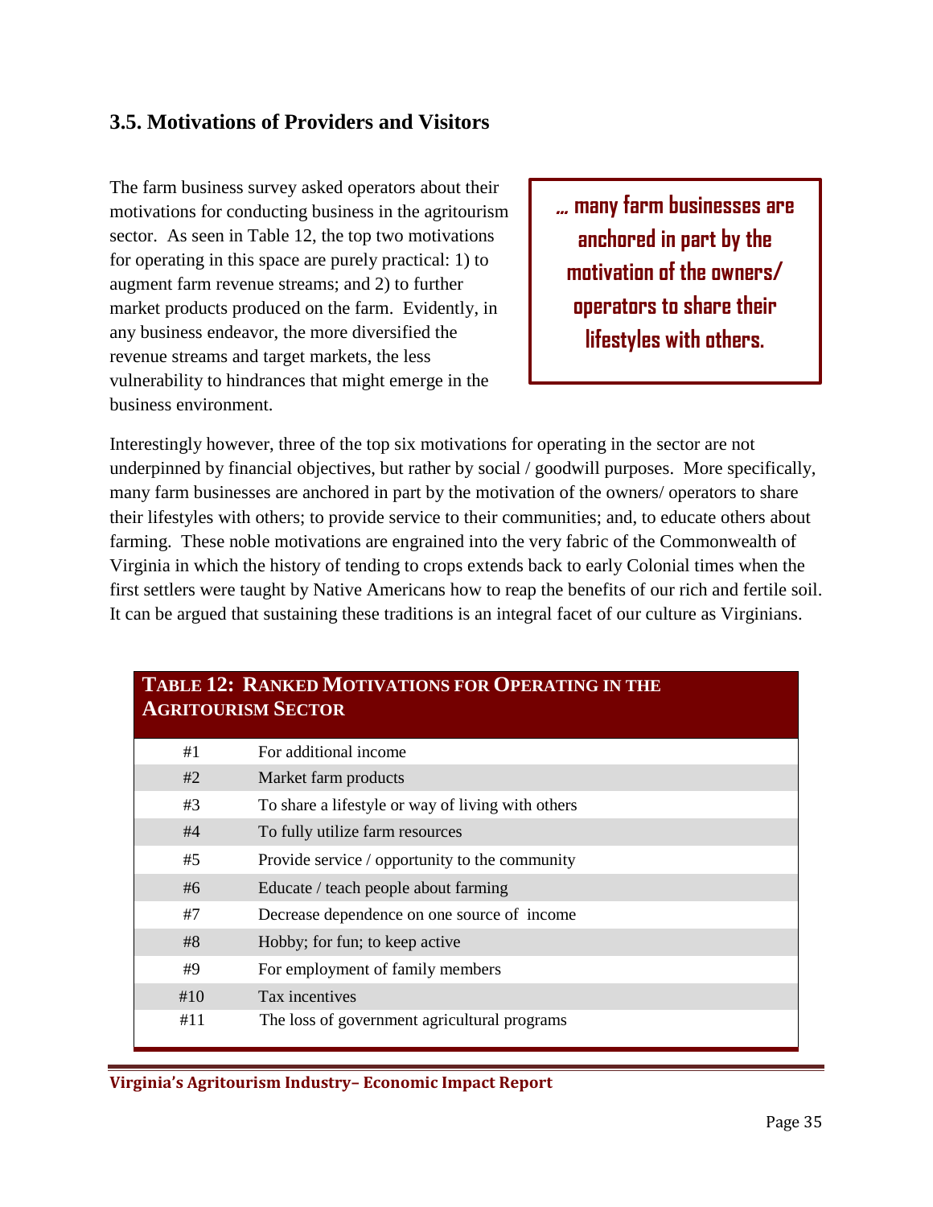## 3.5. Motivations of Providers and Visitors

The farm business survey asked operators about their motivations for conducting business in the agritourism sector. As seen in Table 12, the top two motivations for operating in this space are purely practical: 1) to augment farm revenue streams; and 2) to further market products produced on the farm. Evidently, in any business endeavor, the more diversified the revenue streams and target markets, the less vulnerability to hindrances that might emerge in the business environment.

> **… many farm businesses are anchored in part by the motivation of the owners/ operators to share their lifestyles with others.**

Interestingly however, three of the top six motivations for operating in the sector are not underpinned by financial objectives, but rather by social / goodwill purposes. More specifically, many farm businesses are anchored in part by the motivation of the owners/ operators to share their lifestyles with others; to provide service to their communities; and, to educate others about farming. These noble motivations are engrained into the very fabric of the Commonwealth of Virginia in which the history of tending to crops extends back to early Colonial times when the first settlers were taught by Native Americans how to reap the benefits of our rich and fertile soil. It can be argued that sustaining these traditions is an integral facet of our culture as Virginians.

**TABLE 12: RANKED MOTIVATIONS FOR OPERATING IN THE AGRITOURISM SECTOR**

| Rank | Motivation |
|---|---|
| #1 | For additional income |
| #2 | Market farm products |
| #3 | To share a lifestyle or way of living with others |
| #4 | To fully utilize farm resources |
| #5 | Provide service / opportunity to the community |
| #6 | Educate / teach people about farming |
| #7 | Decrease dependence on one source of income |
| #8 | Hobby; for fun; to keep active |
| #9 | For employment of family members |
| #10 | Tax incentives |
| #11 | The loss of government agricultural programs |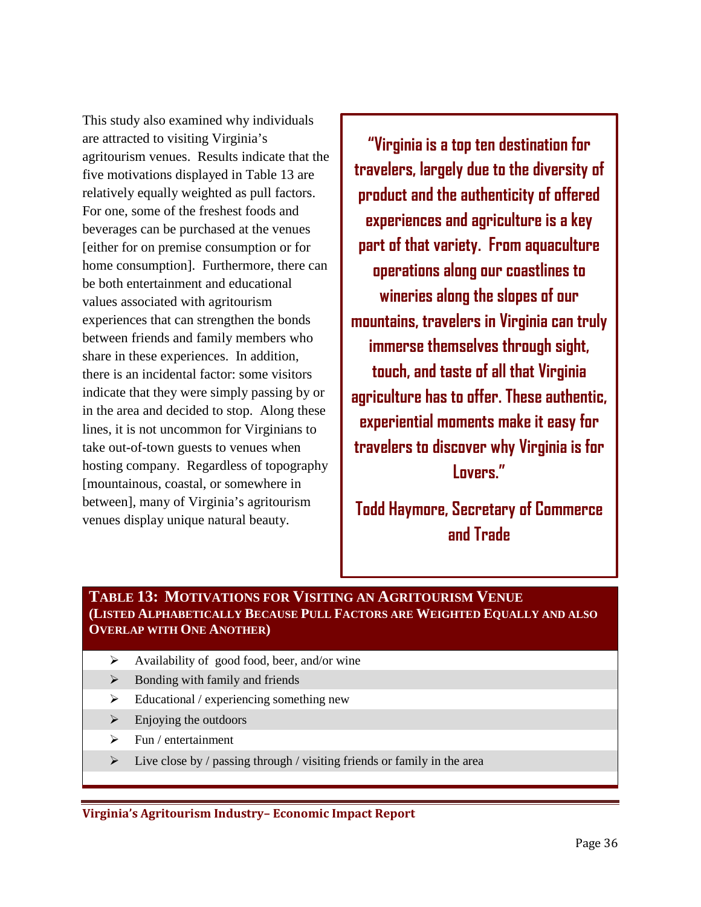This study also examined why individuals are attracted to visiting Virginia's agritourism venues. Results indicate that the five motivations displayed in Table 13 are relatively equally weighted as pull factors. For one, some of the freshest foods and beverages can be purchased at the venues [either for on premise consumption or for home consumption]. Furthermore, there can be both entertainment and educational values associated with agritourism experiences that can strengthen the bonds between friends and family members who share in these experiences. In addition, there is an incidental factor: some visitors indicate that they were simply passing by or in the area and decided to stop. Along these lines, it is not uncommon for Virginians to take out-of-town guests to venues when hosting company. Regardless of topography [mountainous, coastal, or somewhere in between], many of Virginia's agritourism venues display unique natural beauty.

> **"Virginia is a top ten destination for travelers, largely due to the diversity of product and the authenticity of offered experiences and agriculture is a key part of that variety. From aquaculture operations along our coastlines to wineries along the slopes of our mountains, travelers in Virginia can truly immerse themselves through sight, touch, and taste of all that Virginia agriculture has to offer. These authentic, experiential moments make it easy for travelers to discover why Virginia is for Lovers."**
>
> **Todd Haymore, Secretary of Commerce and Trade**

**TABLE 13: MOTIVATIONS FOR VISITING AN AGRITOURISM VENUE (LISTED ALPHABETICALLY BECAUSE PULL FACTORS ARE WEIGHTED EQUALLY AND ALSO OVERLAP WITH ONE ANOTHER)**

- Availability of good food, beer, and/or wine
- Bonding with family and friends
- Educational / experiencing something new
- Enjoying the outdoors
- Fun / entertainment
- Live close by / passing through / visiting friends or family in the area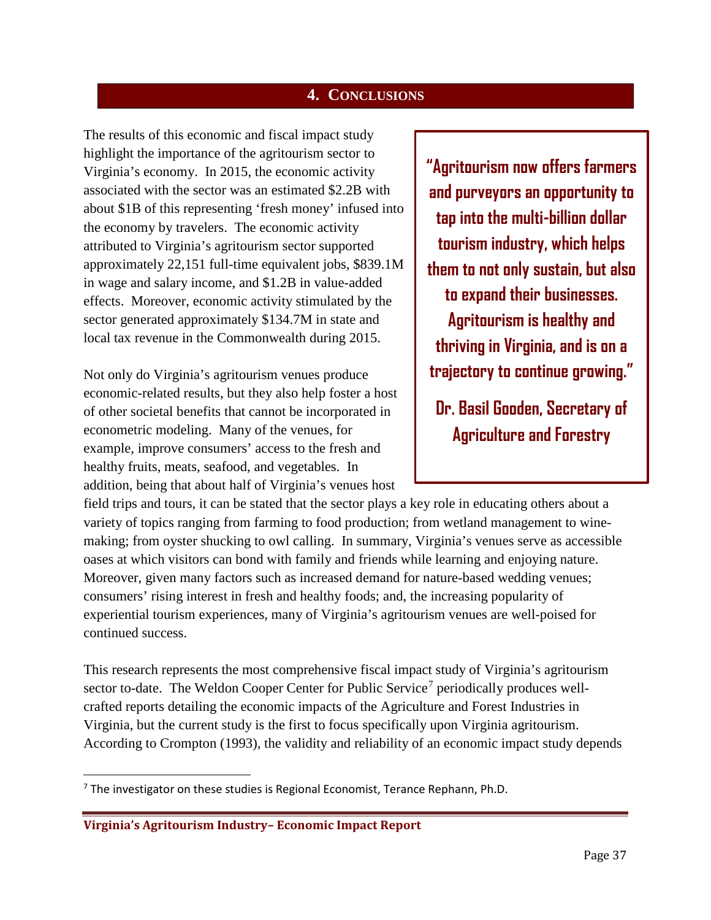## 4. CONCLUSIONS

The results of this economic and fiscal impact study highlight the importance of the agritourism sector to Virginia's economy. In 2015, the economic activity associated with the sector was an estimated $2.2B with about $1B of this representing 'fresh money' infused into the economy by travelers. The economic activity attributed to Virginia's agritourism sector supported approximately 22,151 full-time equivalent jobs, $839.1M in wage and salary income, and $1.2B in value-added effects. Moreover, economic activity stimulated by the sector generated approximately $134.7M in state and local tax revenue in the Commonwealth during 2015.

> **"Agritourism now offers farmers and purveyors an opportunity to tap into the multi-billion dollar tourism industry, which helps them to not only sustain, but also to expand their businesses. Agritourism is healthy and thriving in Virginia, and is on a trajectory to continue growing."**
>
> **Dr. Basil Gooden, Secretary of Agriculture and Forestry**

Not only do Virginia's agritourism venues produce economic-related results, but they also help foster a host of other societal benefits that cannot be incorporated in econometric modeling. Many of the venues, for example, improve consumers' access to the fresh and healthy fruits, meats, seafood, and vegetables. In addition, being that about half of Virginia's venues host field trips and tours, it can be stated that the sector plays a key role in educating others about a variety of topics ranging from farming to food production; from wetland management to wine-making; from oyster shucking to owl calling. In summary, Virginia's venues serve as accessible oases at which visitors can bond with family and friends while learning and enjoying nature. Moreover, given many factors such as increased demand for nature-based wedding venues; consumers' rising interest in fresh and healthy foods; and, the increasing popularity of experiential tourism experiences, many of Virginia's agritourism venues are well-poised for continued success.

This research represents the most comprehensive fiscal impact study of Virginia's agritourism sector to-date. The Weldon Cooper Center for Public Service[7] periodically produces well-crafted reports detailing the economic impacts of the Agriculture and Forest Industries in Virginia, but the current study is the first to focus specifically upon Virginia agritourism. According to Crompton (1993), the validity and reliability of an economic impact study depends

[7] The investigator on these studies is Regional Economist, Terance Rephann, Ph.D.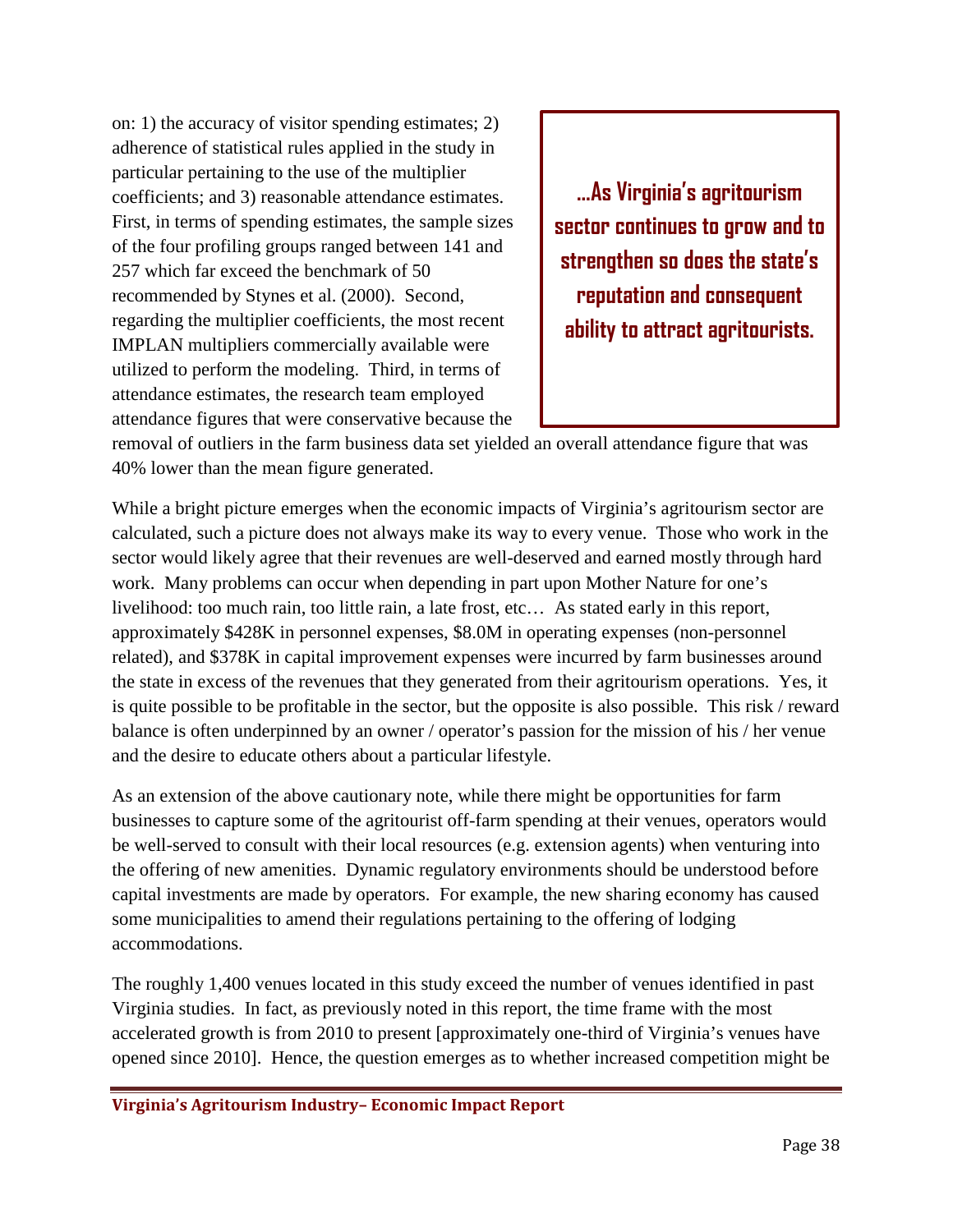on: 1) the accuracy of visitor spending estimates; 2) adherence of statistical rules applied in the study in particular pertaining to the use of the multiplier coefficients; and 3) reasonable attendance estimates. First, in terms of spending estimates, the sample sizes of the four profiling groups ranged between 141 and 257 which far exceed the benchmark of 50 recommended by Stynes et al. (2000). Second, regarding the multiplier coefficients, the most recent IMPLAN multipliers commercially available were utilized to perform the modeling. Third, in terms of attendance estimates, the research team employed attendance figures that were conservative because the removal of outliers in the farm business data set yielded an overall attendance figure that was 40% lower than the mean figure generated.

> **…As Virginia's agritourism sector continues to grow and to strengthen so does the state's reputation and consequent ability to attract agritourists.**

While a bright picture emerges when the economic impacts of Virginia's agritourism sector are calculated, such a picture does not always make its way to every venue. Those who work in the sector would likely agree that their revenues are well-deserved and earned mostly through hard work. Many problems can occur when depending in part upon Mother Nature for one's livelihood: too much rain, too little rain, a late frost, etc… As stated early in this report, approximately $428K in personnel expenses, $8.0M in operating expenses (non-personnel related), and $378K in capital improvement expenses were incurred by farm businesses around the state in excess of the revenues that they generated from their agritourism operations. Yes, it is quite possible to be profitable in the sector, but the opposite is also possible. This risk / reward balance is often underpinned by an owner / operator's passion for the mission of his / her venue and the desire to educate others about a particular lifestyle.

As an extension of the above cautionary note, while there might be opportunities for farm businesses to capture some of the agritourist off-farm spending at their venues, operators would be well-served to consult with their local resources (e.g. extension agents) when venturing into the offering of new amenities. Dynamic regulatory environments should be understood before capital investments are made by operators. For example, the new sharing economy has caused some municipalities to amend their regulations pertaining to the offering of lodging accommodations.

The roughly 1,400 venues located in this study exceed the number of venues identified in past Virginia studies. In fact, as previously noted in this report, the time frame with the most accelerated growth is from 2010 to present [approximately one-third of Virginia's venues have opened since 2010]. Hence, the question emerges as to whether increased competition might be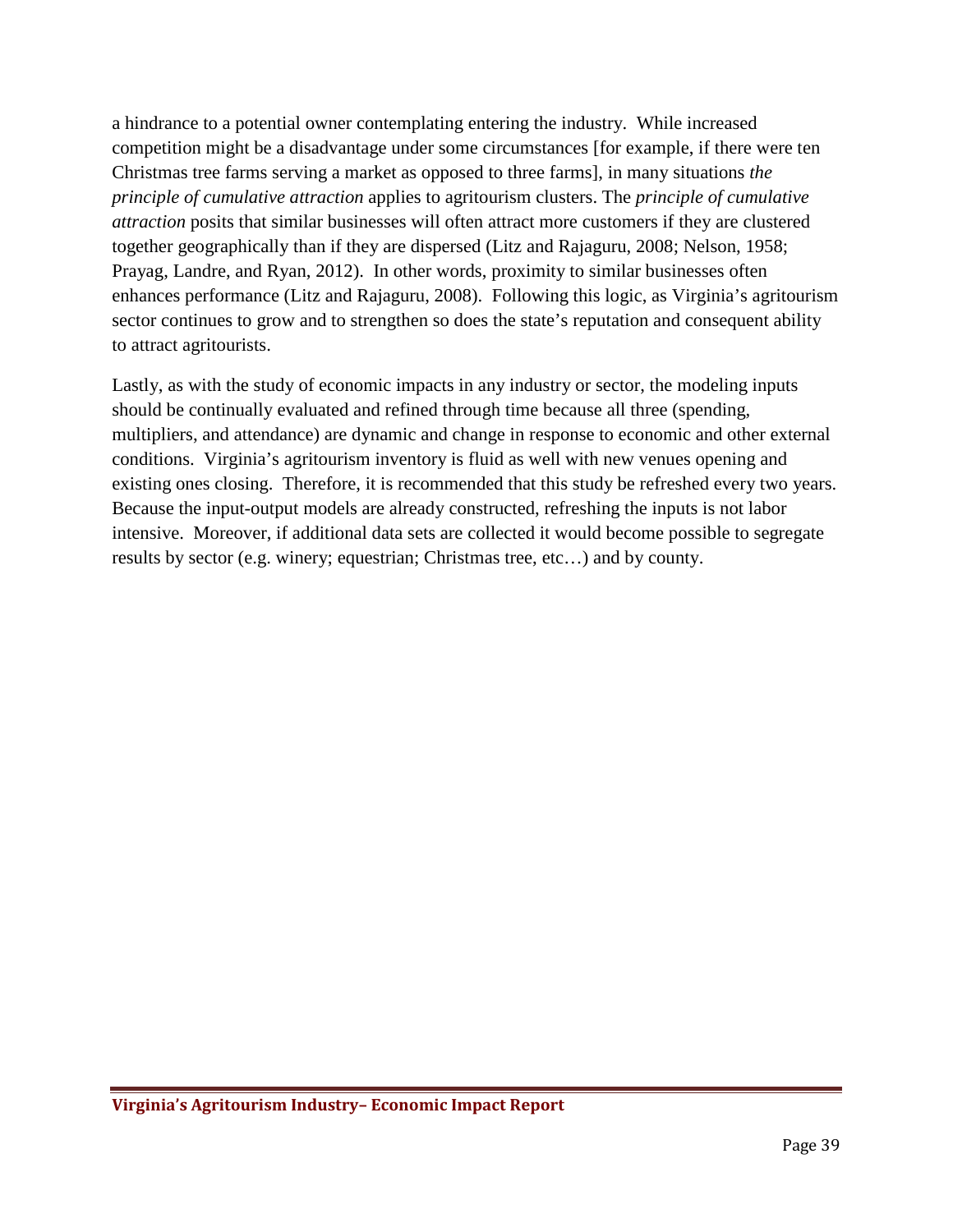a hindrance to a potential owner contemplating entering the industry. While increased competition might be a disadvantage under some circumstances [for example, if there were ten Christmas tree farms serving a market as opposed to three farms], in many situations *the principle of cumulative attraction* applies to agritourism clusters. The *principle of cumulative attraction* posits that similar businesses will often attract more customers if they are clustered together geographically than if they are dispersed (Litz and Rajaguru, 2008; Nelson, 1958; Prayag, Landre, and Ryan, 2012). In other words, proximity to similar businesses often enhances performance (Litz and Rajaguru, 2008). Following this logic, as Virginia's agritourism sector continues to grow and to strengthen so does the state's reputation and consequent ability to attract agritourists.

Lastly, as with the study of economic impacts in any industry or sector, the modeling inputs should be continually evaluated and refined through time because all three (spending, multipliers, and attendance) are dynamic and change in response to economic and other external conditions. Virginia's agritourism inventory is fluid as well with new venues opening and existing ones closing. Therefore, it is recommended that this study be refreshed every two years. Because the input-output models are already constructed, refreshing the inputs is not labor intensive. Moreover, if additional data sets are collected it would become possible to segregate results by sector (e.g. winery; equestrian; Christmas tree, etc…) and by county.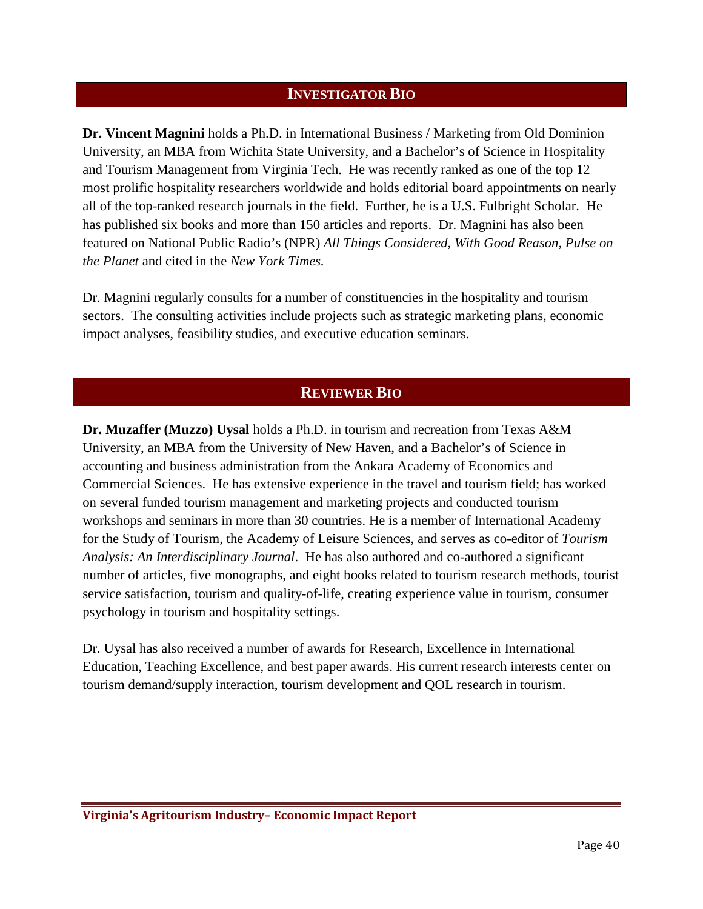## INVESTIGATOR BIO

**Dr. Vincent Magnini** holds a Ph.D. in International Business / Marketing from Old Dominion University, an MBA from Wichita State University, and a Bachelor's of Science in Hospitality and Tourism Management from Virginia Tech. He was recently ranked as one of the top 12 most prolific hospitality researchers worldwide and holds editorial board appointments on nearly all of the top-ranked research journals in the field. Further, he is a U.S. Fulbright Scholar. He has published six books and more than 150 articles and reports. Dr. Magnini has also been featured on National Public Radio's (NPR) *All Things Considered, With Good Reason, Pulse on the Planet* and cited in the *New York Times.*

Dr. Magnini regularly consults for a number of constituencies in the hospitality and tourism sectors. The consulting activities include projects such as strategic marketing plans, economic impact analyses, feasibility studies, and executive education seminars.

## REVIEWER BIO

**Dr. Muzaffer (Muzzo) Uysal** holds a Ph.D. in tourism and recreation from Texas A&M University, an MBA from the University of New Haven, and a Bachelor's of Science in accounting and business administration from the Ankara Academy of Economics and Commercial Sciences. He has extensive experience in the travel and tourism field; has worked on several funded tourism management and marketing projects and conducted tourism workshops and seminars in more than 30 countries. He is a member of International Academy for the Study of Tourism, the Academy of Leisure Sciences, and serves as co-editor of *Tourism Analysis: An Interdisciplinary Journal*. He has also authored and co-authored a significant number of articles, five monographs, and eight books related to tourism research methods, tourist service satisfaction, tourism and quality-of-life, creating experience value in tourism, consumer psychology in tourism and hospitality settings.

Dr. Uysal has also received a number of awards for Research, Excellence in International Education, Teaching Excellence, and best paper awards. His current research interests center on tourism demand/supply interaction, tourism development and QOL research in tourism.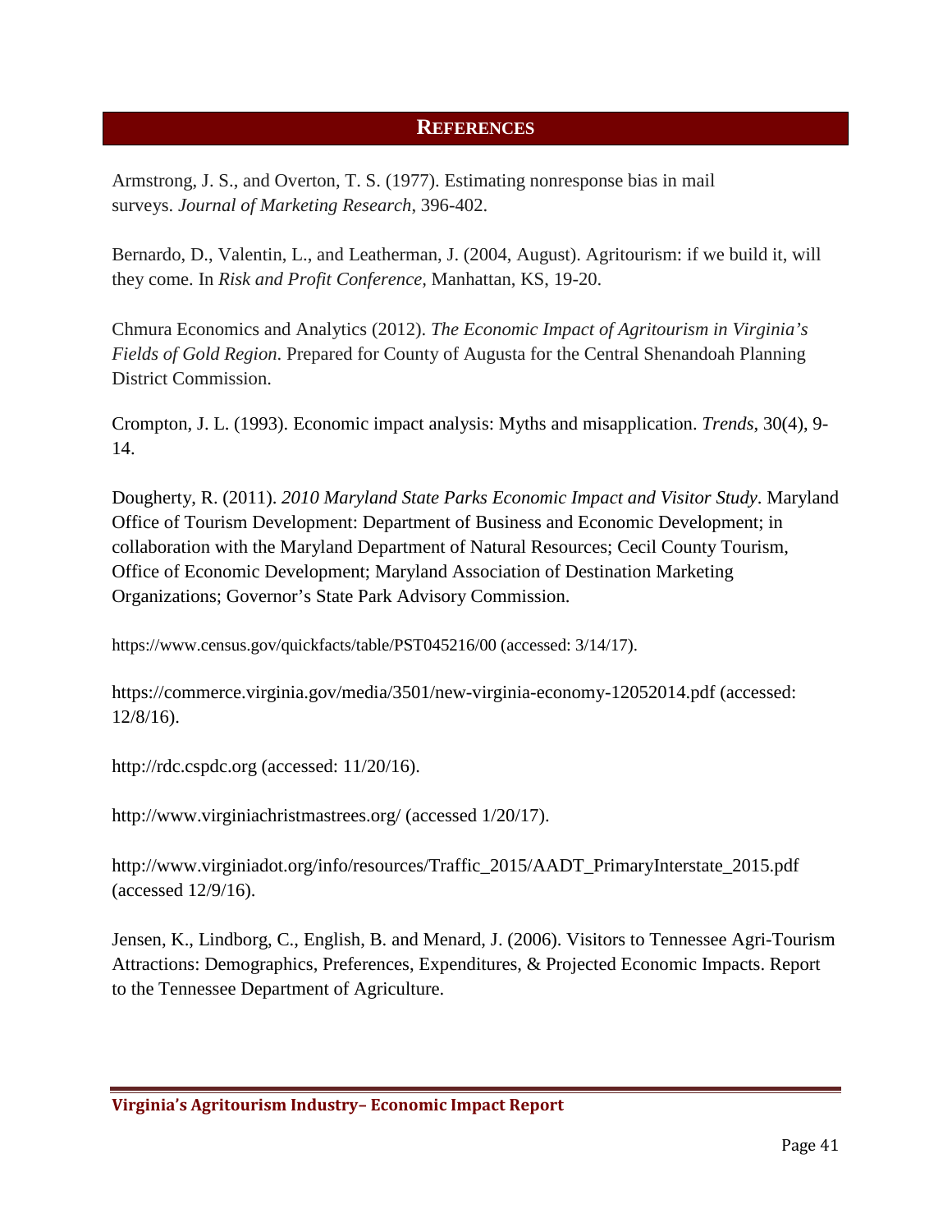## REFERENCES

Armstrong, J. S., and Overton, T. S. (1977). Estimating nonresponse bias in mail surveys. *Journal of Marketing Research*, 396-402.

Bernardo, D., Valentin, L., and Leatherman, J. (2004, August). Agritourism: if we build it, will they come. In *Risk and Profit Conference*, Manhattan, KS, 19-20.

Chmura Economics and Analytics (2012). *The Economic Impact of Agritourism in Virginia's Fields of Gold Region*. Prepared for County of Augusta for the Central Shenandoah Planning District Commission.

Crompton, J. L. (1993). Economic impact analysis: Myths and misapplication. *Trends*, 30(4), 9-14.

Dougherty, R. (2011). *2010 Maryland State Parks Economic Impact and Visitor Study*. Maryland Office of Tourism Development: Department of Business and Economic Development; in collaboration with the Maryland Department of Natural Resources; Cecil County Tourism, Office of Economic Development; Maryland Association of Destination Marketing Organizations; Governor's State Park Advisory Commission.

https://www.census.gov/quickfacts/table/PST045216/00 (accessed: 3/14/17).

https://commerce.virginia.gov/media/3501/new-virginia-economy-12052014.pdf (accessed: 12/8/16).

http://rdc.cspdc.org (accessed: 11/20/16).

http://www.virginiachristmastrees.org/ (accessed 1/20/17).

http://www.virginiadot.org/info/resources/Traffic_2015/AADT_PrimaryInterstate_2015.pdf (accessed 12/9/16).

Jensen, K., Lindborg, C., English, B. and Menard, J. (2006). Visitors to Tennessee Agri-Tourism Attractions: Demographics, Preferences, Expenditures, & Projected Economic Impacts. Report to the Tennessee Department of Agriculture.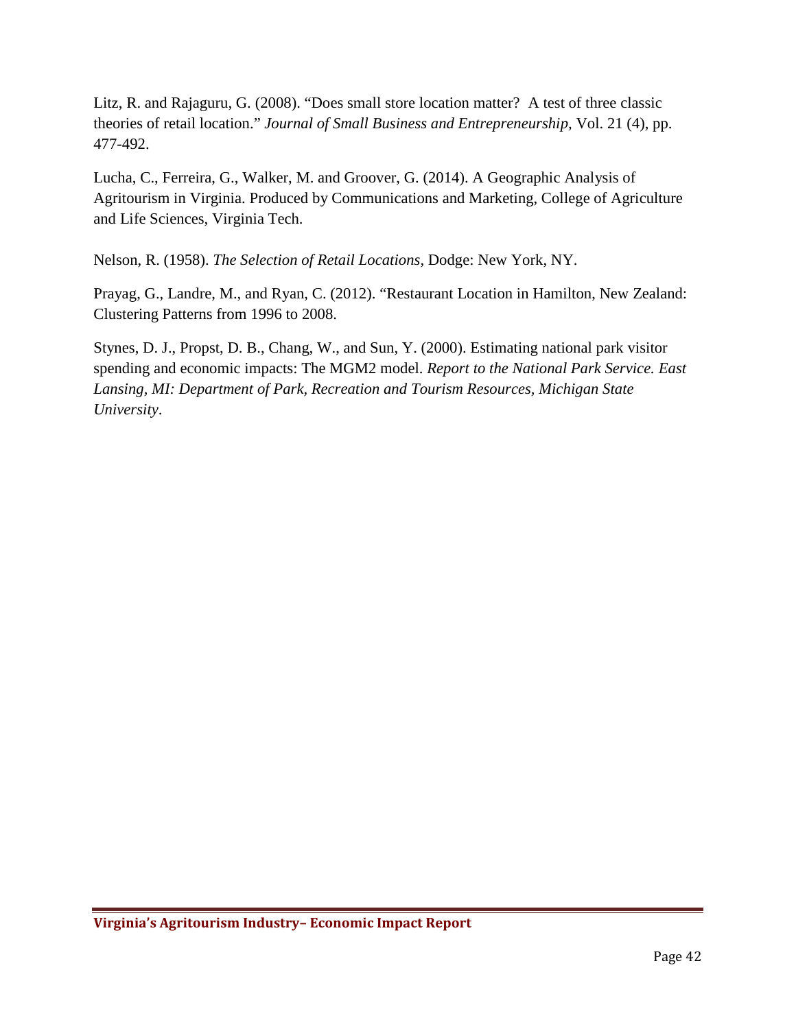Litz, R. and Rajaguru, G. (2008). “Does small store location matter? A test of three classic theories of retail location.” *Journal of Small Business and Entrepreneurship,* Vol. 21 (4), pp. 477-492.

Lucha, C., Ferreira, G., Walker, M. and Groover, G. (2014). A Geographic Analysis of Agritourism in Virginia. Produced by Communications and Marketing, College of Agriculture and Life Sciences, Virginia Tech.

Nelson, R. (1958). *The Selection of Retail Locations,* Dodge: New York, NY.

Prayag, G., Landre, M., and Ryan, C. (2012). “Restaurant Location in Hamilton, New Zealand: Clustering Patterns from 1996 to 2008.

Stynes, D. J., Propst, D. B., Chang, W., and Sun, Y. (2000). Estimating national park visitor spending and economic impacts: The MGM2 model. *Report to the National Park Service. East Lansing, MI: Department of Park, Recreation and Tourism Resources, Michigan State University*.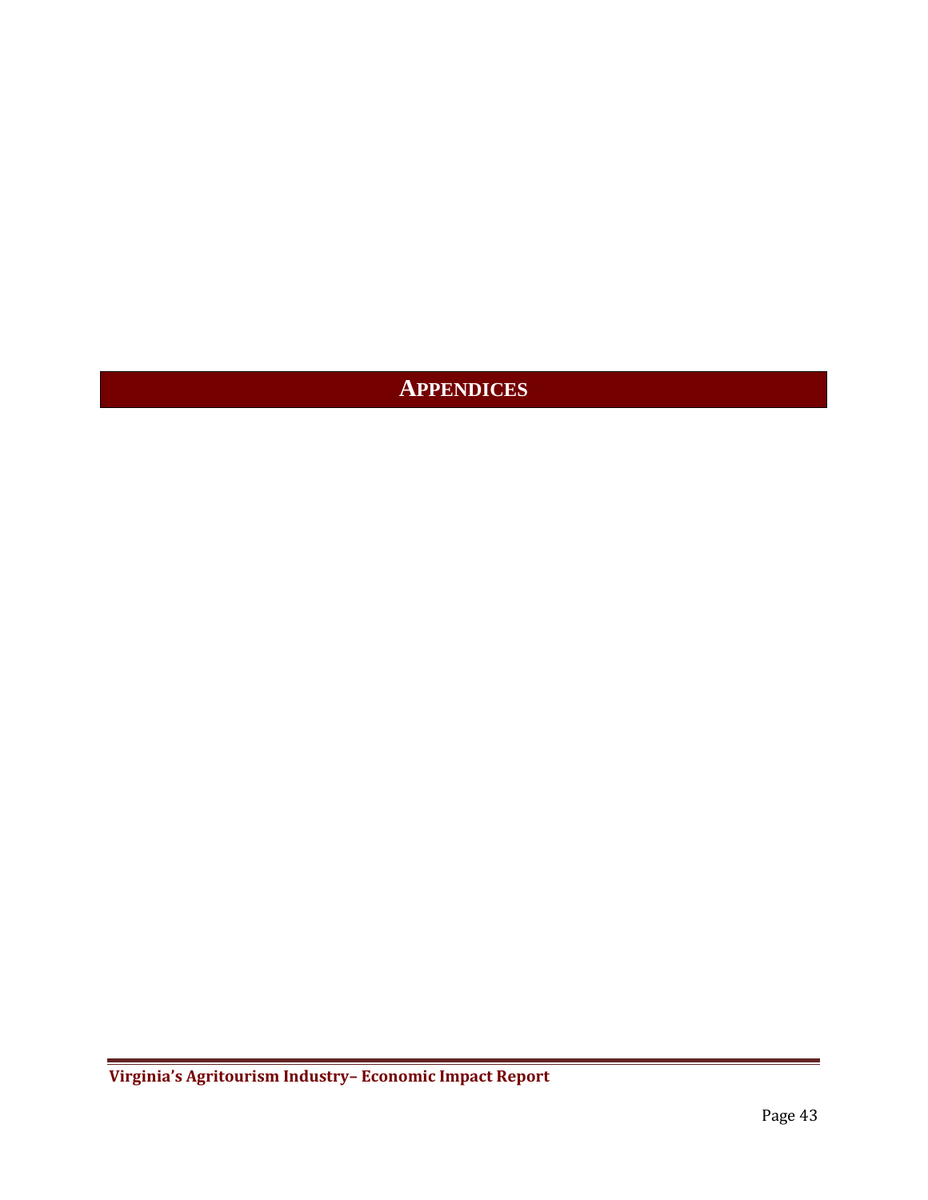# APPENDICES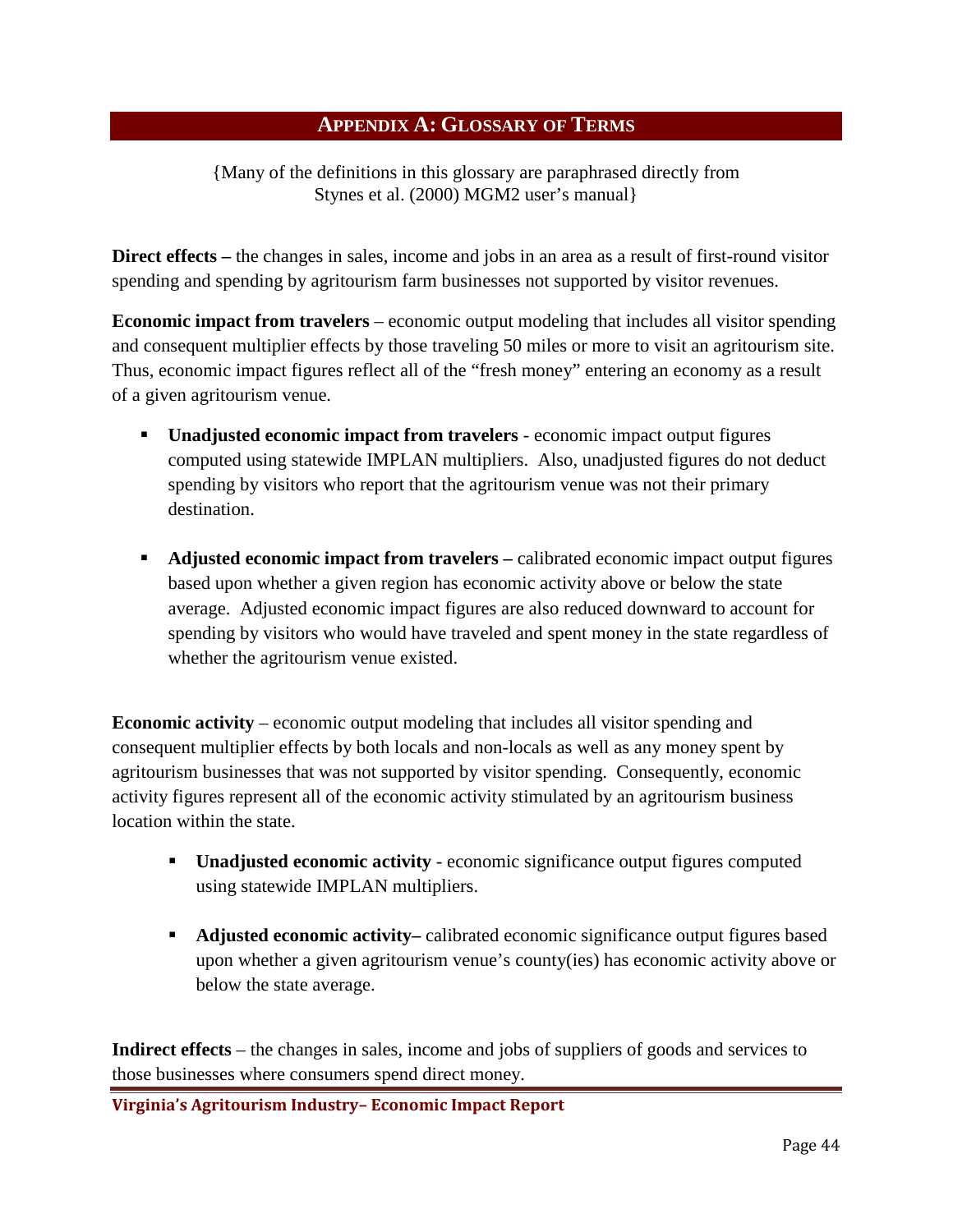## Appendix A: Glossary of Terms

{Many of the definitions in this glossary are paraphrased directly from Stynes et al. (2000) MGM2 user's manual}

**Direct effects –** the changes in sales, income and jobs in an area as a result of first-round visitor spending and spending by agritourism farm businesses not supported by visitor revenues.

**Economic impact from travelers** – economic output modeling that includes all visitor spending and consequent multiplier effects by those traveling 50 miles or more to visit an agritourism site. Thus, economic impact figures reflect all of the "fresh money" entering an economy as a result of a given agritourism venue.

- **Unadjusted economic impact from travelers** - economic impact output figures computed using statewide IMPLAN multipliers. Also, unadjusted figures do not deduct spending by visitors who report that the agritourism venue was not their primary destination.
- **Adjusted economic impact from travelers –** calibrated economic impact output figures based upon whether a given region has economic activity above or below the state average. Adjusted economic impact figures are also reduced downward to account for spending by visitors who would have traveled and spent money in the state regardless of whether the agritourism venue existed.

**Economic activity** – economic output modeling that includes all visitor spending and consequent multiplier effects by both locals and non-locals as well as any money spent by agritourism businesses that was not supported by visitor spending. Consequently, economic activity figures represent all of the economic activity stimulated by an agritourism business location within the state.

- **Unadjusted economic activity** - economic significance output figures computed using statewide IMPLAN multipliers.
- **Adjusted economic activity–** calibrated economic significance output figures based upon whether a given agritourism venue's county(ies) has economic activity above or below the state average.

**Indirect effects** – the changes in sales, income and jobs of suppliers of goods and services to those businesses where consumers spend direct money.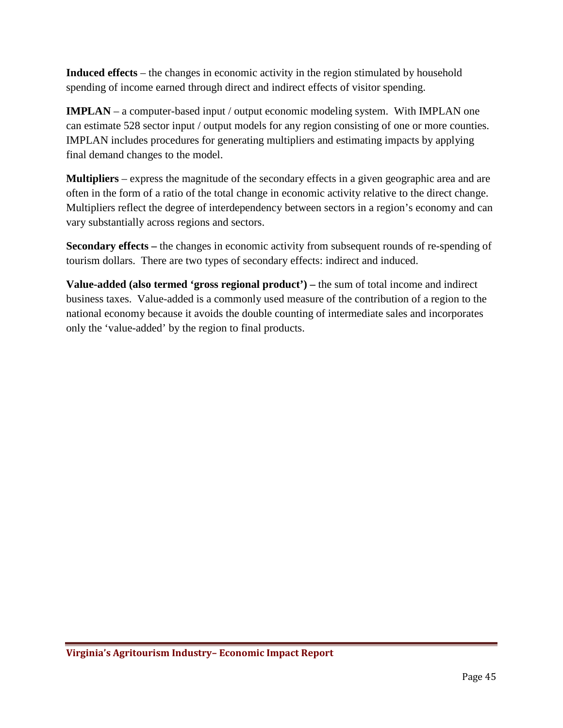**Induced effects** – the changes in economic activity in the region stimulated by household spending of income earned through direct and indirect effects of visitor spending.

**IMPLAN** – a computer-based input / output economic modeling system. With IMPLAN one can estimate 528 sector input / output models for any region consisting of one or more counties. IMPLAN includes procedures for generating multipliers and estimating impacts by applying final demand changes to the model.

**Multipliers** – express the magnitude of the secondary effects in a given geographic area and are often in the form of a ratio of the total change in economic activity relative to the direct change. Multipliers reflect the degree of interdependency between sectors in a region's economy and can vary substantially across regions and sectors.

**Secondary effects –** the changes in economic activity from subsequent rounds of re-spending of tourism dollars. There are two types of secondary effects: indirect and induced.

**Value-added (also termed 'gross regional product') –** the sum of total income and indirect business taxes. Value-added is a commonly used measure of the contribution of a region to the national economy because it avoids the double counting of intermediate sales and incorporates only the 'value-added' by the region to final products.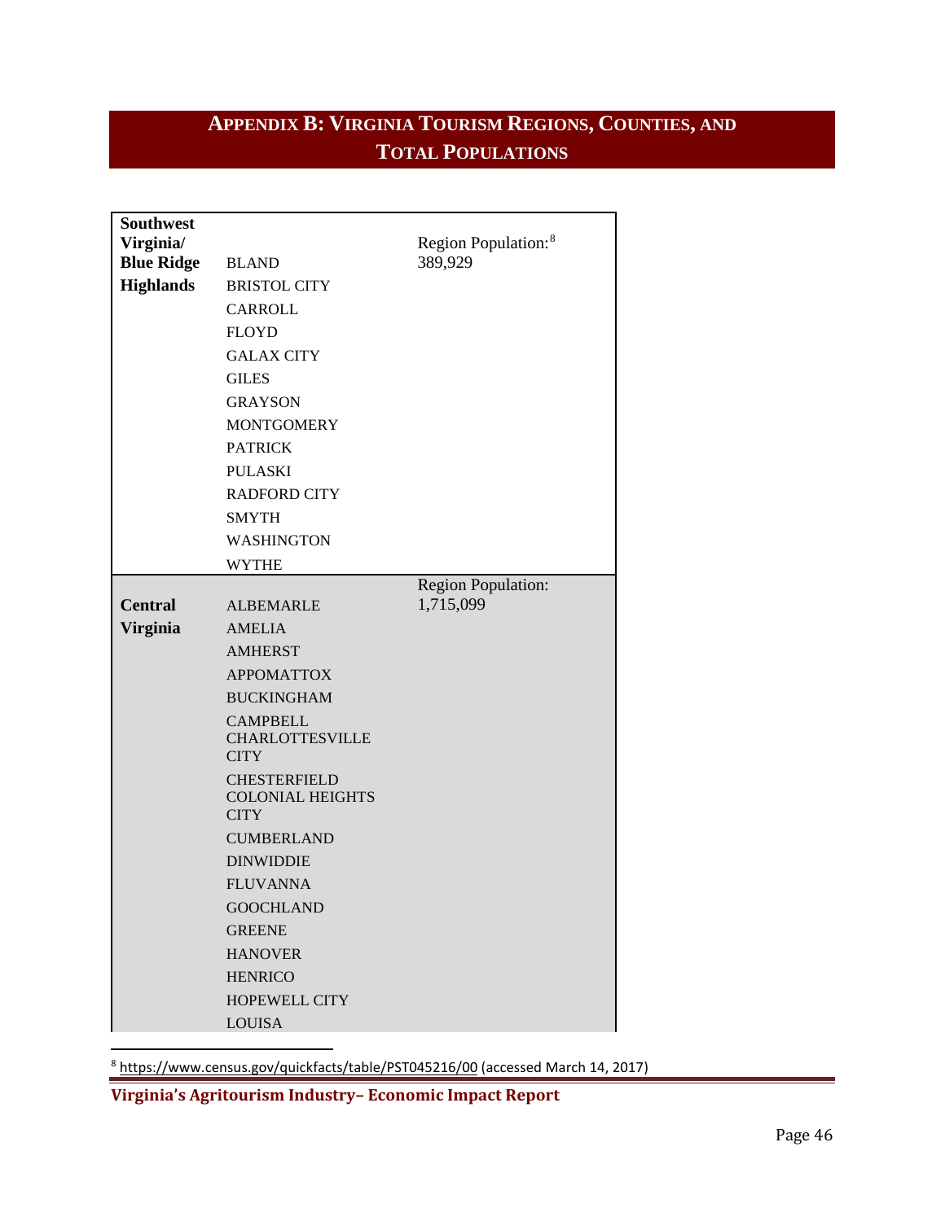## APPENDIX B: VIRGINIA TOURISM REGIONS, COUNTIES, AND TOTAL POPULATIONS

| Region | Counties | Population |
|---|---|---|
| **Southwest Virginia/ Blue Ridge Highlands** | BLAND | Region Population:[8] 389,929 |
| | BRISTOL CITY | |
| | CARROLL | |
| | FLOYD | |
| | GALAX CITY | |
| | GILES | |
| | GRAYSON | |
| | MONTGOMERY | |
| | PATRICK | |
| | PULASKI | |
| | RADFORD CITY | |
| | SMYTH | |
| | WASHINGTON | |
| | WYTHE | |
| **Central Virginia** | ALBEMARLE | Region Population: 1,715,099 |
| | AMELIA | |
| | AMHERST | |
| | APPOMATTOX | |
| | BUCKINGHAM | |
| | CAMPBELL | |
| | CHARLOTTESVILLE CITY | |
| | CHESTERFIELD | |
| | COLONIAL HEIGHTS CITY | |
| | CUMBERLAND | |
| | DINWIDDIE | |
| | FLUVANNA | |
| | GOOCHLAND | |
| | GREENE | |
| | HANOVER | |
| | HENRICO | |
| | HOPEWELL CITY | |
| | LOUISA | |

[8] https://www.census.gov/quickfacts/table/PST045216/00 (accessed March 14, 2017)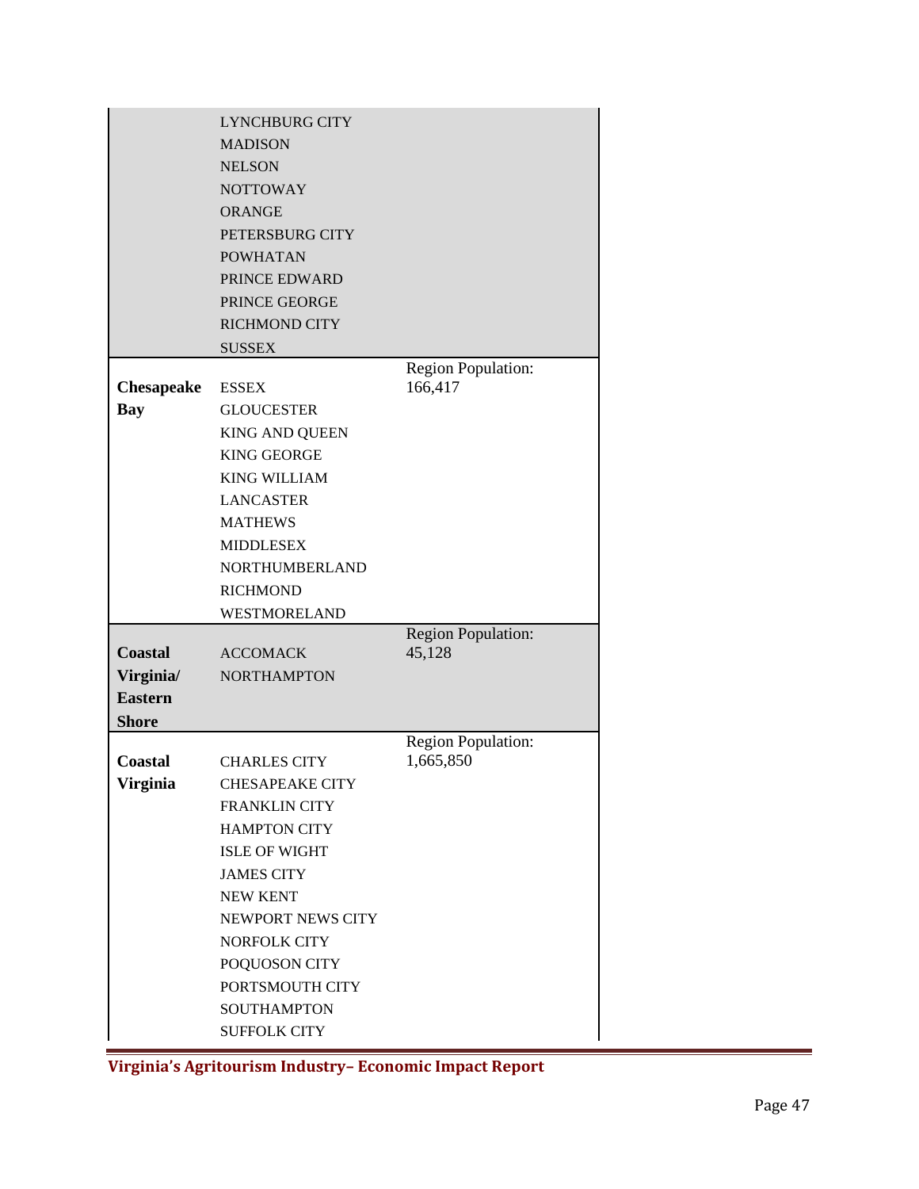| Region | Localities | Population |
|---|---|---|
| | LYNCHBURG CITY<br>MADISON<br>NELSON<br>NOTTOWAY<br>ORANGE<br>PETERSBURG CITY<br>POWHATAN<br>PRINCE EDWARD<br>PRINCE GEORGE<br>RICHMOND CITY<br>SUSSEX | |
| **Chesapeake Bay** | ESSEX<br>GLOUCESTER<br>KING AND QUEEN<br>KING GEORGE<br>KING WILLIAM<br>LANCASTER<br>MATHEWS<br>MIDDLESEX<br>NORTHUMBERLAND<br>RICHMOND<br>WESTMORELAND | Region Population: 166,417 |
| **Coastal Virginia/ Eastern Shore** | ACCOMACK<br>NORTHAMPTON | Region Population: 45,128 |
| **Coastal Virginia** | CHARLES CITY<br>CHESAPEAKE CITY<br>FRANKLIN CITY<br>HAMPTON CITY<br>ISLE OF WIGHT<br>JAMES CITY<br>NEW KENT<br>NEWPORT NEWS CITY<br>NORFOLK CITY<br>POQUOSON CITY<br>PORTSMOUTH CITY<br>SOUTHAMPTON<br>SUFFOLK CITY | Region Population: 1,665,850 |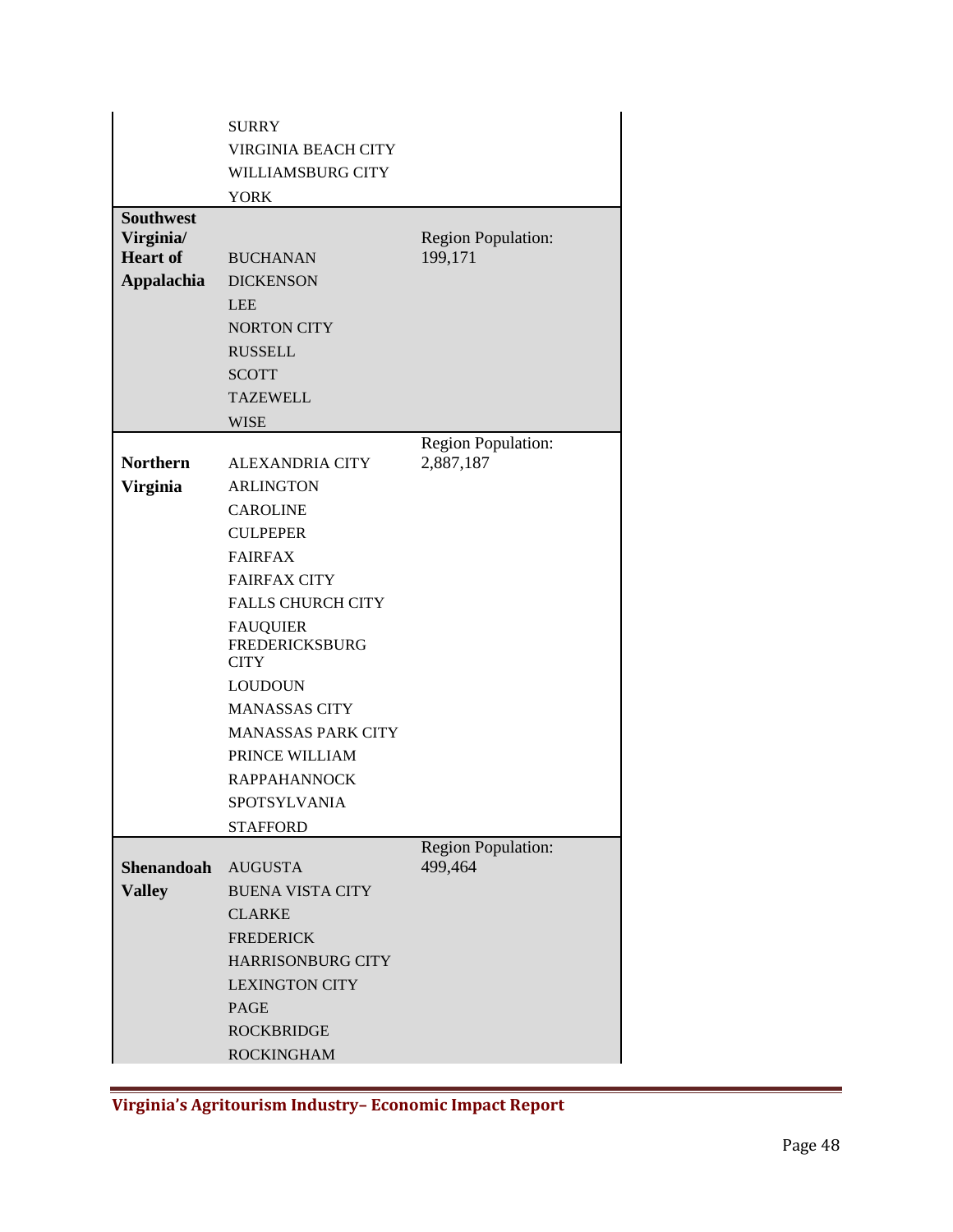| Region | Counties/Cities | Population |
|---|---|---|
| | SURRY | |
| | VIRGINIA BEACH CITY | |
| | WILLIAMSBURG CITY | |
| | YORK | |
| **Southwest Virginia/ Heart of Appalachia** | BUCHANAN | Region Population: 199,171 |
| | DICKENSON | |
| | LEE | |
| | NORTON CITY | |
| | RUSSELL | |
| | SCOTT | |
| | TAZEWELL | |
| | WISE | |
| **Northern Virginia** | ALEXANDRIA CITY | Region Population: 2,887,187 |
| | ARLINGTON | |
| | CAROLINE | |
| | CULPEPER | |
| | FAIRFAX | |
| | FAIRFAX CITY | |
| | FALLS CHURCH CITY | |
| | FAUQUIER | |
| | FREDERICKSBURG CITY | |
| | LOUDOUN | |
| | MANASSAS CITY | |
| | MANASSAS PARK CITY | |
| | PRINCE WILLIAM | |
| | RAPPAHANNOCK | |
| | SPOTSYLVANIA | |
| | STAFFORD | |
| **Shenandoah Valley** | AUGUSTA | Region Population: 499,464 |
| | BUENA VISTA CITY | |
| | CLARKE | |
| | FREDERICK | |
| | HARRISONBURG CITY | |
| | LEXINGTON CITY | |
| | PAGE | |
| | ROCKBRIDGE | |
| | ROCKINGHAM | |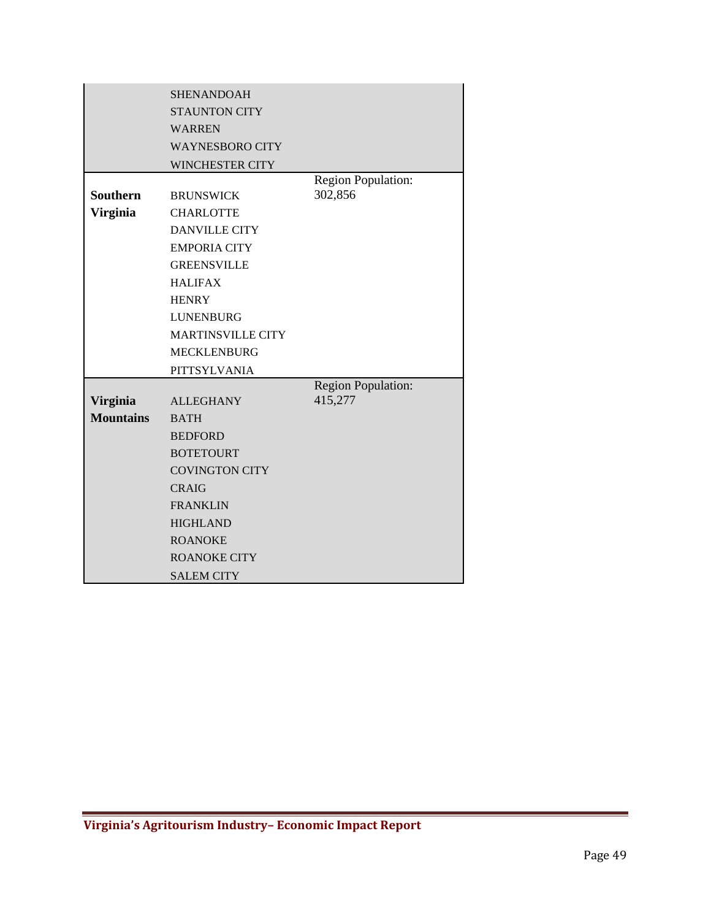| Region | Localities | Population |
|---|---|---|
| | SHENANDOAH<br>STAUNTON CITY<br>WARREN<br>WAYNESBORO CITY<br>WINCHESTER CITY | |
| **Southern Virginia** | BRUNSWICK<br>CHARLOTTE<br>DANVILLE CITY<br>EMPORIA CITY<br>GREENSVILLE<br>HALIFAX<br>HENRY<br>LUNENBURG<br>MARTINSVILLE CITY<br>MECKLENBURG<br>PITTSYLVANIA | Region Population: 302,856 |
| **Virginia Mountains** | ALLEGHANY<br>BATH<br>BEDFORD<br>BOTETOURT<br>COVINGTON CITY<br>CRAIG<br>FRANKLIN<br>HIGHLAND<br>ROANOKE<br>ROANOKE CITY<br>SALEM CITY | Region Population: 415,277 |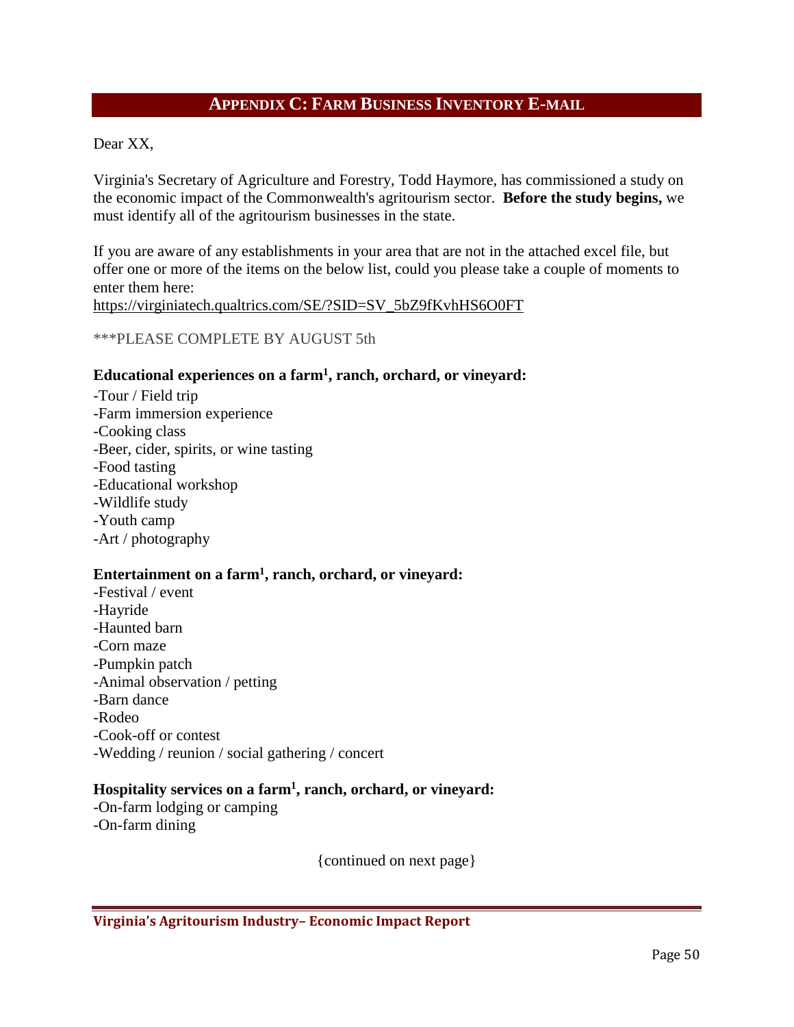## APPENDIX C: FARM BUSINESS INVENTORY E-MAIL

Dear XX,

Virginia's Secretary of Agriculture and Forestry, Todd Haymore, has commissioned a study on the economic impact of the Commonwealth's agritourism sector. **Before the study begins,** we must identify all of the agritourism businesses in the state.

If you are aware of any establishments in your area that are not in the attached excel file, but offer one or more of the items on the below list, could you please take a couple of moments to enter them here:
https://virginiatech.qualtrics.com/SE/?SID=SV_5bZ9fKvhHS6O0FT

***PLEASE COMPLETE BY AUGUST 5th

**Educational experiences on a farm[1], ranch, orchard, or vineyard:**

-Tour / Field trip
-Farm immersion experience
-Cooking class
-Beer, cider, spirits, or wine tasting
-Food tasting
-Educational workshop
-Wildlife study
-Youth camp
-Art / photography

**Entertainment on a farm[1], ranch, orchard, or vineyard:**

-Festival / event
-Hayride
-Haunted barn
-Corn maze
-Pumpkin patch
-Animal observation / petting
-Barn dance
-Rodeo
-Cook-off or contest
-Wedding / reunion / social gathering / concert

**Hospitality services on a farm[1], ranch, orchard, or vineyard:**

-On-farm lodging or camping
-On-farm dining

{continued on next page}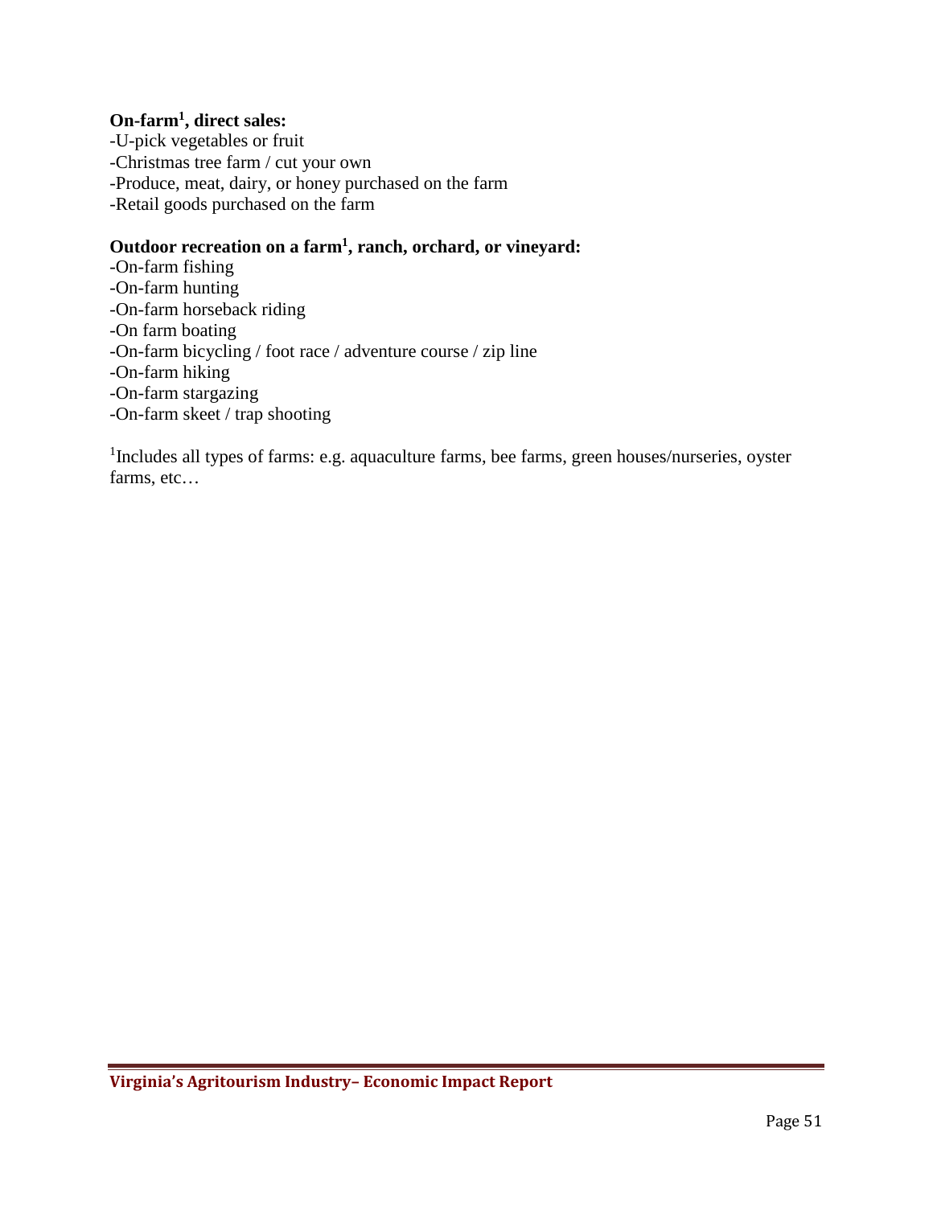**On-farm[1], direct sales:**

-U-pick vegetables or fruit
-Christmas tree farm / cut your own
-Produce, meat, dairy, or honey purchased on the farm
-Retail goods purchased on the farm

**Outdoor recreation on a farm[1], ranch, orchard, or vineyard:**

-On-farm fishing
-On-farm hunting
-On-farm horseback riding
-On farm boating
-On-farm bicycling / foot race / adventure course / zip line
-On-farm hiking
-On-farm stargazing
-On-farm skeet / trap shooting

[1]Includes all types of farms: e.g. aquaculture farms, bee farms, green houses/nurseries, oyster farms, etc…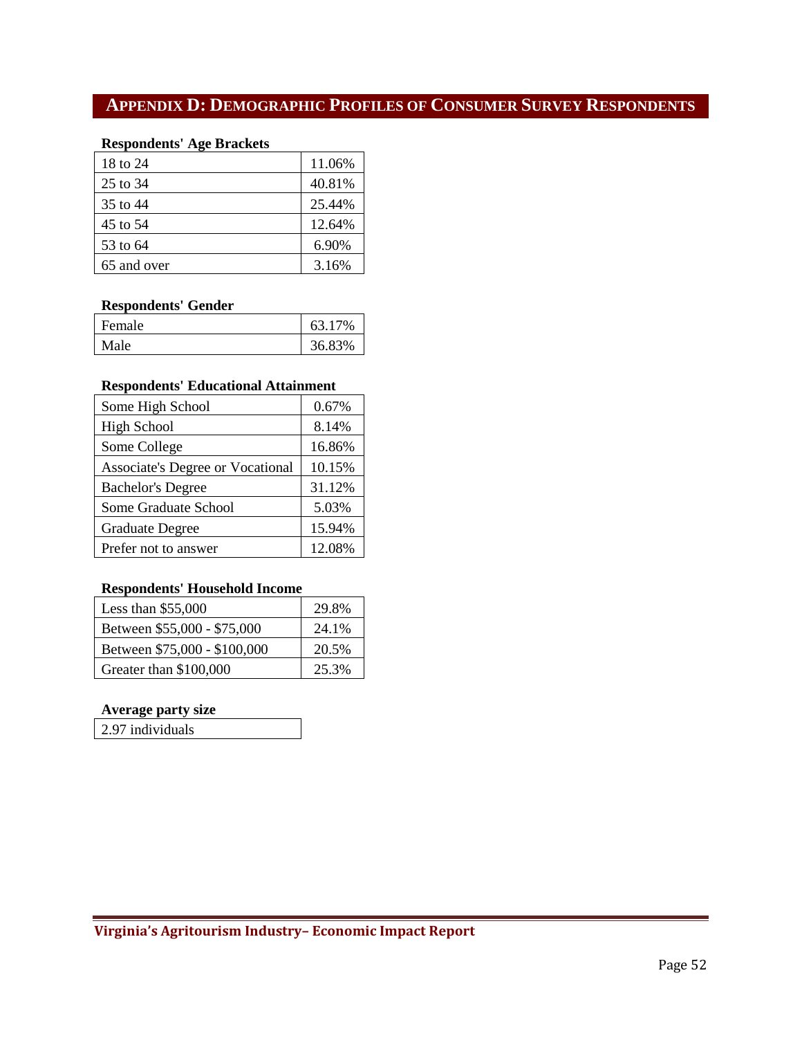## APPENDIX D: DEMOGRAPHIC PROFILES OF CONSUMER SURVEY RESPONDENTS

**Respondents' Age Brackets**

| | |
|---|---|
| 18 to 24 | 11.06% |
| 25 to 34 | 40.81% |
| 35 to 44 | 25.44% |
| 45 to 54 | 12.64% |
| 53 to 64 | 6.90% |
| 65 and over | 3.16% |

**Respondents' Gender**

| | |
|---|---|
| Female | 63.17% |
| Male | 36.83% |

**Respondents' Educational Attainment**

| | |
|---|---|
| Some High School | 0.67% |
| High School | 8.14% |
| Some College | 16.86% |
| Associate's Degree or Vocational | 10.15% |
| Bachelor's Degree | 31.12% |
| Some Graduate School | 5.03% |
| Graduate Degree | 15.94% |
| Prefer not to answer | 12.08% |

**Respondents' Household Income**

| | |
|---|---|
| Less than $55,000 | 29.8% |
| Between $55,000 - $75,000 | 24.1% |
| Between $75,000 - $100,000 | 20.5% |
| Greater than $100,000 | 25.3% |

**Average party size**

| |
|---|
| 2.97 individuals |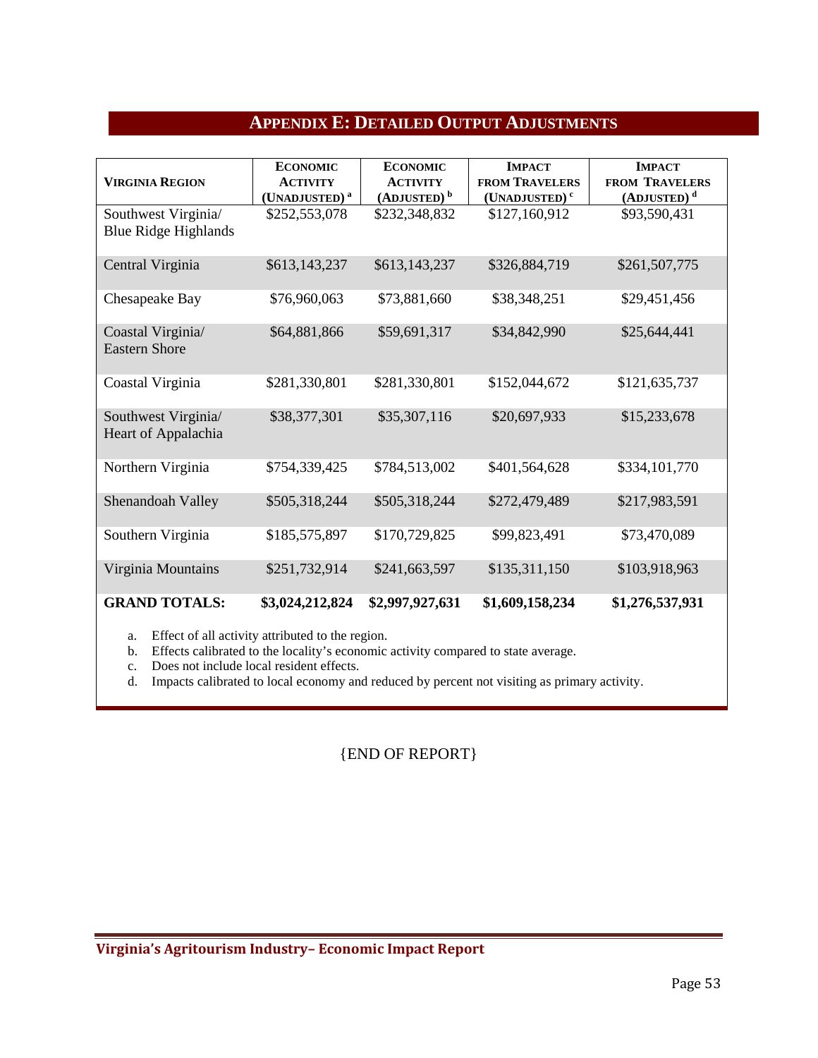# APPENDIX E: DETAILED OUTPUT ADJUSTMENTS

| VIRGINIA REGION | ECONOMIC ACTIVITY (UNADJUSTED) [a] | ECONOMIC ACTIVITY (ADJUSTED) [b] | IMPACT FROM TRAVELERS (UNADJUSTED) [c] | IMPACT FROM TRAVELERS (ADJUSTED) [d] |
|---|---|---|---|---|
| Southwest Virginia/ Blue Ridge Highlands | $252,553,078 | $232,348,832 | $127,160,912 | $93,590,431 |
| Central Virginia | $613,143,237 | $613,143,237 | $326,884,719 | $261,507,775 |
| Chesapeake Bay | $76,960,063 | $73,881,660 | $38,348,251 | $29,451,456 |
| Coastal Virginia/ Eastern Shore | $64,881,866 | $59,691,317 | $34,842,990 | $25,644,441 |
| Coastal Virginia | $281,330,801 | $281,330,801 | $152,044,672 | $121,635,737 |
| Southwest Virginia/ Heart of Appalachia | $38,377,301 | $35,307,116 | $20,697,933 | $15,233,678 |
| Northern Virginia | $754,339,425 | $784,513,002 | $401,564,628 | $334,101,770 |
| Shenandoah Valley | $505,318,244 | $505,318,244 | $272,479,489 | $217,983,591 |
| Southern Virginia | $185,575,897 | $170,729,825 | $99,823,491 | $73,470,089 |
| Virginia Mountains | $251,732,914 | $241,663,597 | $135,311,150 | $103,918,963 |
| **GRAND TOTALS:** | **$3,024,212,824** | **$2,997,927,631** | **$1,609,158,234** | **$1,276,537,931** |

a. Effect of all activity attributed to the region.
b. Effects calibrated to the locality's economic activity compared to state average.
c. Does not include local resident effects.
d. Impacts calibrated to local economy and reduced by percent not visiting as primary activity.

{END OF REPORT}